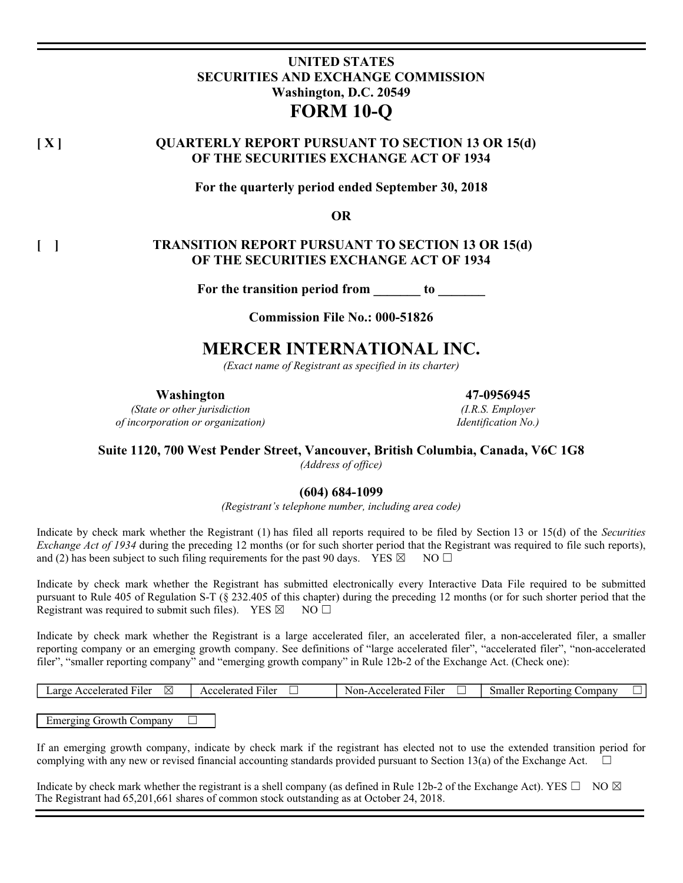# UNITED STATES
# SECURITIES AND EXCHANGE COMMISSION
**Washington, D.C. 20549**

# FORM 10-Q

**[ X ]** **QUARTERLY REPORT PURSUANT TO SECTION 13 OR 15(d) OF THE SECURITIES EXCHANGE ACT OF 1934**

**For the quarterly period ended September 30, 2018**

**OR**

**[ ]** **TRANSITION REPORT PURSUANT TO SECTION 13 OR 15(d) OF THE SECURITIES EXCHANGE ACT OF 1934**

**For the transition period from _______ to _______**

**Commission File No.: 000-51826**

# MERCER INTERNATIONAL INC.

*(Exact name of Registrant as specified in its charter)*

| **Washington** | **47-0956945** |
|---|---|
| *(State or other jurisdiction of incorporation or organization)* | *(I.R.S. Employer Identification No.)* |

**Suite 1120, 700 West Pender Street, Vancouver, British Columbia, Canada, V6C 1G8**

*(Address of office)*

**(604) 684-1099**

*(Registrant's telephone number, including area code)*

Indicate by check mark whether the Registrant (1) has filed all reports required to be filed by Section 13 or 15(d) of the *Securities Exchange Act of 1934* during the preceding 12 months (or for such shorter period that the Registrant was required to file such reports), and (2) has been subject to such filing requirements for the past 90 days. YES ☒ NO ☐

Indicate by check mark whether the Registrant has submitted electronically every Interactive Data File required to be submitted pursuant to Rule 405 of Regulation S-T (§ 232.405 of this chapter) during the preceding 12 months (or for such shorter period that the Registrant was required to submit such files). YES ☒ NO ☐

Indicate by check mark whether the Registrant is a large accelerated filer, an accelerated filer, a non-accelerated filer, a smaller reporting company or an emerging growth company. See definitions of "large accelerated filer", "accelerated filer", "non-accelerated filer", "smaller reporting company" and "emerging growth company" in Rule 12b-2 of the Exchange Act. (Check one):

| Large Accelerated Filer ☒ | Accelerated Filer ☐ | Non-Accelerated Filer ☐ | Smaller Reporting Company ☐ |
|---|---|---|---|

| Emerging Growth Company ☐ |
|---|

If an emerging growth company, indicate by check mark if the registrant has elected not to use the extended transition period for complying with any new or revised financial accounting standards provided pursuant to Section 13(a) of the Exchange Act. ☐

Indicate by check mark whether the registrant is a shell company (as defined in Rule 12b-2 of the Exchange Act). YES ☐ NO ☒

The Registrant had 65,201,661 shares of common stock outstanding as at October 24, 2018.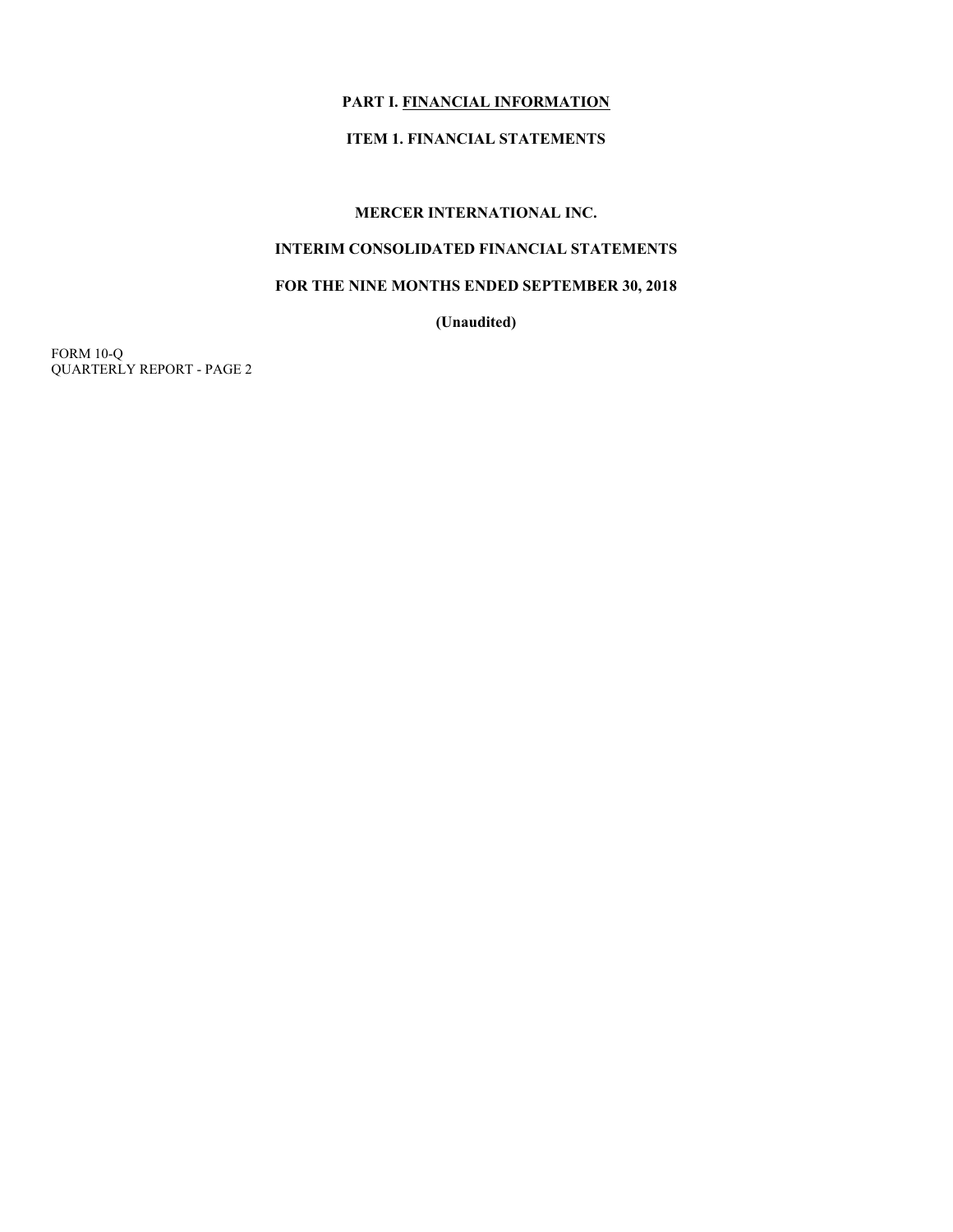# PART I. FINANCIAL INFORMATION

## ITEM 1. FINANCIAL STATEMENTS

**MERCER INTERNATIONAL INC.**

**INTERIM CONSOLIDATED FINANCIAL STATEMENTS**

**FOR THE NINE MONTHS ENDED SEPTEMBER 30, 2018**

**(Unaudited)**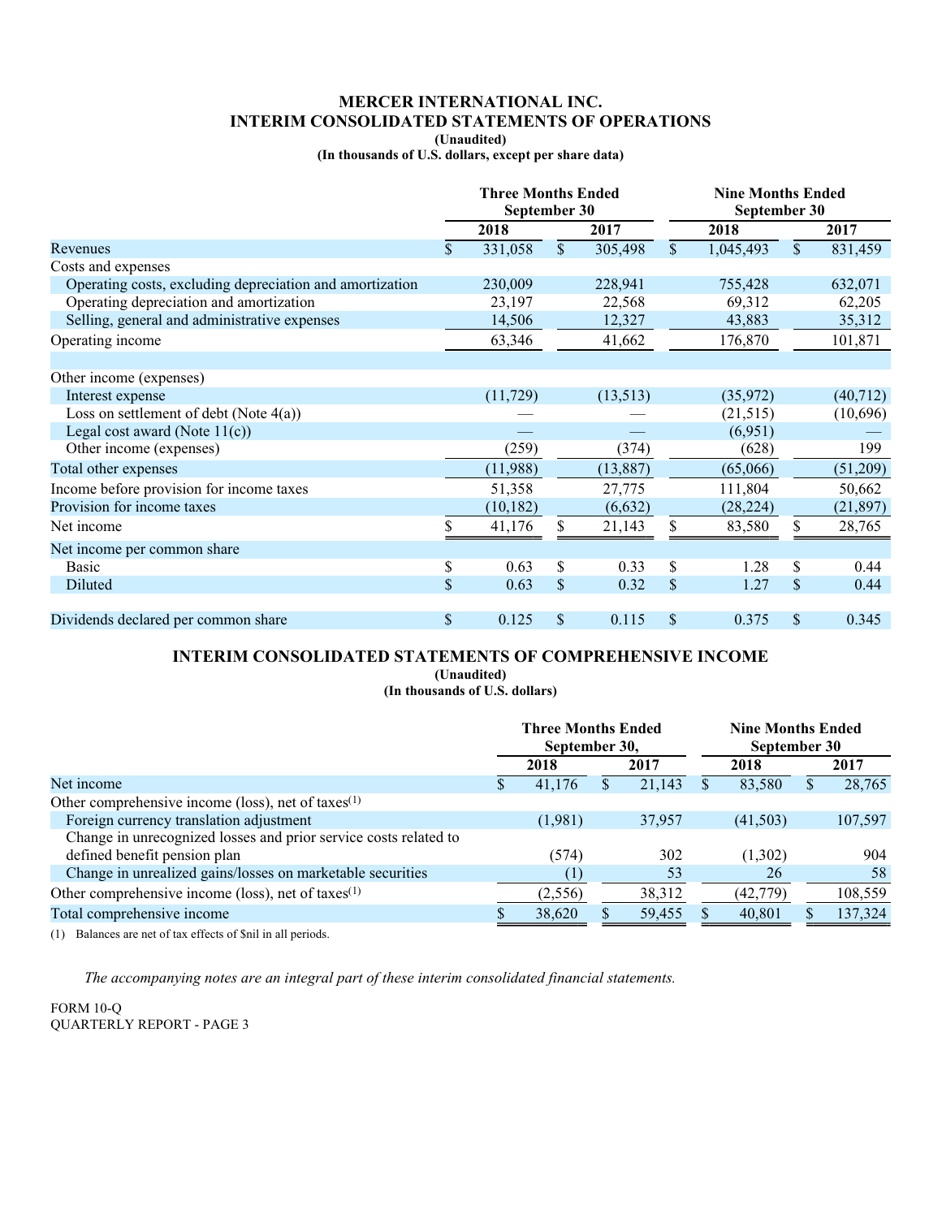# MERCER INTERNATIONAL INC.

## INTERIM CONSOLIDATED STATEMENTS OF OPERATIONS

**(Unaudited)**

**(In thousands of U.S. dollars, except per share data)**

| | Three Months Ended September 30 | | Nine Months Ended September 30 | |
|---|---|---|---|---|
| | 2018 | 2017 | 2018 | 2017 |
| Revenues | $ 331,058 | $ 305,498 | $ 1,045,493 | $ 831,459 |
| Costs and expenses | | | | |
| Operating costs, excluding depreciation and amortization | 230,009 | 228,941 | 755,428 | 632,071 |
| Operating depreciation and amortization | 23,197 | 22,568 | 69,312 | 62,205 |
| Selling, general and administrative expenses | 14,506 | 12,327 | 43,883 | 35,312 |
| Operating income | 63,346 | 41,662 | 176,870 | 101,871 |
| | | | | |
| Other income (expenses) | | | | |
| Interest expense | (11,729) | (13,513) | (35,972) | (40,712) |
| Loss on settlement of debt (Note 4(a)) | — | — | (21,515) | (10,696) |
| Legal cost award (Note 11(c)) | — | — | (6,951) | — |
| Other income (expenses) | (259) | (374) | (628) | 199 |
| Total other expenses | (11,988) | (13,887) | (65,066) | (51,209) |
| Income before provision for income taxes | 51,358 | 27,775 | 111,804 | 50,662 |
| Provision for income taxes | (10,182) | (6,632) | (28,224) | (21,897) |
| Net income | $ 41,176 | $ 21,143 | $ 83,580 | $ 28,765 |
| Net income per common share | | | | |
| Basic | $ 0.63 | $ 0.33 | $ 1.28 | $ 0.44 |
| Diluted | $ 0.63 | $ 0.32 | $ 1.27 | $ 0.44 |
| | | | | |
| Dividends declared per common share | $ 0.125 | $ 0.115 | $ 0.375 | $ 0.345 |

## INTERIM CONSOLIDATED STATEMENTS OF COMPREHENSIVE INCOME

**(Unaudited)**

**(In thousands of U.S. dollars)**

| | Three Months Ended September 30, | | Nine Months Ended September 30 | |
|---|---|---|---|---|
| | 2018 | 2017 | 2018 | 2017 |
| Net income | $ 41,176 | $ 21,143 | $ 83,580 | $ 28,765 |
| Other comprehensive income (loss), net of taxes[1] | | | | |
| Foreign currency translation adjustment | (1,981) | 37,957 | (41,503) | 107,597 |
| Change in unrecognized losses and prior service costs related to defined benefit pension plan | (574) | 302 | (1,302) | 904 |
| Change in unrealized gains/losses on marketable securities | (1) | 53 | 26 | 58 |
| Other comprehensive income (loss), net of taxes[1] | (2,556) | 38,312 | (42,779) | 108,559 |
| Total comprehensive income | $ 38,620 | $ 59,455 | $ 40,801 | $ 137,324 |

(1) Balances are net of tax effects of $nil in all periods.

*The accompanying notes are an integral part of these interim consolidated financial statements.*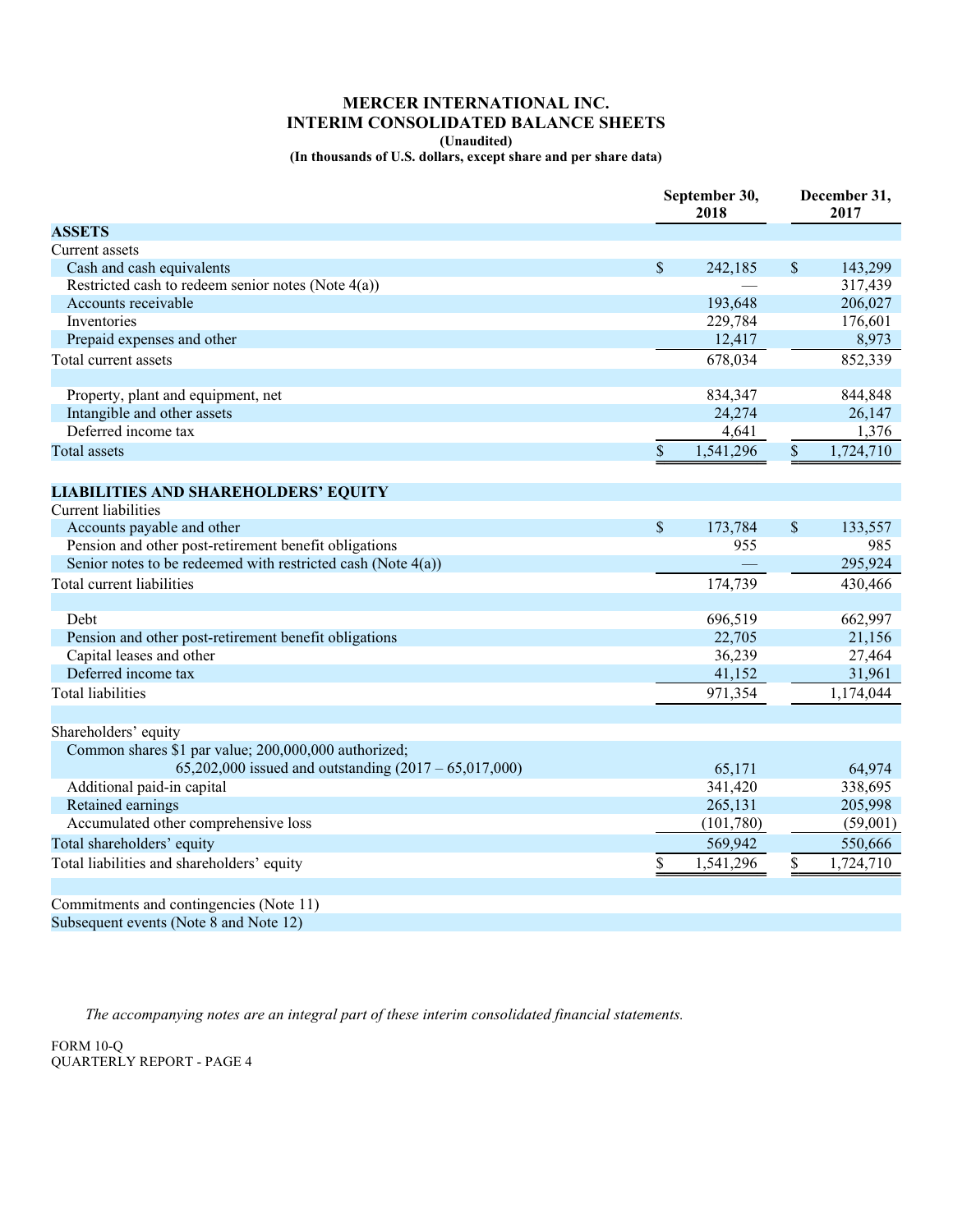# MERCER INTERNATIONAL INC.

## INTERIM CONSOLIDATED BALANCE SHEETS

**(Unaudited)**

**(In thousands of U.S. dollars, except share and per share data)**

| | September 30, 2018 | December 31, 2017 |
|---|---|---|
| **ASSETS** | | |
| Current assets | | |
| Cash and cash equivalents | $ 242,185 | $ 143,299 |
| Restricted cash to redeem senior notes (Note 4(a)) | — | 317,439 |
| Accounts receivable | 193,648 | 206,027 |
| Inventories | 229,784 | 176,601 |
| Prepaid expenses and other | 12,417 | 8,973 |
| Total current assets | 678,034 | 852,339 |
| | | |
| Property, plant and equipment, net | 834,347 | 844,848 |
| Intangible and other assets | 24,274 | 26,147 |
| Deferred income tax | 4,641 | 1,376 |
| Total assets | $ 1,541,296 | $ 1,724,710 |
| | | |
| **LIABILITIES AND SHAREHOLDERS' EQUITY** | | |
| Current liabilities | | |
| Accounts payable and other | $ 173,784 | $ 133,557 |
| Pension and other post-retirement benefit obligations | 955 | 985 |
| Senior notes to be redeemed with restricted cash (Note 4(a)) | — | 295,924 |
| Total current liabilities | 174,739 | 430,466 |
| | | |
| Debt | 696,519 | 662,997 |
| Pension and other post-retirement benefit obligations | 22,705 | 21,156 |
| Capital leases and other | 36,239 | 27,464 |
| Deferred income tax | 41,152 | 31,961 |
| Total liabilities | 971,354 | 1,174,044 |
| | | |
| Shareholders' equity | | |
| Common shares $1 par value; 200,000,000 authorized; 65,202,000 issued and outstanding (2017 – 65,017,000) | 65,171 | 64,974 |
| Additional paid-in capital | 341,420 | 338,695 |
| Retained earnings | 265,131 | 205,998 |
| Accumulated other comprehensive loss | (101,780) | (59,001) |
| Total shareholders' equity | 569,942 | 550,666 |
| Total liabilities and shareholders' equity | $ 1,541,296 | $ 1,724,710 |
| | | |
| Commitments and contingencies (Note 11) | | |
| Subsequent events (Note 8 and Note 12) | | |

*The accompanying notes are an integral part of these interim consolidated financial statements.*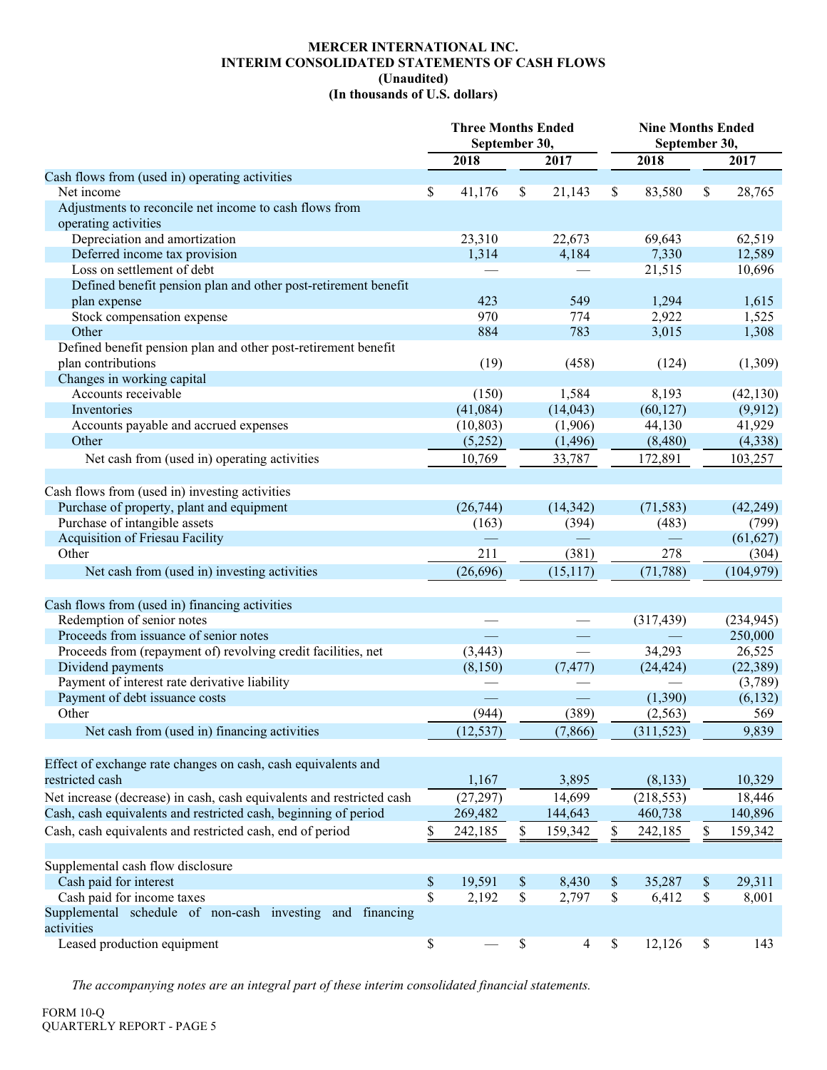# MERCER INTERNATIONAL INC.
## INTERIM CONSOLIDATED STATEMENTS OF CASH FLOWS
### (Unaudited)
### (In thousands of U.S. dollars)

| | Three Months Ended September 30, | | Nine Months Ended September 30, | |
|---|---|---|---|---|
| | 2018 | 2017 | 2018 | 2017 |
| **Cash flows from (used in) operating activities** | | | | |
| Net income | $ 41,176 | $ 21,143 | $ 83,580 | $ 28,765 |
| Adjustments to reconcile net income to cash flows from operating activities | | | | |
| Depreciation and amortization | 23,310 | 22,673 | 69,643 | 62,519 |
| Deferred income tax provision | 1,314 | 4,184 | 7,330 | 12,589 |
| Loss on settlement of debt | — | — | 21,515 | 10,696 |
| Defined benefit pension plan and other post-retirement benefit plan expense | 423 | 549 | 1,294 | 1,615 |
| Stock compensation expense | 970 | 774 | 2,922 | 1,525 |
| Other | 884 | 783 | 3,015 | 1,308 |
| Defined benefit pension plan and other post-retirement benefit plan contributions | (19) | (458) | (124) | (1,309) |
| Changes in working capital | | | | |
| Accounts receivable | (150) | 1,584 | 8,193 | (42,130) |
| Inventories | (41,084) | (14,043) | (60,127) | (9,912) |
| Accounts payable and accrued expenses | (10,803) | (1,906) | 44,130 | 41,929 |
| Other | (5,252) | (1,496) | (8,480) | (4,338) |
| Net cash from (used in) operating activities | 10,769 | 33,787 | 172,891 | 103,257 |
| **Cash flows from (used in) investing activities** | | | | |
| Purchase of property, plant and equipment | (26,744) | (14,342) | (71,583) | (42,249) |
| Purchase of intangible assets | (163) | (394) | (483) | (799) |
| Acquisition of Friesau Facility | — | — | — | (61,627) |
| Other | 211 | (381) | 278 | (304) |
| Net cash from (used in) investing activities | (26,696) | (15,117) | (71,788) | (104,979) |
| **Cash flows from (used in) financing activities** | | | | |
| Redemption of senior notes | — | — | (317,439) | (234,945) |
| Proceeds from issuance of senior notes | — | — | — | 250,000 |
| Proceeds from (repayment of) revolving credit facilities, net | (3,443) | — | 34,293 | 26,525 |
| Dividend payments | (8,150) | (7,477) | (24,424) | (22,389) |
| Payment of interest rate derivative liability | — | — | — | (3,789) |
| Payment of debt issuance costs | — | — | (1,390) | (6,132) |
| Other | (944) | (389) | (2,563) | 569 |
| Net cash from (used in) financing activities | (12,537) | (7,866) | (311,523) | 9,839 |
| Effect of exchange rate changes on cash, cash equivalents and restricted cash | 1,167 | 3,895 | (8,133) | 10,329 |
| Net increase (decrease) in cash, cash equivalents and restricted cash | (27,297) | 14,699 | (218,553) | 18,446 |
| Cash, cash equivalents and restricted cash, beginning of period | 269,482 | 144,643 | 460,738 | 140,896 |
| Cash, cash equivalents and restricted cash, end of period | $ 242,185 | $ 159,342 | $ 242,185 | $ 159,342 |
| **Supplemental cash flow disclosure** | | | | |
| Cash paid for interest | $ 19,591 | $ 8,430 | $ 35,287 | $ 29,311 |
| Cash paid for income taxes | $ 2,192 | $ 2,797 | $ 6,412 | $ 8,001 |
| **Supplemental schedule of non-cash investing and financing activities** | | | | |
| Leased production equipment | $ — | $ 4 | $ 12,126 | $ 143 |

*The accompanying notes are an integral part of these interim consolidated financial statements.*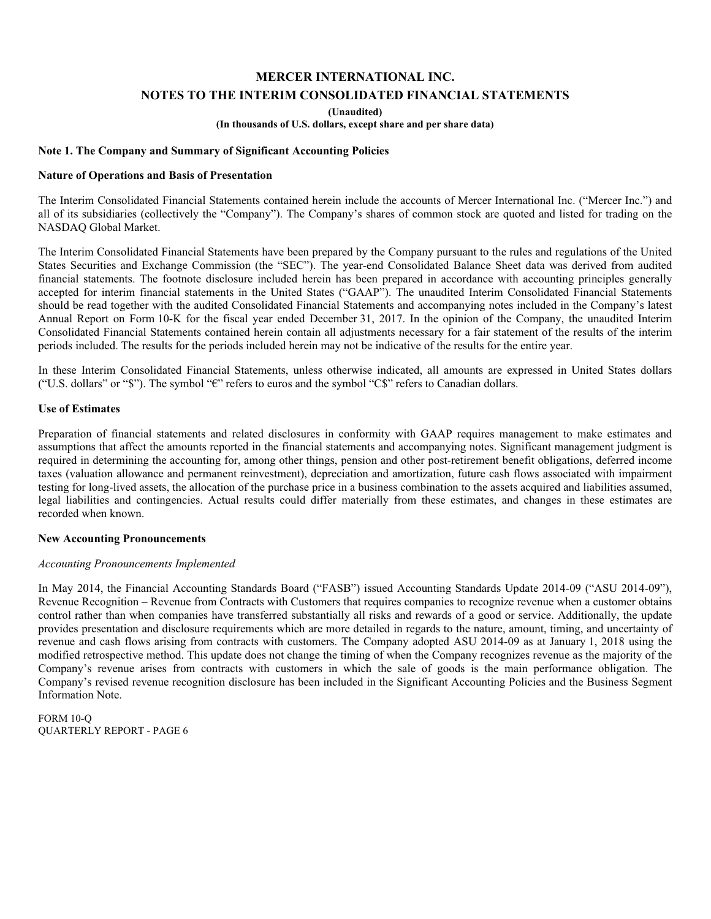# MERCER INTERNATIONAL INC.

## NOTES TO THE INTERIM CONSOLIDATED FINANCIAL STATEMENTS

**(Unaudited)**

**(In thousands of U.S. dollars, except share and per share data)**

### Note 1. The Company and Summary of Significant Accounting Policies

#### Nature of Operations and Basis of Presentation

The Interim Consolidated Financial Statements contained herein include the accounts of Mercer International Inc. ("Mercer Inc.") and all of its subsidiaries (collectively the "Company"). The Company's shares of common stock are quoted and listed for trading on the NASDAQ Global Market.

The Interim Consolidated Financial Statements have been prepared by the Company pursuant to the rules and regulations of the United States Securities and Exchange Commission (the "SEC"). The year-end Consolidated Balance Sheet data was derived from audited financial statements. The footnote disclosure included herein has been prepared in accordance with accounting principles generally accepted for interim financial statements in the United States ("GAAP"). The unaudited Interim Consolidated Financial Statements should be read together with the audited Consolidated Financial Statements and accompanying notes included in the Company's latest Annual Report on Form 10-K for the fiscal year ended December 31, 2017. In the opinion of the Company, the unaudited Interim Consolidated Financial Statements contained herein contain all adjustments necessary for a fair statement of the results of the interim periods included. The results for the periods included herein may not be indicative of the results for the entire year.

In these Interim Consolidated Financial Statements, unless otherwise indicated, all amounts are expressed in United States dollars ("U.S. dollars" or "$"). The symbol "€" refers to euros and the symbol "C$" refers to Canadian dollars.

#### Use of Estimates

Preparation of financial statements and related disclosures in conformity with GAAP requires management to make estimates and assumptions that affect the amounts reported in the financial statements and accompanying notes. Significant management judgment is required in determining the accounting for, among other things, pension and other post-retirement benefit obligations, deferred income taxes (valuation allowance and permanent reinvestment), depreciation and amortization, future cash flows associated with impairment testing for long-lived assets, the allocation of the purchase price in a business combination to the assets acquired and liabilities assumed, legal liabilities and contingencies. Actual results could differ materially from these estimates, and changes in these estimates are recorded when known.

#### New Accounting Pronouncements

*Accounting Pronouncements Implemented*

In May 2014, the Financial Accounting Standards Board ("FASB") issued Accounting Standards Update 2014-09 ("ASU 2014-09"), Revenue Recognition – Revenue from Contracts with Customers that requires companies to recognize revenue when a customer obtains control rather than when companies have transferred substantially all risks and rewards of a good or service. Additionally, the update provides presentation and disclosure requirements which are more detailed in regards to the nature, amount, timing, and uncertainty of revenue and cash flows arising from contracts with customers. The Company adopted ASU 2014-09 as at January 1, 2018 using the modified retrospective method. This update does not change the timing of when the Company recognizes revenue as the majority of the Company's revenue arises from contracts with customers in which the sale of goods is the main performance obligation. The Company's revised revenue recognition disclosure has been included in the Significant Accounting Policies and the Business Segment Information Note.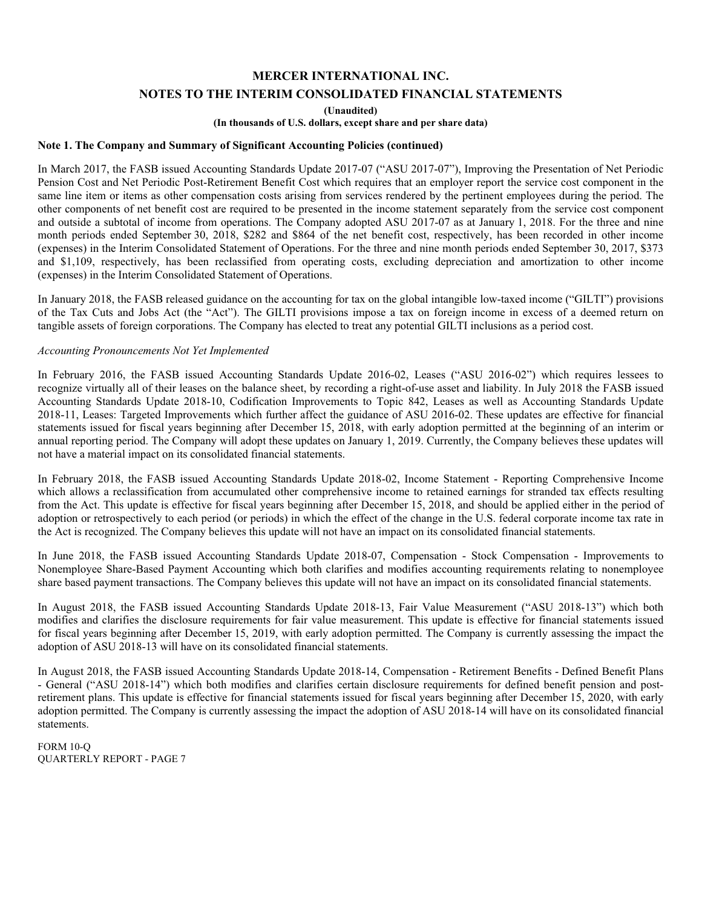# MERCER INTERNATIONAL INC.

## NOTES TO THE INTERIM CONSOLIDATED FINANCIAL STATEMENTS

**(Unaudited)**

**(In thousands of U.S. dollars, except share and per share data)**

### Note 1. The Company and Summary of Significant Accounting Policies (continued)

In March 2017, the FASB issued Accounting Standards Update 2017-07 ("ASU 2017-07"), Improving the Presentation of Net Periodic Pension Cost and Net Periodic Post-Retirement Benefit Cost which requires that an employer report the service cost component in the same line item or items as other compensation costs arising from services rendered by the pertinent employees during the period. The other components of net benefit cost are required to be presented in the income statement separately from the service cost component and outside a subtotal of income from operations. The Company adopted ASU 2017-07 as at January 1, 2018. For the three and nine month periods ended September 30, 2018, $282 and $864 of the net benefit cost, respectively, has been recorded in other income (expenses) in the Interim Consolidated Statement of Operations. For the three and nine month periods ended September 30, 2017, $373 and $1,109, respectively, has been reclassified from operating costs, excluding depreciation and amortization to other income (expenses) in the Interim Consolidated Statement of Operations.

In January 2018, the FASB released guidance on the accounting for tax on the global intangible low-taxed income ("GILTI") provisions of the Tax Cuts and Jobs Act (the "Act"). The GILTI provisions impose a tax on foreign income in excess of a deemed return on tangible assets of foreign corporations. The Company has elected to treat any potential GILTI inclusions as a period cost.

*Accounting Pronouncements Not Yet Implemented*

In February 2016, the FASB issued Accounting Standards Update 2016-02, Leases ("ASU 2016-02") which requires lessees to recognize virtually all of their leases on the balance sheet, by recording a right-of-use asset and liability. In July 2018 the FASB issued Accounting Standards Update 2018-10, Codification Improvements to Topic 842, Leases as well as Accounting Standards Update 2018-11, Leases: Targeted Improvements which further affect the guidance of ASU 2016-02. These updates are effective for financial statements issued for fiscal years beginning after December 15, 2018, with early adoption permitted at the beginning of an interim or annual reporting period. The Company will adopt these updates on January 1, 2019. Currently, the Company believes these updates will not have a material impact on its consolidated financial statements.

In February 2018, the FASB issued Accounting Standards Update 2018-02, Income Statement - Reporting Comprehensive Income which allows a reclassification from accumulated other comprehensive income to retained earnings for stranded tax effects resulting from the Act. This update is effective for fiscal years beginning after December 15, 2018, and should be applied either in the period of adoption or retrospectively to each period (or periods) in which the effect of the change in the U.S. federal corporate income tax rate in the Act is recognized. The Company believes this update will not have an impact on its consolidated financial statements.

In June 2018, the FASB issued Accounting Standards Update 2018-07, Compensation - Stock Compensation - Improvements to Nonemployee Share-Based Payment Accounting which both clarifies and modifies accounting requirements relating to nonemployee share based payment transactions. The Company believes this update will not have an impact on its consolidated financial statements.

In August 2018, the FASB issued Accounting Standards Update 2018-13, Fair Value Measurement ("ASU 2018-13") which both modifies and clarifies the disclosure requirements for fair value measurement. This update is effective for financial statements issued for fiscal years beginning after December 15, 2019, with early adoption permitted. The Company is currently assessing the impact the adoption of ASU 2018-13 will have on its consolidated financial statements.

In August 2018, the FASB issued Accounting Standards Update 2018-14, Compensation - Retirement Benefits - Defined Benefit Plans - General ("ASU 2018-14") which both modifies and clarifies certain disclosure requirements for defined benefit pension and post-retirement plans. This update is effective for financial statements issued for fiscal years beginning after December 15, 2020, with early adoption permitted. The Company is currently assessing the impact the adoption of ASU 2018-14 will have on its consolidated financial statements.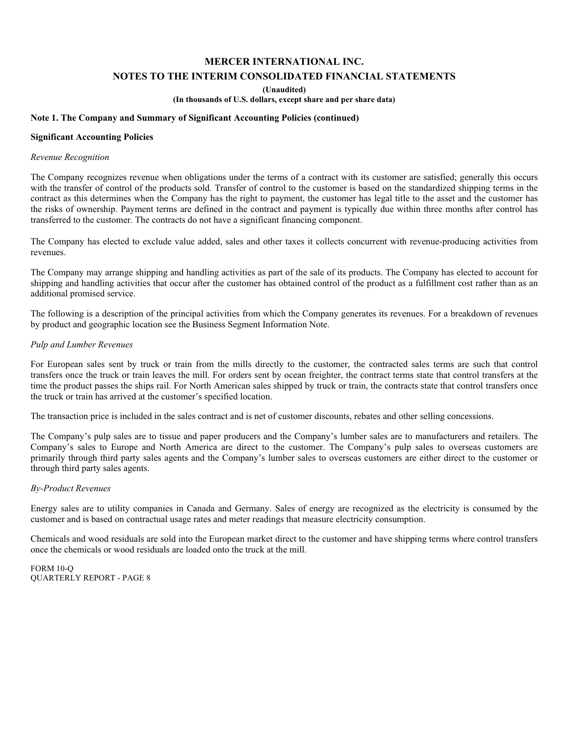# MERCER INTERNATIONAL INC.

## NOTES TO THE INTERIM CONSOLIDATED FINANCIAL STATEMENTS

**(Unaudited)**

**(In thousands of U.S. dollars, except share and per share data)**

### Note 1. The Company and Summary of Significant Accounting Policies (continued)

**Significant Accounting Policies**

*Revenue Recognition*

The Company recognizes revenue when obligations under the terms of a contract with its customer are satisfied; generally this occurs with the transfer of control of the products sold. Transfer of control to the customer is based on the standardized shipping terms in the contract as this determines when the Company has the right to payment, the customer has legal title to the asset and the customer has the risks of ownership. Payment terms are defined in the contract and payment is typically due within three months after control has transferred to the customer. The contracts do not have a significant financing component.

The Company has elected to exclude value added, sales and other taxes it collects concurrent with revenue-producing activities from revenues.

The Company may arrange shipping and handling activities as part of the sale of its products. The Company has elected to account for shipping and handling activities that occur after the customer has obtained control of the product as a fulfillment cost rather than as an additional promised service.

The following is a description of the principal activities from which the Company generates its revenues. For a breakdown of revenues by product and geographic location see the Business Segment Information Note.

*Pulp and Lumber Revenues*

For European sales sent by truck or train from the mills directly to the customer, the contracted sales terms are such that control transfers once the truck or train leaves the mill. For orders sent by ocean freighter, the contract terms state that control transfers at the time the product passes the ships rail. For North American sales shipped by truck or train, the contracts state that control transfers once the truck or train has arrived at the customer's specified location.

The transaction price is included in the sales contract and is net of customer discounts, rebates and other selling concessions.

The Company's pulp sales are to tissue and paper producers and the Company's lumber sales are to manufacturers and retailers. The Company's sales to Europe and North America are direct to the customer. The Company's pulp sales to overseas customers are primarily through third party sales agents and the Company's lumber sales to overseas customers are either direct to the customer or through third party sales agents.

*By-Product Revenues*

Energy sales are to utility companies in Canada and Germany. Sales of energy are recognized as the electricity is consumed by the customer and is based on contractual usage rates and meter readings that measure electricity consumption.

Chemicals and wood residuals are sold into the European market direct to the customer and have shipping terms where control transfers once the chemicals or wood residuals are loaded onto the truck at the mill.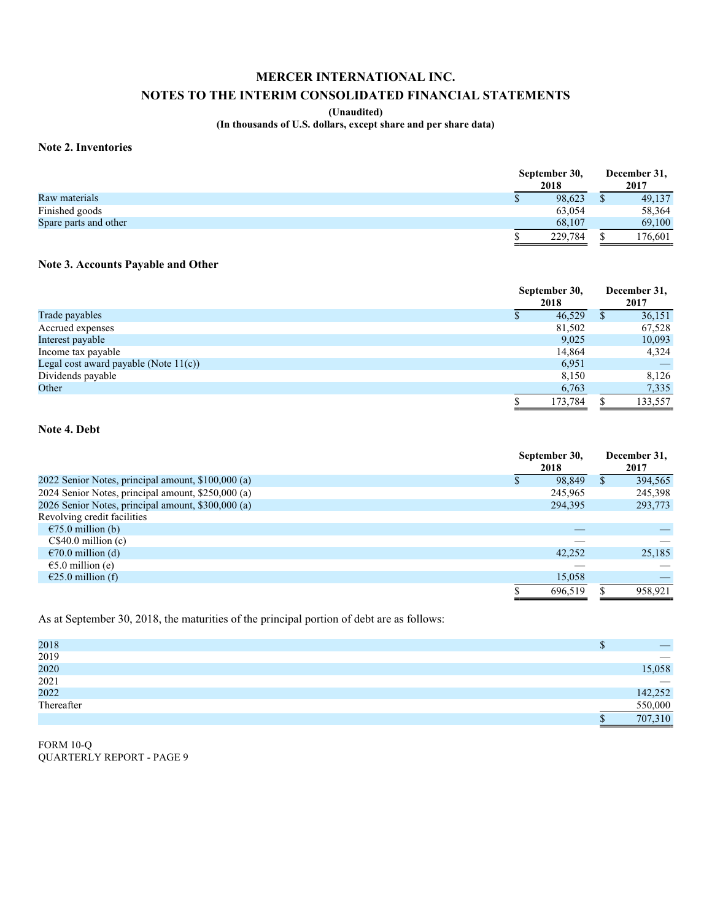# MERCER INTERNATIONAL INC.

## NOTES TO THE INTERIM CONSOLIDATED FINANCIAL STATEMENTS

**(Unaudited)**

**(In thousands of U.S. dollars, except share and per share data)**

### Note 2. Inventories

| | September 30, 2018 | December 31, 2017 |
|---|---|---|
| Raw materials | $ 98,623 | $ 49,137 |
| Finished goods | 63,054 | 58,364 |
| Spare parts and other | 68,107 | 69,100 |
| | $ 229,784 | $ 176,601 |

### Note 3. Accounts Payable and Other

| | September 30, 2018 | December 31, 2017 |
|---|---|---|
| Trade payables | $ 46,529 | $ 36,151 |
| Accrued expenses | 81,502 | 67,528 |
| Interest payable | 9,025 | 10,093 |
| Income tax payable | 14,864 | 4,324 |
| Legal cost award payable (Note 11(c)) | 6,951 | — |
| Dividends payable | 8,150 | 8,126 |
| Other | 6,763 | 7,335 |
| | $ 173,784 | $ 133,557 |

### Note 4. Debt

| | September 30, 2018 | December 31, 2017 |
|---|---|---|
| 2022 Senior Notes, principal amount, $100,000 (a) | $ 98,849 | $ 394,565 |
| 2024 Senior Notes, principal amount, $250,000 (a) | 245,965 | 245,398 |
| 2026 Senior Notes, principal amount, $300,000 (a) | 294,395 | 293,773 |
| Revolving credit facilities | | |
| €75.0 million (b) | — | — |
| C$40.0 million (c) | — | — |
| €70.0 million (d) | 42,252 | 25,185 |
| €5.0 million (e) | — | — |
| €25.0 million (f) | 15,058 | — |
| | $ 696,519 | $ 958,921 |

As at September 30, 2018, the maturities of the principal portion of debt are as follows:

| | |
|---|---|
| 2018 | $ — |
| 2019 | — |
| 2020 | 15,058 |
| 2021 | — |
| 2022 | 142,252 |
| Thereafter | 550,000 |
| | $ 707,310 |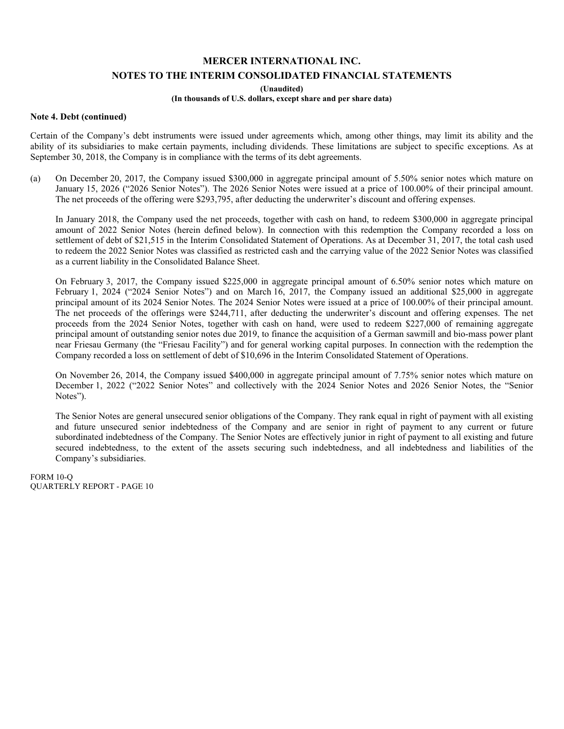# MERCER INTERNATIONAL INC.

## NOTES TO THE INTERIM CONSOLIDATED FINANCIAL STATEMENTS

**(Unaudited)**

**(In thousands of U.S. dollars, except share and per share data)**

**Note 4. Debt (continued)**

Certain of the Company's debt instruments were issued under agreements which, among other things, may limit its ability and the ability of its subsidiaries to make certain payments, including dividends. These limitations are subject to specific exceptions. As at September 30, 2018, the Company is in compliance with the terms of its debt agreements.

(a) On December 20, 2017, the Company issued $300,000 in aggregate principal amount of 5.50% senior notes which mature on January 15, 2026 ("2026 Senior Notes"). The 2026 Senior Notes were issued at a price of 100.00% of their principal amount. The net proceeds of the offering were $293,795, after deducting the underwriter's discount and offering expenses.

In January 2018, the Company used the net proceeds, together with cash on hand, to redeem $300,000 in aggregate principal amount of 2022 Senior Notes (herein defined below). In connection with this redemption the Company recorded a loss on settlement of debt of $21,515 in the Interim Consolidated Statement of Operations. As at December 31, 2017, the total cash used to redeem the 2022 Senior Notes was classified as restricted cash and the carrying value of the 2022 Senior Notes was classified as a current liability in the Consolidated Balance Sheet.

On February 3, 2017, the Company issued $225,000 in aggregate principal amount of 6.50% senior notes which mature on February 1, 2024 ("2024 Senior Notes") and on March 16, 2017, the Company issued an additional $25,000 in aggregate principal amount of its 2024 Senior Notes. The 2024 Senior Notes were issued at a price of 100.00% of their principal amount. The net proceeds of the offerings were $244,711, after deducting the underwriter's discount and offering expenses. The net proceeds from the 2024 Senior Notes, together with cash on hand, were used to redeem $227,000 of remaining aggregate principal amount of outstanding senior notes due 2019, to finance the acquisition of a German sawmill and bio-mass power plant near Friesau Germany (the "Friesau Facility") and for general working capital purposes. In connection with the redemption the Company recorded a loss on settlement of debt of $10,696 in the Interim Consolidated Statement of Operations.

On November 26, 2014, the Company issued $400,000 in aggregate principal amount of 7.75% senior notes which mature on December 1, 2022 ("2022 Senior Notes" and collectively with the 2024 Senior Notes and 2026 Senior Notes, the "Senior Notes").

The Senior Notes are general unsecured senior obligations of the Company. They rank equal in right of payment with all existing and future unsecured senior indebtedness of the Company and are senior in right of payment to any current or future subordinated indebtedness of the Company. The Senior Notes are effectively junior in right of payment to all existing and future secured indebtedness, to the extent of the assets securing such indebtedness, and all indebtedness and liabilities of the Company's subsidiaries.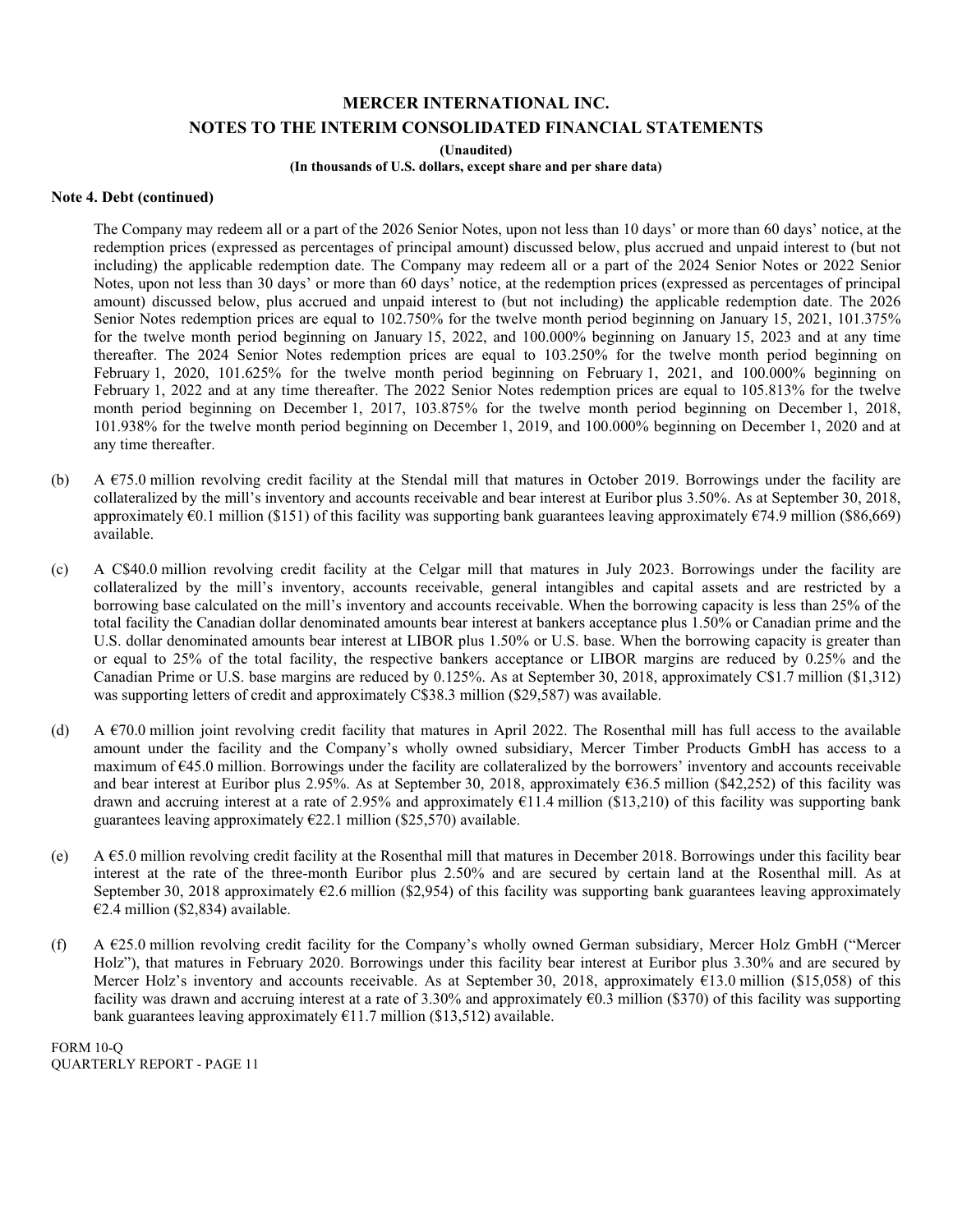# MERCER INTERNATIONAL INC.

## NOTES TO THE INTERIM CONSOLIDATED FINANCIAL STATEMENTS

**(Unaudited)**

**(In thousands of U.S. dollars, except share and per share data)**

**Note 4. Debt (continued)**

The Company may redeem all or a part of the 2026 Senior Notes, upon not less than 10 days' or more than 60 days' notice, at the redemption prices (expressed as percentages of principal amount) discussed below, plus accrued and unpaid interest to (but not including) the applicable redemption date. The Company may redeem all or a part of the 2024 Senior Notes or 2022 Senior Notes, upon not less than 30 days' or more than 60 days' notice, at the redemption prices (expressed as percentages of principal amount) discussed below, plus accrued and unpaid interest to (but not including) the applicable redemption date. The 2026 Senior Notes redemption prices are equal to 102.750% for the twelve month period beginning on January 15, 2021, 101.375% for the twelve month period beginning on January 15, 2022, and 100.000% beginning on January 15, 2023 and at any time thereafter. The 2024 Senior Notes redemption prices are equal to 103.250% for the twelve month period beginning on February 1, 2020, 101.625% for the twelve month period beginning on February 1, 2021, and 100.000% beginning on February 1, 2022 and at any time thereafter. The 2022 Senior Notes redemption prices are equal to 105.813% for the twelve month period beginning on December 1, 2017, 103.875% for the twelve month period beginning on December 1, 2018, 101.938% for the twelve month period beginning on December 1, 2019, and 100.000% beginning on December 1, 2020 and at any time thereafter.

(b) A €75.0 million revolving credit facility at the Stendal mill that matures in October 2019. Borrowings under the facility are collateralized by the mill's inventory and accounts receivable and bear interest at Euribor plus 3.50%. As at September 30, 2018, approximately €0.1 million ($151) of this facility was supporting bank guarantees leaving approximately €74.9 million ($86,669) available.

(c) A C$40.0 million revolving credit facility at the Celgar mill that matures in July 2023. Borrowings under the facility are collateralized by the mill's inventory, accounts receivable, general intangibles and capital assets and are restricted by a borrowing base calculated on the mill's inventory and accounts receivable. When the borrowing capacity is less than 25% of the total facility the Canadian dollar denominated amounts bear interest at bankers acceptance plus 1.50% or Canadian prime and the U.S. dollar denominated amounts bear interest at LIBOR plus 1.50% or U.S. base. When the borrowing capacity is greater than or equal to 25% of the total facility, the respective bankers acceptance or LIBOR margins are reduced by 0.25% and the Canadian Prime or U.S. base margins are reduced by 0.125%. As at September 30, 2018, approximately C$1.7 million ($1,312) was supporting letters of credit and approximately C$38.3 million ($29,587) was available.

(d) A €70.0 million joint revolving credit facility that matures in April 2022. The Rosenthal mill has full access to the available amount under the facility and the Company's wholly owned subsidiary, Mercer Timber Products GmbH has access to a maximum of €45.0 million. Borrowings under the facility are collateralized by the borrowers' inventory and accounts receivable and bear interest at Euribor plus 2.95%. As at September 30, 2018, approximately €36.5 million ($42,252) of this facility was drawn and accruing interest at a rate of 2.95% and approximately €11.4 million ($13,210) of this facility was supporting bank guarantees leaving approximately €22.1 million ($25,570) available.

(e) A €5.0 million revolving credit facility at the Rosenthal mill that matures in December 2018. Borrowings under this facility bear interest at the rate of the three-month Euribor plus 2.50% and are secured by certain land at the Rosenthal mill. As at September 30, 2018 approximately €2.6 million ($2,954) of this facility was supporting bank guarantees leaving approximately €2.4 million ($2,834) available.

(f) A €25.0 million revolving credit facility for the Company's wholly owned German subsidiary, Mercer Holz GmbH ("Mercer Holz"), that matures in February 2020. Borrowings under this facility bear interest at Euribor plus 3.30% and are secured by Mercer Holz's inventory and accounts receivable. As at September 30, 2018, approximately €13.0 million ($15,058) of this facility was drawn and accruing interest at a rate of 3.30% and approximately €0.3 million ($370) of this facility was supporting bank guarantees leaving approximately €11.7 million ($13,512) available.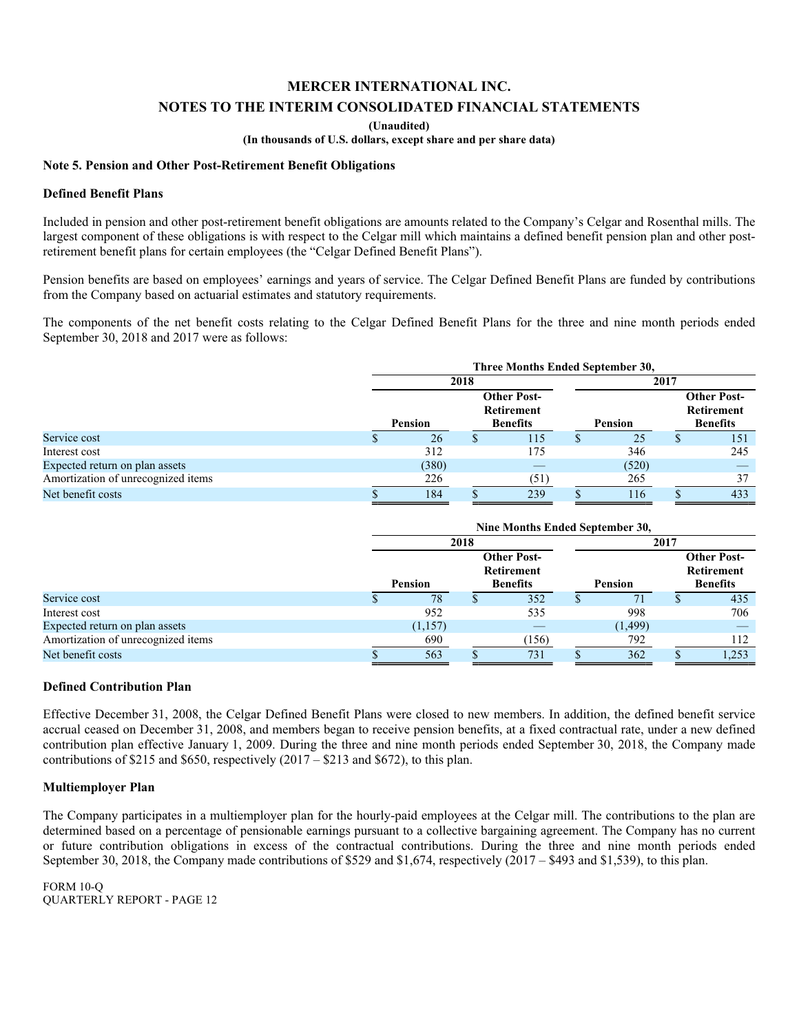# MERCER INTERNATIONAL INC.

## NOTES TO THE INTERIM CONSOLIDATED FINANCIAL STATEMENTS

**(Unaudited)**

**(In thousands of U.S. dollars, except share and per share data)**

### Note 5. Pension and Other Post-Retirement Benefit Obligations

#### Defined Benefit Plans

Included in pension and other post-retirement benefit obligations are amounts related to the Company's Celgar and Rosenthal mills. The largest component of these obligations is with respect to the Celgar mill which maintains a defined benefit pension plan and other post-retirement benefit plans for certain employees (the "Celgar Defined Benefit Plans").

Pension benefits are based on employees' earnings and years of service. The Celgar Defined Benefit Plans are funded by contributions from the Company based on actuarial estimates and statutory requirements.

The components of the net benefit costs relating to the Celgar Defined Benefit Plans for the three and nine month periods ended September 30, 2018 and 2017 were as follows:

| | Three Months Ended September 30, | | | |
|---|---|---|---|---|
| | 2018 | | 2017 | |
| | Pension | Other Post-Retirement Benefits | Pension | Other Post-Retirement Benefits |
| Service cost | $ 26 | $ 115 | $ 25 | $ 151 |
| Interest cost | 312 | 175 | 346 | 245 |
| Expected return on plan assets | (380) | — | (520) | — |
| Amortization of unrecognized items | 226 | (51) | 265 | 37 |
| Net benefit costs | $ 184 | $ 239 | $ 116 | $ 433 |

| | Nine Months Ended September 30, | | | |
|---|---|---|---|---|
| | 2018 | | 2017 | |
| | Pension | Other Post-Retirement Benefits | Pension | Other Post-Retirement Benefits |
| Service cost | $ 78 | $ 352 | $ 71 | $ 435 |
| Interest cost | 952 | 535 | 998 | 706 |
| Expected return on plan assets | (1,157) | — | (1,499) | — |
| Amortization of unrecognized items | 690 | (156) | 792 | 112 |
| Net benefit costs | $ 563 | $ 731 | $ 362 | $ 1,253 |

#### Defined Contribution Plan

Effective December 31, 2008, the Celgar Defined Benefit Plans were closed to new members. In addition, the defined benefit service accrual ceased on December 31, 2008, and members began to receive pension benefits, at a fixed contractual rate, under a new defined contribution plan effective January 1, 2009. During the three and nine month periods ended September 30, 2018, the Company made contributions of $215 and $650, respectively (2017 – $213 and $672), to this plan.

#### Multiemployer Plan

The Company participates in a multiemployer plan for the hourly-paid employees at the Celgar mill. The contributions to the plan are determined based on a percentage of pensionable earnings pursuant to a collective bargaining agreement. The Company has no current or future contribution obligations in excess of the contractual contributions. During the three and nine month periods ended September 30, 2018, the Company made contributions of $529 and $1,674, respectively (2017 – $493 and $1,539), to this plan.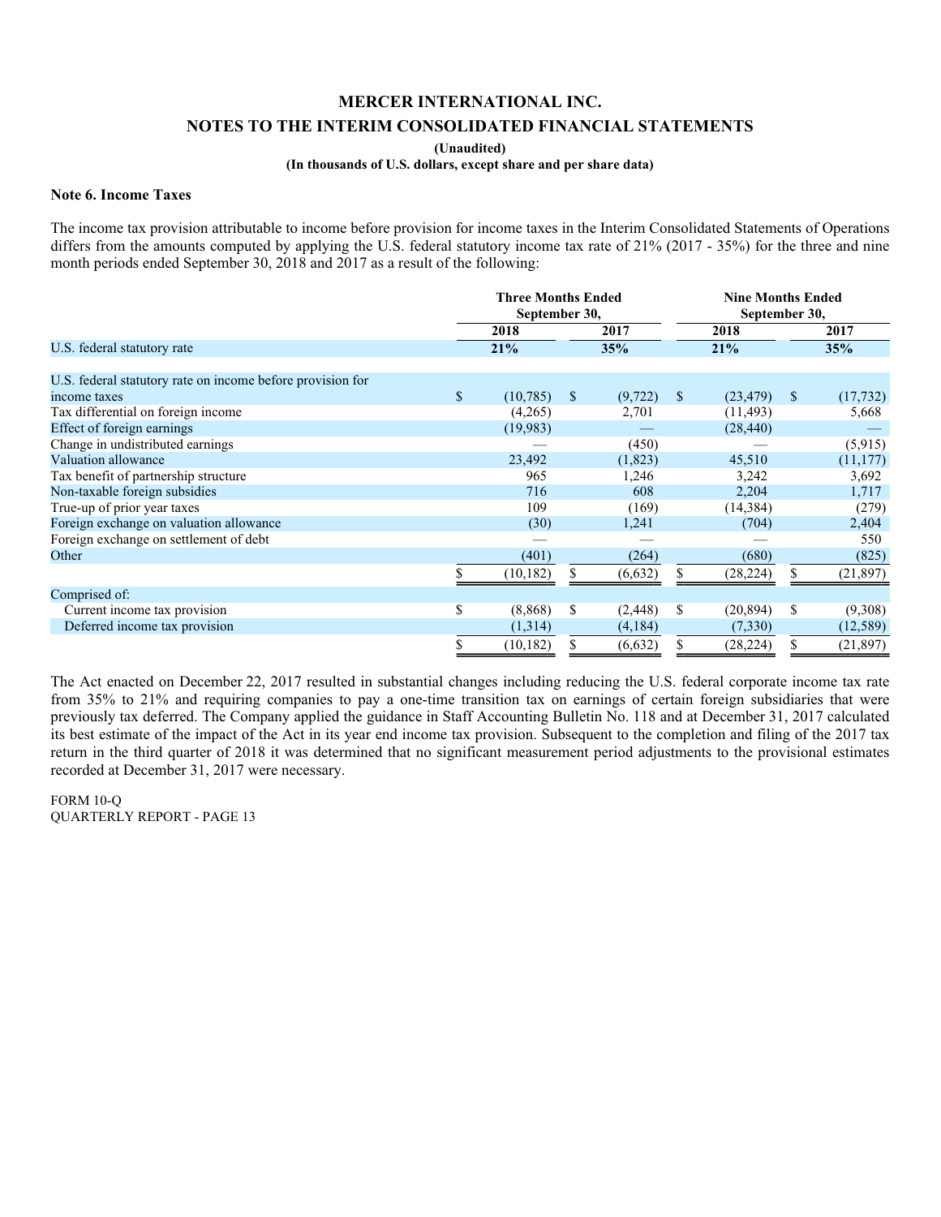# MERCER INTERNATIONAL INC.

## NOTES TO THE INTERIM CONSOLIDATED FINANCIAL STATEMENTS

**(Unaudited)**

**(In thousands of U.S. dollars, except share and per share data)**

### Note 6. Income Taxes

The income tax provision attributable to income before provision for income taxes in the Interim Consolidated Statements of Operations differs from the amounts computed by applying the U.S. federal statutory income tax rate of 21% (2017 - 35%) for the three and nine month periods ended September 30, 2018 and 2017 as a result of the following:

| | Three Months Ended September 30, | | Nine Months Ended September 30, | |
|---|---|---|---|---|
| | **2018** | **2017** | **2018** | **2017** |
| U.S. federal statutory rate | **21%** | **35%** | **21%** | **35%** |
| U.S. federal statutory rate on income before provision for income taxes | $ (10,785) | $ (9,722) | $ (23,479) | $ (17,732) |
| Tax differential on foreign income | (4,265) | 2,701 | (11,493) | 5,668 |
| Effect of foreign earnings | (19,983) | — | (28,440) | — |
| Change in undistributed earnings | — | (450) | — | (5,915) |
| Valuation allowance | 23,492 | (1,823) | 45,510 | (11,177) |
| Tax benefit of partnership structure | 965 | 1,246 | 3,242 | 3,692 |
| Non-taxable foreign subsidies | 716 | 608 | 2,204 | 1,717 |
| True-up of prior year taxes | 109 | (169) | (14,384) | (279) |
| Foreign exchange on valuation allowance | (30) | 1,241 | (704) | 2,404 |
| Foreign exchange on settlement of debt | — | — | — | 550 |
| Other | (401) | (264) | (680) | (825) |
| | $ (10,182) | $ (6,632) | $ (28,224) | $ (21,897) |
| Comprised of: | | | | |
| Current income tax provision | $ (8,868) | $ (2,448) | $ (20,894) | $ (9,308) |
| Deferred income tax provision | (1,314) | (4,184) | (7,330) | (12,589) |
| | $ (10,182) | $ (6,632) | $ (28,224) | $ (21,897) |

The Act enacted on December 22, 2017 resulted in substantial changes including reducing the U.S. federal corporate income tax rate from 35% to 21% and requiring companies to pay a one-time transition tax on earnings of certain foreign subsidiaries that were previously tax deferred. The Company applied the guidance in Staff Accounting Bulletin No. 118 and at December 31, 2017 calculated its best estimate of the impact of the Act in its year end income tax provision. Subsequent to the completion and filing of the 2017 tax return in the third quarter of 2018 it was determined that no significant measurement period adjustments to the provisional estimates recorded at December 31, 2017 were necessary.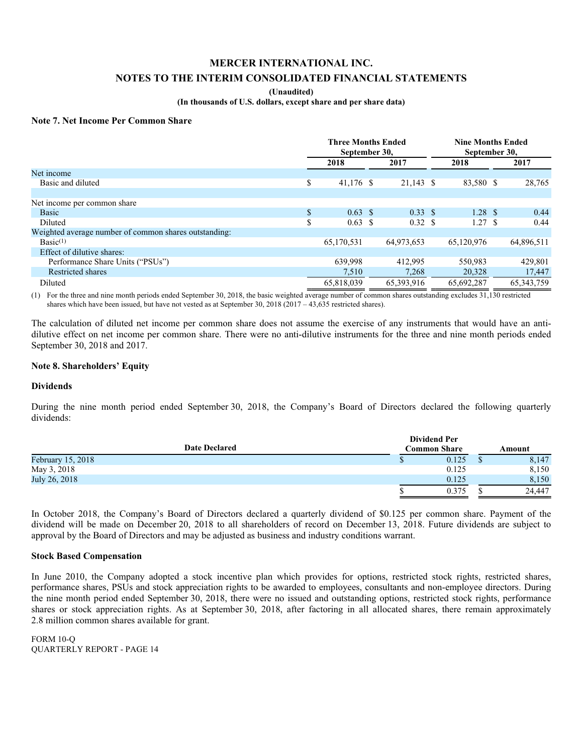# MERCER INTERNATIONAL INC.

## NOTES TO THE INTERIM CONSOLIDATED FINANCIAL STATEMENTS

**(Unaudited)**

**(In thousands of U.S. dollars, except share and per share data)**

### Note 7. Net Income Per Common Share

| | Three Months Ended September 30, | | Nine Months Ended September 30, | |
|---|---|---|---|---|
| | 2018 | 2017 | 2018 | 2017 |
| Net income | | | | |
| Basic and diluted | $ 41,176 | $ 21,143 | $ 83,580 | $ 28,765 |
| | | | | |
| Net income per common share | | | | |
| Basic | $ 0.63 | $ 0.33 | $ 1.28 | $ 0.44 |
| Diluted | $ 0.63 | $ 0.32 | $ 1.27 | $ 0.44 |
| Weighted average number of common shares outstanding: | | | | |
| Basic[(1)] | 65,170,531 | 64,973,653 | 65,120,976 | 64,896,511 |
| Effect of dilutive shares: | | | | |
| Performance Share Units ("PSUs") | 639,998 | 412,995 | 550,983 | 429,801 |
| Restricted shares | 7,510 | 7,268 | 20,328 | 17,447 |
| Diluted | 65,818,039 | 65,393,916 | 65,692,287 | 65,343,759 |

(1) For the three and nine month periods ended September 30, 2018, the basic weighted average number of common shares outstanding excludes 31,130 restricted shares which have been issued, but have not vested as at September 30, 2018 (2017 – 43,635 restricted shares).

The calculation of diluted net income per common share does not assume the exercise of any instruments that would have an anti-dilutive effect on net income per common share. There were no anti-dilutive instruments for the three and nine month periods ended September 30, 2018 and 2017.

### Note 8. Shareholders' Equity

**Dividends**

During the nine month period ended September 30, 2018, the Company's Board of Directors declared the following quarterly dividends:

| Date Declared | Dividend Per Common Share | Amount |
|---|---|---|
| February 15, 2018 | $ 0.125 | $ 8,147 |
| May 3, 2018 | 0.125 | 8,150 |
| July 26, 2018 | 0.125 | 8,150 |
| | $ 0.375 | $ 24,447 |

In October 2018, the Company's Board of Directors declared a quarterly dividend of $0.125 per common share. Payment of the dividend will be made on December 20, 2018 to all shareholders of record on December 13, 2018. Future dividends are subject to approval by the Board of Directors and may be adjusted as business and industry conditions warrant.

**Stock Based Compensation**

In June 2010, the Company adopted a stock incentive plan which provides for options, restricted stock rights, restricted shares, performance shares, PSUs and stock appreciation rights to be awarded to employees, consultants and non-employee directors. During the nine month period ended September 30, 2018, there were no issued and outstanding options, restricted stock rights, performance shares or stock appreciation rights. As at September 30, 2018, after factoring in all allocated shares, there remain approximately 2.8 million common shares available for grant.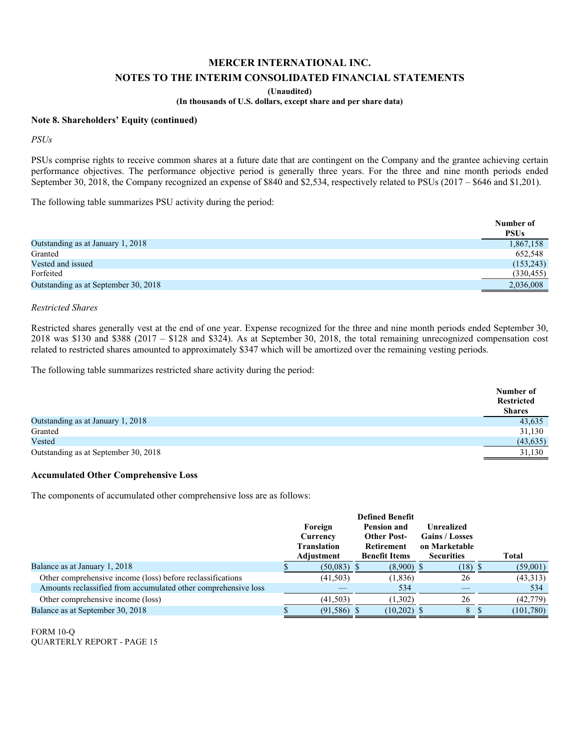# MERCER INTERNATIONAL INC.

## NOTES TO THE INTERIM CONSOLIDATED FINANCIAL STATEMENTS

**(Unaudited)**

**(In thousands of U.S. dollars, except share and per share data)**

**Note 8. Shareholders' Equity (continued)**

*PSUs*

PSUs comprise rights to receive common shares at a future date that are contingent on the Company and the grantee achieving certain performance objectives. The performance objective period is generally three years. For the three and nine month periods ended September 30, 2018, the Company recognized an expense of $840 and $2,534, respectively related to PSUs (2017 – $646 and $1,201).

The following table summarizes PSU activity during the period:

| | Number of PSUs |
|---|---|
| Outstanding as at January 1, 2018 | 1,867,158 |
| Granted | 652,548 |
| Vested and issued | (153,243) |
| Forfeited | (330,455) |
| Outstanding as at September 30, 2018 | 2,036,008 |

*Restricted Shares*

Restricted shares generally vest at the end of one year. Expense recognized for the three and nine month periods ended September 30, 2018 was $130 and $388 (2017 – $128 and $324). As at September 30, 2018, the total remaining unrecognized compensation cost related to restricted shares amounted to approximately $347 which will be amortized over the remaining vesting periods.

The following table summarizes restricted share activity during the period:

| | Number of Restricted Shares |
|---|---|
| Outstanding as at January 1, 2018 | 43,635 |
| Granted | 31,130 |
| Vested | (43,635) |
| Outstanding as at September 30, 2018 | 31,130 |

**Accumulated Other Comprehensive Loss**

The components of accumulated other comprehensive loss are as follows:

| | Foreign Currency Translation Adjustment | Defined Benefit Pension and Other Post-Retirement Benefit Items | Unrealized Gains / Losses on Marketable Securities | Total |
|---|---|---|---|---|
| Balance as at January 1, 2018 | $ (50,083) | $ (8,900) | $ (18) | $ (59,001) |
| Other comprehensive income (loss) before reclassifications | (41,503) | (1,836) | 26 | (43,313) |
| Amounts reclassified from accumulated other comprehensive loss | — | 534 | — | 534 |
| Other comprehensive income (loss) | (41,503) | (1,302) | 26 | (42,779) |
| Balance as at September 30, 2018 | $ (91,586) | $ (10,202) | $ 8 | $ (101,780) |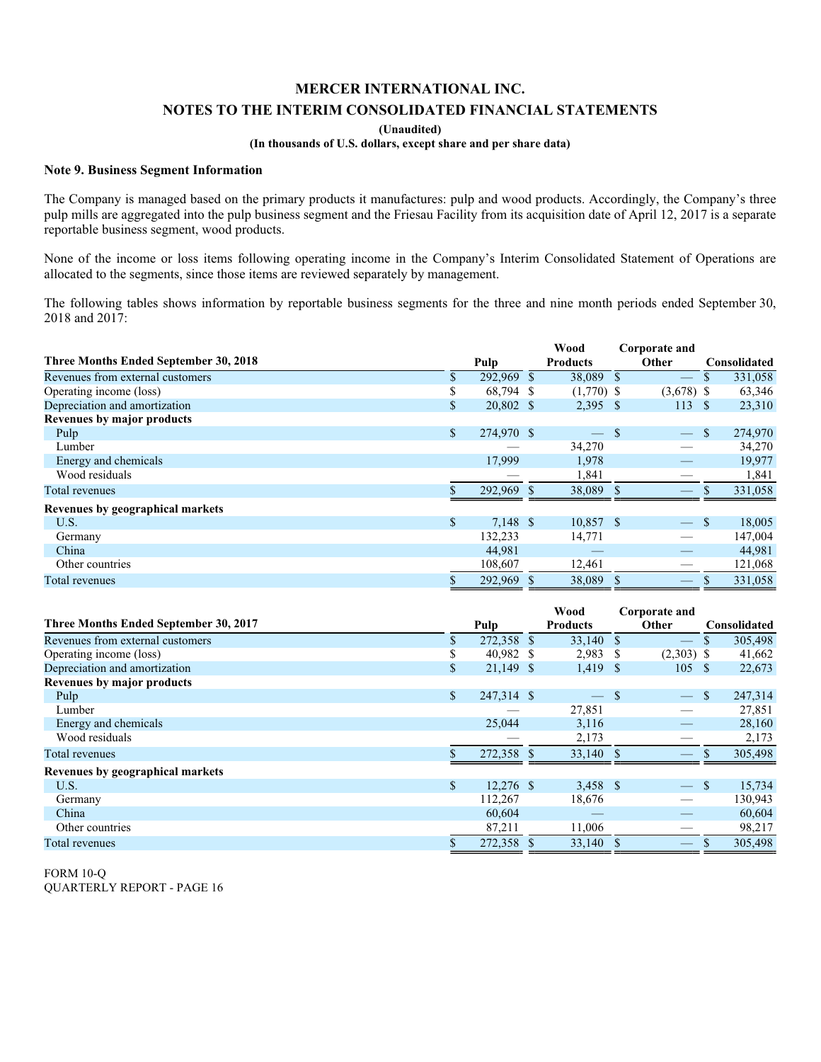# MERCER INTERNATIONAL INC.

## NOTES TO THE INTERIM CONSOLIDATED FINANCIAL STATEMENTS

**(Unaudited)**

**(In thousands of U.S. dollars, except share and per share data)**

### Note 9. Business Segment Information

The Company is managed based on the primary products it manufactures: pulp and wood products. Accordingly, the Company's three pulp mills are aggregated into the pulp business segment and the Friesau Facility from its acquisition date of April 12, 2017 is a separate reportable business segment, wood products.

None of the income or loss items following operating income in the Company's Interim Consolidated Statement of Operations are allocated to the segments, since those items are reviewed separately by management.

The following tables shows information by reportable business segments for the three and nine month periods ended September 30, 2018 and 2017:

| Three Months Ended September 30, 2018 | Pulp | Wood Products | Corporate and Other | Consolidated |
|---|---|---|---|---|
| Revenues from external customers | $ 292,969 | $ 38,089 | $ — | $ 331,058 |
| Operating income (loss) | $ 68,794 | $ (1,770) | $ (3,678) | $ 63,346 |
| Depreciation and amortization | $ 20,802 | $ 2,395 | $ 113 | $ 23,310 |
| **Revenues by major products** | | | | |
| Pulp | $ 274,970 | $ — | $ — | $ 274,970 |
| Lumber | — | 34,270 | — | 34,270 |
| Energy and chemicals | 17,999 | 1,978 | — | 19,977 |
| Wood residuals | — | 1,841 | — | 1,841 |
| Total revenues | $ 292,969 | $ 38,089 | $ — | $ 331,058 |
| **Revenues by geographical markets** | | | | |
| U.S. | $ 7,148 | $ 10,857 | $ — | $ 18,005 |
| Germany | 132,233 | 14,771 | — | 147,004 |
| China | 44,981 | — | — | 44,981 |
| Other countries | 108,607 | 12,461 | — | 121,068 |
| Total revenues | $ 292,969 | $ 38,089 | $ — | $ 331,058 |

| Three Months Ended September 30, 2017 | Pulp | Wood Products | Corporate and Other | Consolidated |
|---|---|---|---|---|
| Revenues from external customers | $ 272,358 | $ 33,140 | $ — | $ 305,498 |
| Operating income (loss) | $ 40,982 | $ 2,983 | $ (2,303) | $ 41,662 |
| Depreciation and amortization | $ 21,149 | $ 1,419 | $ 105 | $ 22,673 |
| **Revenues by major products** | | | | |
| Pulp | $ 247,314 | $ — | $ — | $ 247,314 |
| Lumber | — | 27,851 | — | 27,851 |
| Energy and chemicals | 25,044 | 3,116 | — | 28,160 |
| Wood residuals | — | 2,173 | — | 2,173 |
| Total revenues | $ 272,358 | $ 33,140 | $ — | $ 305,498 |
| **Revenues by geographical markets** | | | | |
| U.S. | $ 12,276 | $ 3,458 | $ — | $ 15,734 |
| Germany | 112,267 | 18,676 | — | 130,943 |
| China | 60,604 | — | — | 60,604 |
| Other countries | 87,211 | 11,006 | — | 98,217 |
| Total revenues | $ 272,358 | $ 33,140 | $ — | $ 305,498 |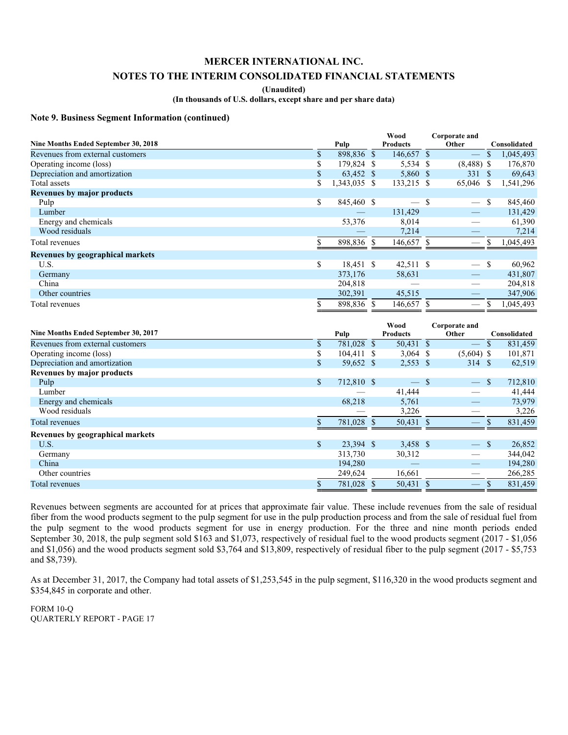# MERCER INTERNATIONAL INC.

## NOTES TO THE INTERIM CONSOLIDATED FINANCIAL STATEMENTS

**(Unaudited)**

**(In thousands of U.S. dollars, except share and per share data)**

### Note 9. Business Segment Information (continued)

| Nine Months Ended September 30, 2018 | Pulp | Wood Products | Corporate and Other | Consolidated |
|---|---|---|---|---|
| Revenues from external customers | $ 898,836 | $ 146,657 | $ — | $ 1,045,493 |
| Operating income (loss) | $ 179,824 | $ 5,534 | $ (8,488) | $ 176,870 |
| Depreciation and amortization | $ 63,452 | $ 5,860 | $ 331 | $ 69,643 |
| Total assets | $ 1,343,035 | $ 133,215 | $ 65,046 | $ 1,541,296 |
| **Revenues by major products** | | | | |
| Pulp | $ 845,460 | $ — | $ — | $ 845,460 |
| Lumber | — | 131,429 | — | 131,429 |
| Energy and chemicals | 53,376 | 8,014 | — | 61,390 |
| Wood residuals | — | 7,214 | — | 7,214 |
| Total revenues | $ 898,836 | $ 146,657 | $ — | $ 1,045,493 |
| **Revenues by geographical markets** | | | | |
| U.S. | $ 18,451 | $ 42,511 | $ — | $ 60,962 |
| Germany | 373,176 | 58,631 | — | 431,807 |
| China | 204,818 | — | — | 204,818 |
| Other countries | 302,391 | 45,515 | — | 347,906 |
| Total revenues | $ 898,836 | $ 146,657 | $ — | $ 1,045,493 |

| Nine Months Ended September 30, 2017 | Pulp | Wood Products | Corporate and Other | Consolidated |
|---|---|---|---|---|
| Revenues from external customers | $ 781,028 | $ 50,431 | $ — | $ 831,459 |
| Operating income (loss) | $ 104,411 | $ 3,064 | $ (5,604) | $ 101,871 |
| Depreciation and amortization | $ 59,652 | $ 2,553 | $ 314 | $ 62,519 |
| **Revenues by major products** | | | | |
| Pulp | $ 712,810 | $ — | $ — | $ 712,810 |
| Lumber | — | 41,444 | — | 41,444 |
| Energy and chemicals | 68,218 | 5,761 | — | 73,979 |
| Wood residuals | — | 3,226 | — | 3,226 |
| Total revenues | $ 781,028 | $ 50,431 | $ — | $ 831,459 |
| **Revenues by geographical markets** | | | | |
| U.S. | $ 23,394 | $ 3,458 | $ — | $ 26,852 |
| Germany | 313,730 | 30,312 | — | 344,042 |
| China | 194,280 | — | — | 194,280 |
| Other countries | 249,624 | 16,661 | — | 266,285 |
| Total revenues | $ 781,028 | $ 50,431 | $ — | $ 831,459 |

Revenues between segments are accounted for at prices that approximate fair value. These include revenues from the sale of residual fiber from the wood products segment to the pulp segment for use in the pulp production process and from the sale of residual fuel from the pulp segment to the wood products segment for use in energy production. For the three and nine month periods ended September 30, 2018, the pulp segment sold $163 and $1,073, respectively of residual fuel to the wood products segment (2017 - $1,056 and $1,056) and the wood products segment sold $3,764 and $13,809, respectively of residual fiber to the pulp segment (2017 - $5,753 and $8,739).

As at December 31, 2017, the Company had total assets of $1,253,545 in the pulp segment, $116,320 in the wood products segment and $354,845 in corporate and other.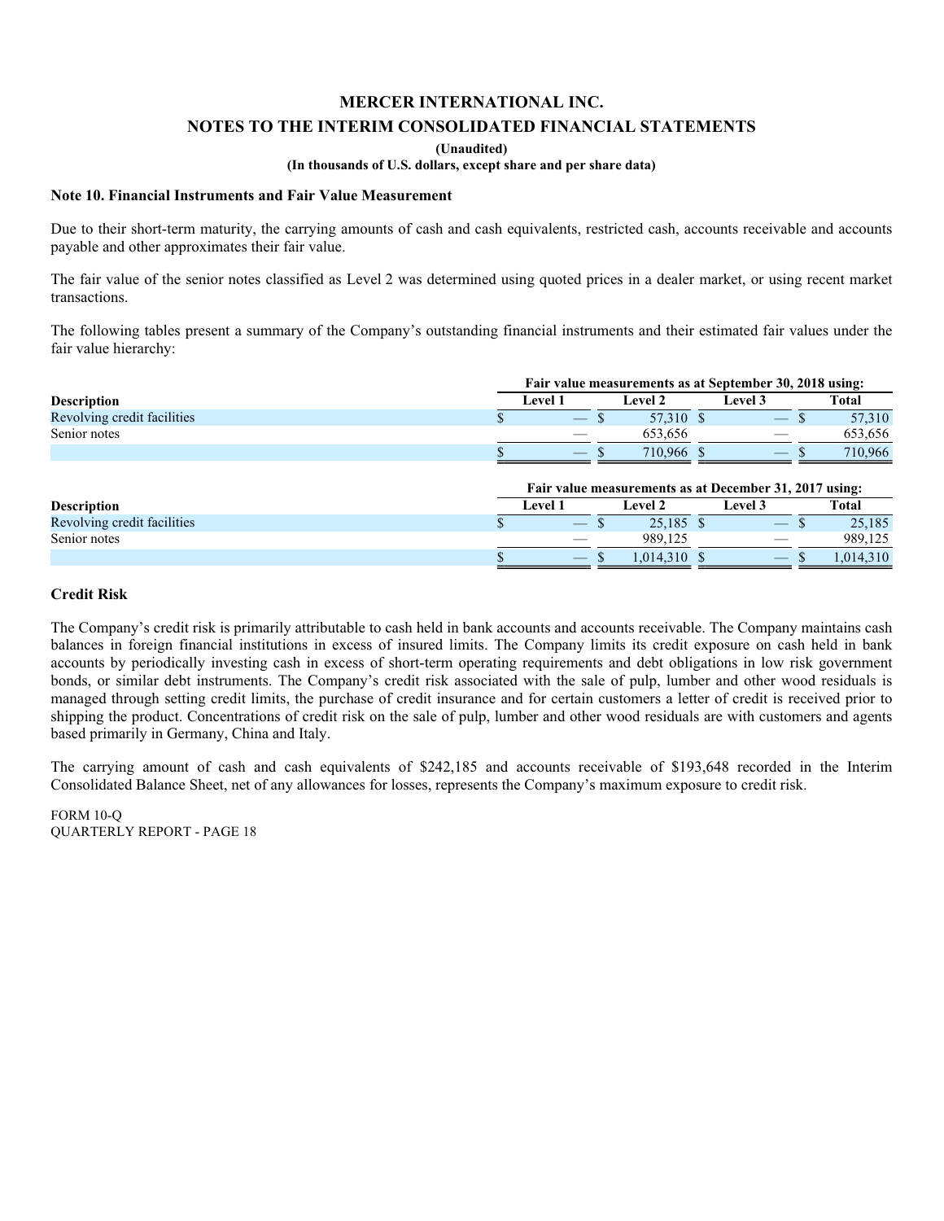**MERCER INTERNATIONAL INC.**

**NOTES TO THE INTERIM CONSOLIDATED FINANCIAL STATEMENTS**

**(Unaudited)**

**(In thousands of U.S. dollars, except share and per share data)**

### Note 10. Financial Instruments and Fair Value Measurement

Due to their short-term maturity, the carrying amounts of cash and cash equivalents, restricted cash, accounts receivable and accounts payable and other approximates their fair value.

The fair value of the senior notes classified as Level 2 was determined using quoted prices in a dealer market, or using recent market transactions.

The following tables present a summary of the Company's outstanding financial instruments and their estimated fair values under the fair value hierarchy:

| | Fair value measurements as at September 30, 2018 using: | | | |
|---|---|---|---|---|
| **Description** | **Level 1** | **Level 2** | **Level 3** | **Total** |
| Revolving credit facilities | $ — | $ 57,310 | $ — | $ 57,310 |
| Senior notes | — | 653,656 | — | 653,656 |
| | $ — | $ 710,966 | $ — | $ 710,966 |

| | Fair value measurements as at December 31, 2017 using: | | | |
|---|---|---|---|---|
| **Description** | **Level 1** | **Level 2** | **Level 3** | **Total** |
| Revolving credit facilities | $ — | $ 25,185 | $ — | $ 25,185 |
| Senior notes | — | 989,125 | — | 989,125 |
| | $ — | $ 1,014,310 | $ — | $ 1,014,310 |

### Credit Risk

The Company's credit risk is primarily attributable to cash held in bank accounts and accounts receivable. The Company maintains cash balances in foreign financial institutions in excess of insured limits. The Company limits its credit exposure on cash held in bank accounts by periodically investing cash in excess of short-term operating requirements and debt obligations in low risk government bonds, or similar debt instruments. The Company's credit risk associated with the sale of pulp, lumber and other wood residuals is managed through setting credit limits, the purchase of credit insurance and for certain customers a letter of credit is received prior to shipping the product. Concentrations of credit risk on the sale of pulp, lumber and other wood residuals are with customers and agents based primarily in Germany, China and Italy.

The carrying amount of cash and cash equivalents of $242,185 and accounts receivable of $193,648 recorded in the Interim Consolidated Balance Sheet, net of any allowances for losses, represents the Company's maximum exposure to credit risk.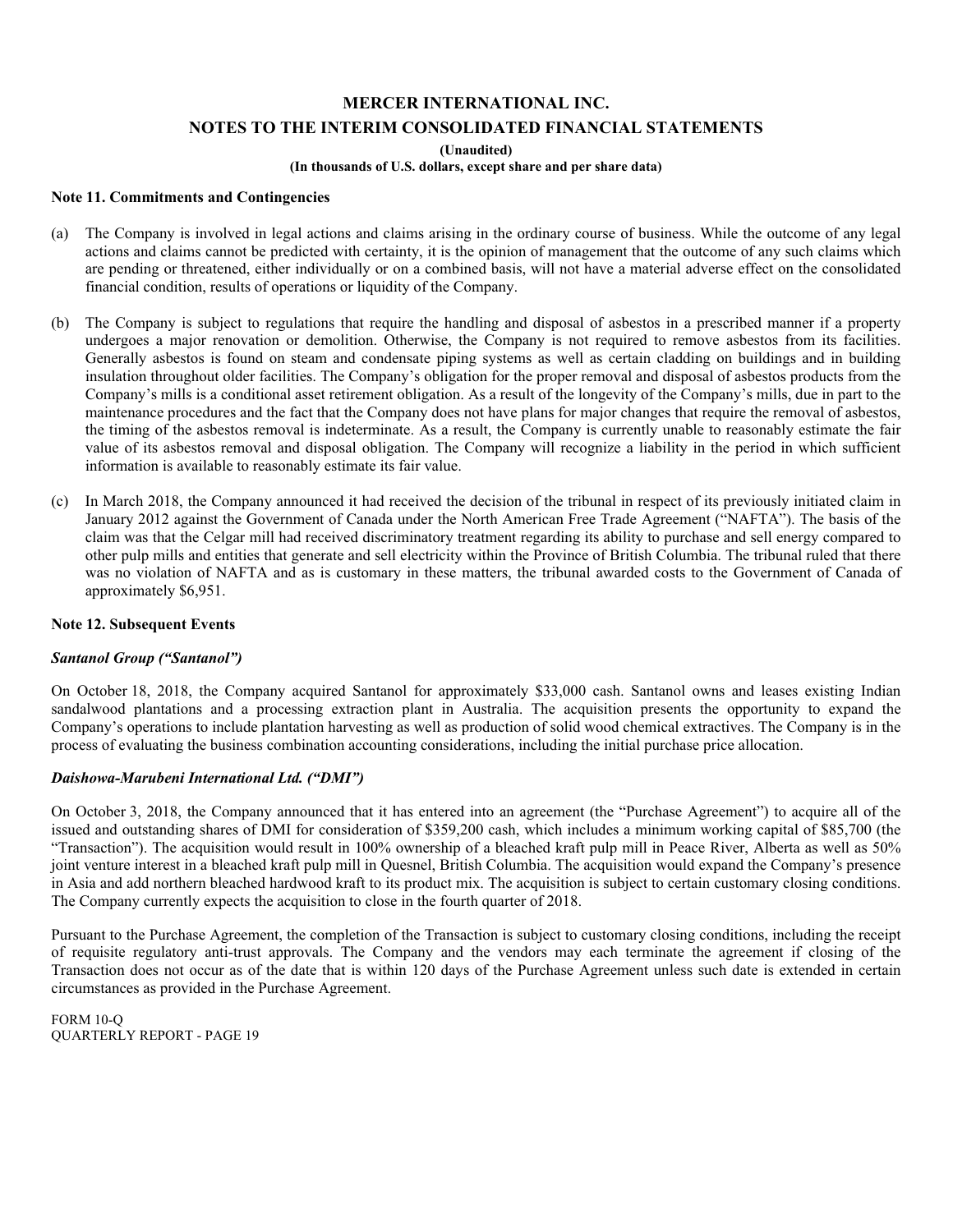# MERCER INTERNATIONAL INC.

## NOTES TO THE INTERIM CONSOLIDATED FINANCIAL STATEMENTS

**(Unaudited)**

**(In thousands of U.S. dollars, except share and per share data)**

### Note 11. Commitments and Contingencies

(a) The Company is involved in legal actions and claims arising in the ordinary course of business. While the outcome of any legal actions and claims cannot be predicted with certainty, it is the opinion of management that the outcome of any such claims which are pending or threatened, either individually or on a combined basis, will not have a material adverse effect on the consolidated financial condition, results of operations or liquidity of the Company.

(b) The Company is subject to regulations that require the handling and disposal of asbestos in a prescribed manner if a property undergoes a major renovation or demolition. Otherwise, the Company is not required to remove asbestos from its facilities. Generally asbestos is found on steam and condensate piping systems as well as certain cladding on buildings and in building insulation throughout older facilities. The Company's obligation for the proper removal and disposal of asbestos products from the Company's mills is a conditional asset retirement obligation. As a result of the longevity of the Company's mills, due in part to the maintenance procedures and the fact that the Company does not have plans for major changes that require the removal of asbestos, the timing of the asbestos removal is indeterminate. As a result, the Company is currently unable to reasonably estimate the fair value of its asbestos removal and disposal obligation. The Company will recognize a liability in the period in which sufficient information is available to reasonably estimate its fair value.

(c) In March 2018, the Company announced it had received the decision of the tribunal in respect of its previously initiated claim in January 2012 against the Government of Canada under the North American Free Trade Agreement ("NAFTA"). The basis of the claim was that the Celgar mill had received discriminatory treatment regarding its ability to purchase and sell energy compared to other pulp mills and entities that generate and sell electricity within the Province of British Columbia. The tribunal ruled that there was no violation of NAFTA and as is customary in these matters, the tribunal awarded costs to the Government of Canada of approximately $6,951.

### Note 12. Subsequent Events

***Santanol Group ("Santanol")***

On October 18, 2018, the Company acquired Santanol for approximately $33,000 cash. Santanol owns and leases existing Indian sandalwood plantations and a processing extraction plant in Australia. The acquisition presents the opportunity to expand the Company's operations to include plantation harvesting as well as production of solid wood chemical extractives. The Company is in the process of evaluating the business combination accounting considerations, including the initial purchase price allocation.

***Daishowa-Marubeni International Ltd. ("DMI")***

On October 3, 2018, the Company announced that it has entered into an agreement (the "Purchase Agreement") to acquire all of the issued and outstanding shares of DMI for consideration of $359,200 cash, which includes a minimum working capital of $85,700 (the "Transaction"). The acquisition would result in 100% ownership of a bleached kraft pulp mill in Peace River, Alberta as well as 50% joint venture interest in a bleached kraft pulp mill in Quesnel, British Columbia. The acquisition would expand the Company's presence in Asia and add northern bleached hardwood kraft to its product mix. The acquisition is subject to certain customary closing conditions. The Company currently expects the acquisition to close in the fourth quarter of 2018.

Pursuant to the Purchase Agreement, the completion of the Transaction is subject to customary closing conditions, including the receipt of requisite regulatory anti-trust approvals. The Company and the vendors may each terminate the agreement if closing of the Transaction does not occur as of the date that is within 120 days of the Purchase Agreement unless such date is extended in certain circumstances as provided in the Purchase Agreement.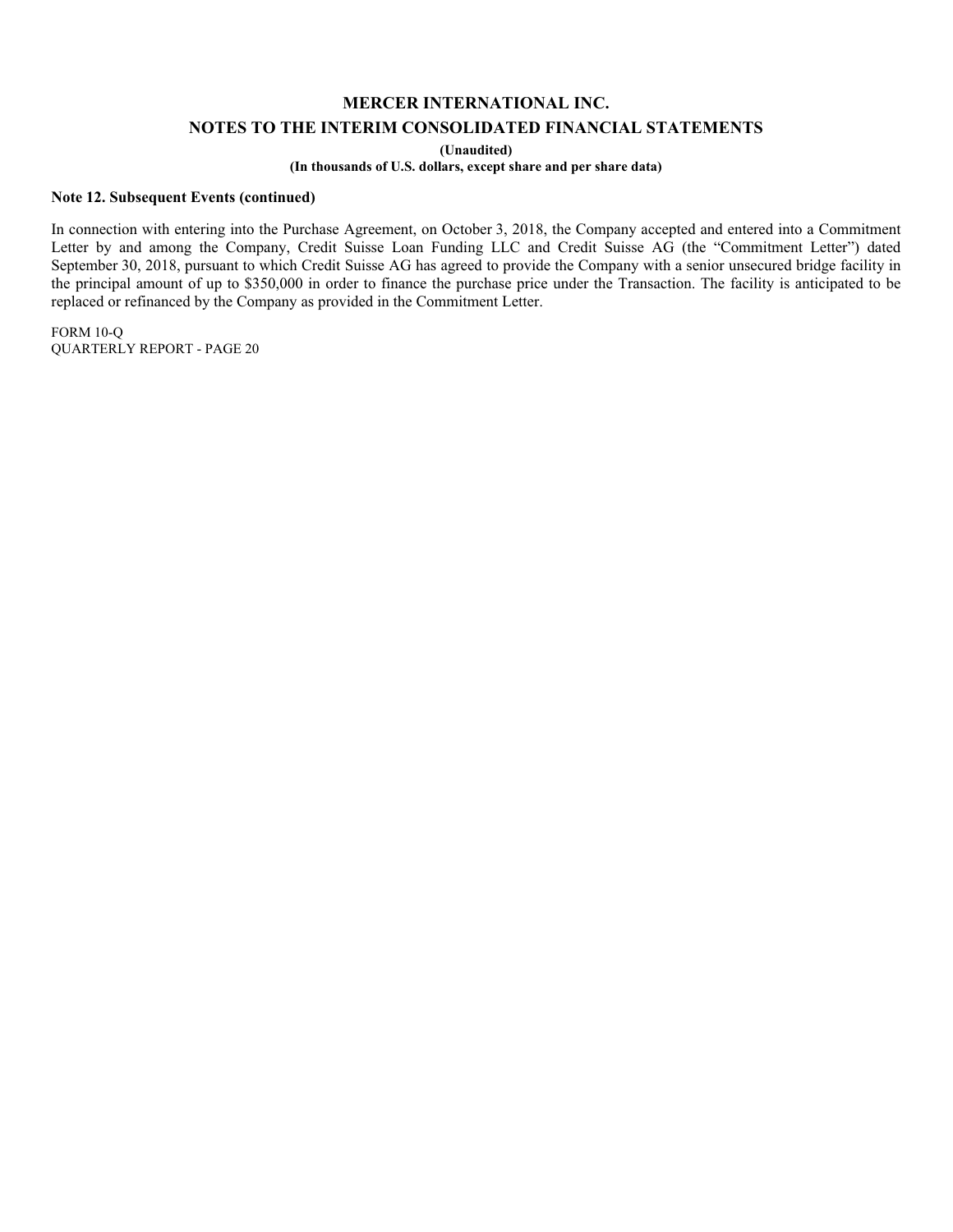**Note 12. Subsequent Events (continued)**

In connection with entering into the Purchase Agreement, on October 3, 2018, the Company accepted and entered into a Commitment Letter by and among the Company, Credit Suisse Loan Funding LLC and Credit Suisse AG (the "Commitment Letter") dated September 30, 2018, pursuant to which Credit Suisse AG has agreed to provide the Company with a senior unsecured bridge facility in the principal amount of up to $350,000 in order to finance the purchase price under the Transaction. The facility is anticipated to be replaced or refinanced by the Company as provided in the Commitment Letter.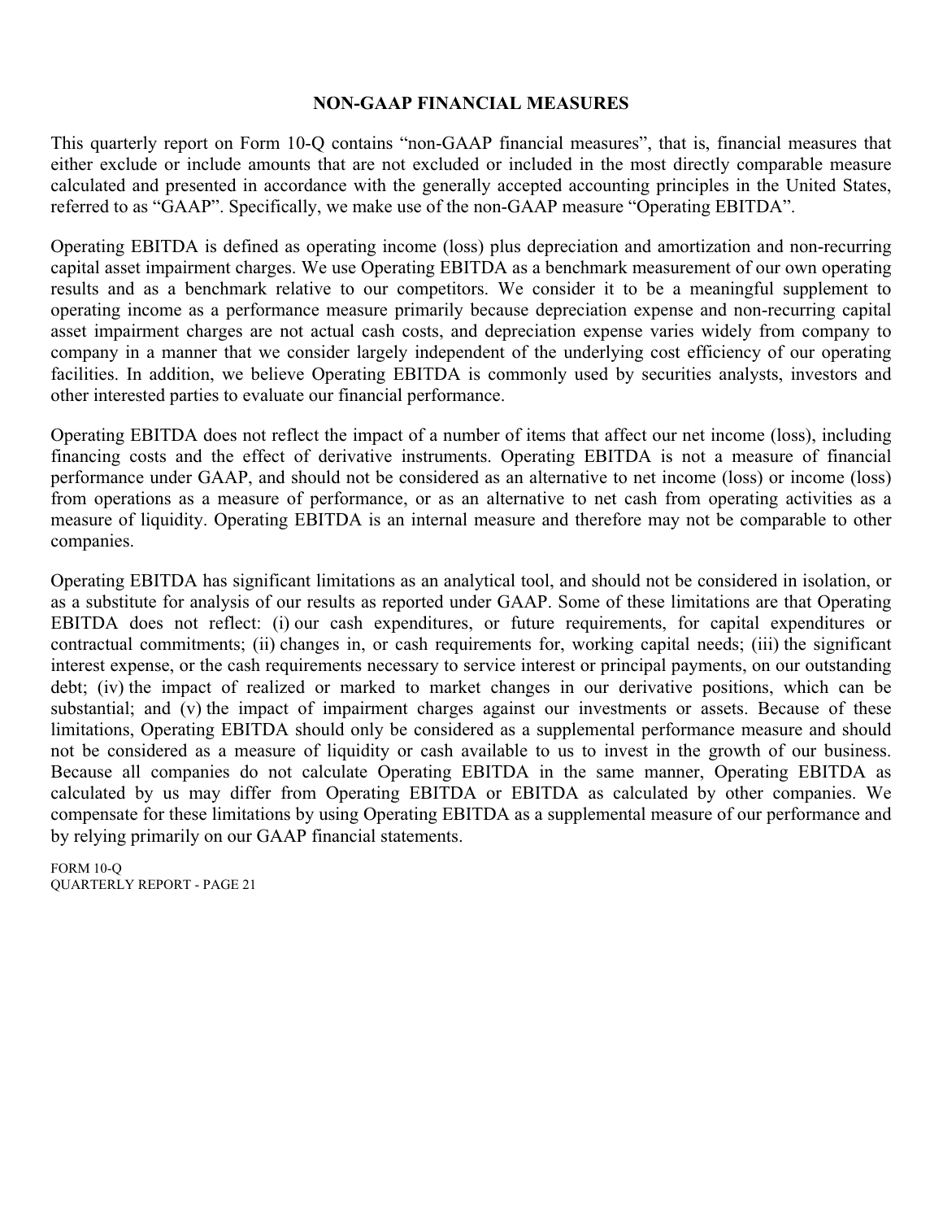## NON-GAAP FINANCIAL MEASURES

This quarterly report on Form 10-Q contains “non-GAAP financial measures”, that is, financial measures that either exclude or include amounts that are not excluded or included in the most directly comparable measure calculated and presented in accordance with the generally accepted accounting principles in the United States, referred to as “GAAP”. Specifically, we make use of the non-GAAP measure “Operating EBITDA”.

Operating EBITDA is defined as operating income (loss) plus depreciation and amortization and non-recurring capital asset impairment charges. We use Operating EBITDA as a benchmark measurement of our own operating results and as a benchmark relative to our competitors. We consider it to be a meaningful supplement to operating income as a performance measure primarily because depreciation expense and non-recurring capital asset impairment charges are not actual cash costs, and depreciation expense varies widely from company to company in a manner that we consider largely independent of the underlying cost efficiency of our operating facilities. In addition, we believe Operating EBITDA is commonly used by securities analysts, investors and other interested parties to evaluate our financial performance.

Operating EBITDA does not reflect the impact of a number of items that affect our net income (loss), including financing costs and the effect of derivative instruments. Operating EBITDA is not a measure of financial performance under GAAP, and should not be considered as an alternative to net income (loss) or income (loss) from operations as a measure of performance, or as an alternative to net cash from operating activities as a measure of liquidity. Operating EBITDA is an internal measure and therefore may not be comparable to other companies.

Operating EBITDA has significant limitations as an analytical tool, and should not be considered in isolation, or as a substitute for analysis of our results as reported under GAAP. Some of these limitations are that Operating EBITDA does not reflect: (i) our cash expenditures, or future requirements, for capital expenditures or contractual commitments; (ii) changes in, or cash requirements for, working capital needs; (iii) the significant interest expense, or the cash requirements necessary to service interest or principal payments, on our outstanding debt; (iv) the impact of realized or marked to market changes in our derivative positions, which can be substantial; and (v) the impact of impairment charges against our investments or assets. Because of these limitations, Operating EBITDA should only be considered as a supplemental performance measure and should not be considered as a measure of liquidity or cash available to us to invest in the growth of our business. Because all companies do not calculate Operating EBITDA in the same manner, Operating EBITDA as calculated by us may differ from Operating EBITDA or EBITDA as calculated by other companies. We compensate for these limitations by using Operating EBITDA as a supplemental measure of our performance and by relying primarily on our GAAP financial statements.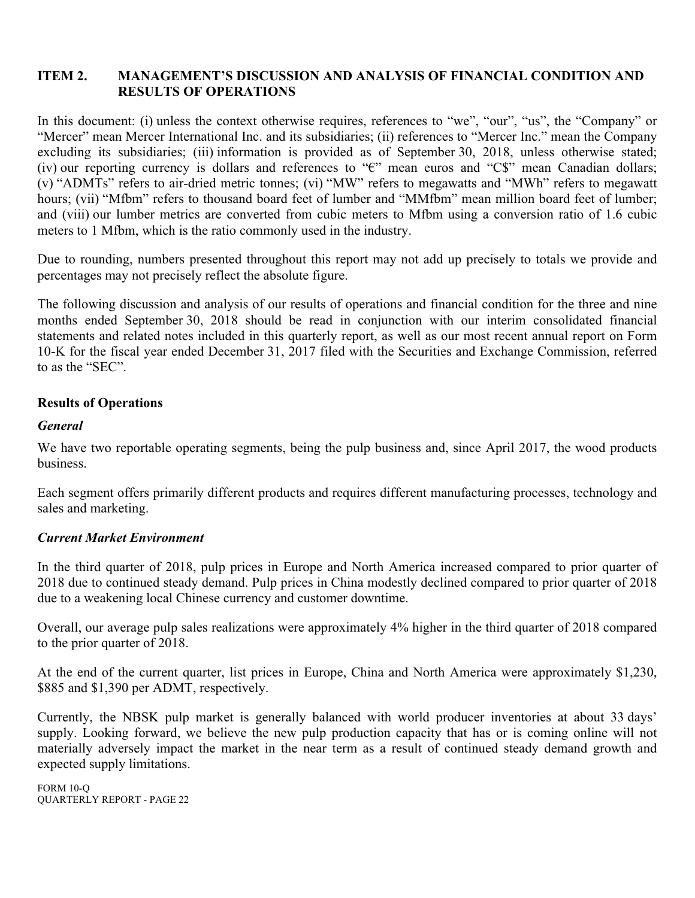## ITEM 2. MANAGEMENT'S DISCUSSION AND ANALYSIS OF FINANCIAL CONDITION AND RESULTS OF OPERATIONS

In this document: (i) unless the context otherwise requires, references to "we", "our", "us", the "Company" or "Mercer" mean Mercer International Inc. and its subsidiaries; (ii) references to "Mercer Inc." mean the Company excluding its subsidiaries; (iii) information is provided as of September 30, 2018, unless otherwise stated; (iv) our reporting currency is dollars and references to "€" mean euros and "C$" mean Canadian dollars; (v) "ADMTs" refers to air-dried metric tonnes; (vi) "MW" refers to megawatts and "MWh" refers to megawatt hours; (vii) "Mfbm" refers to thousand board feet of lumber and "MMfbm" mean million board feet of lumber; and (viii) our lumber metrics are converted from cubic meters to Mfbm using a conversion ratio of 1.6 cubic meters to 1 Mfbm, which is the ratio commonly used in the industry.

Due to rounding, numbers presented throughout this report may not add up precisely to totals we provide and percentages may not precisely reflect the absolute figure.

The following discussion and analysis of our results of operations and financial condition for the three and nine months ended September 30, 2018 should be read in conjunction with our interim consolidated financial statements and related notes included in this quarterly report, as well as our most recent annual report on Form 10-K for the fiscal year ended December 31, 2017 filed with the Securities and Exchange Commission, referred to as the "SEC".

### Results of Operations

#### *General*

We have two reportable operating segments, being the pulp business and, since April 2017, the wood products business.

Each segment offers primarily different products and requires different manufacturing processes, technology and sales and marketing.

#### *Current Market Environment*

In the third quarter of 2018, pulp prices in Europe and North America increased compared to prior quarter of 2018 due to continued steady demand. Pulp prices in China modestly declined compared to prior quarter of 2018 due to a weakening local Chinese currency and customer downtime.

Overall, our average pulp sales realizations were approximately 4% higher in the third quarter of 2018 compared to the prior quarter of 2018.

At the end of the current quarter, list prices in Europe, China and North America were approximately $1,230, $885 and $1,390 per ADMT, respectively.

Currently, the NBSK pulp market is generally balanced with world producer inventories at about 33 days' supply. Looking forward, we believe the new pulp production capacity that has or is coming online will not materially adversely impact the market in the near term as a result of continued steady demand growth and expected supply limitations.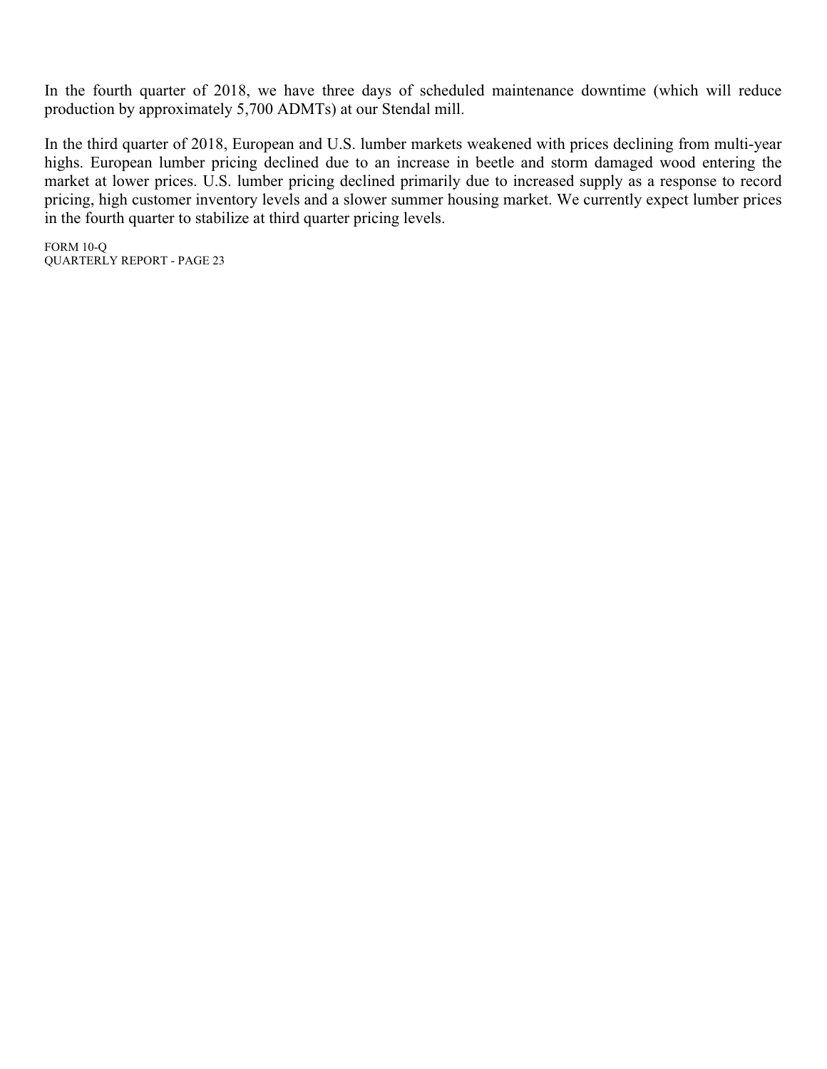In the fourth quarter of 2018, we have three days of scheduled maintenance downtime (which will reduce production by approximately 5,700 ADMTs) at our Stendal mill.

In the third quarter of 2018, European and U.S. lumber markets weakened with prices declining from multi-year highs. European lumber pricing declined due to an increase in beetle and storm damaged wood entering the market at lower prices. U.S. lumber pricing declined primarily due to increased supply as a response to record pricing, high customer inventory levels and a slower summer housing market. We currently expect lumber prices in the fourth quarter to stabilize at third quarter pricing levels.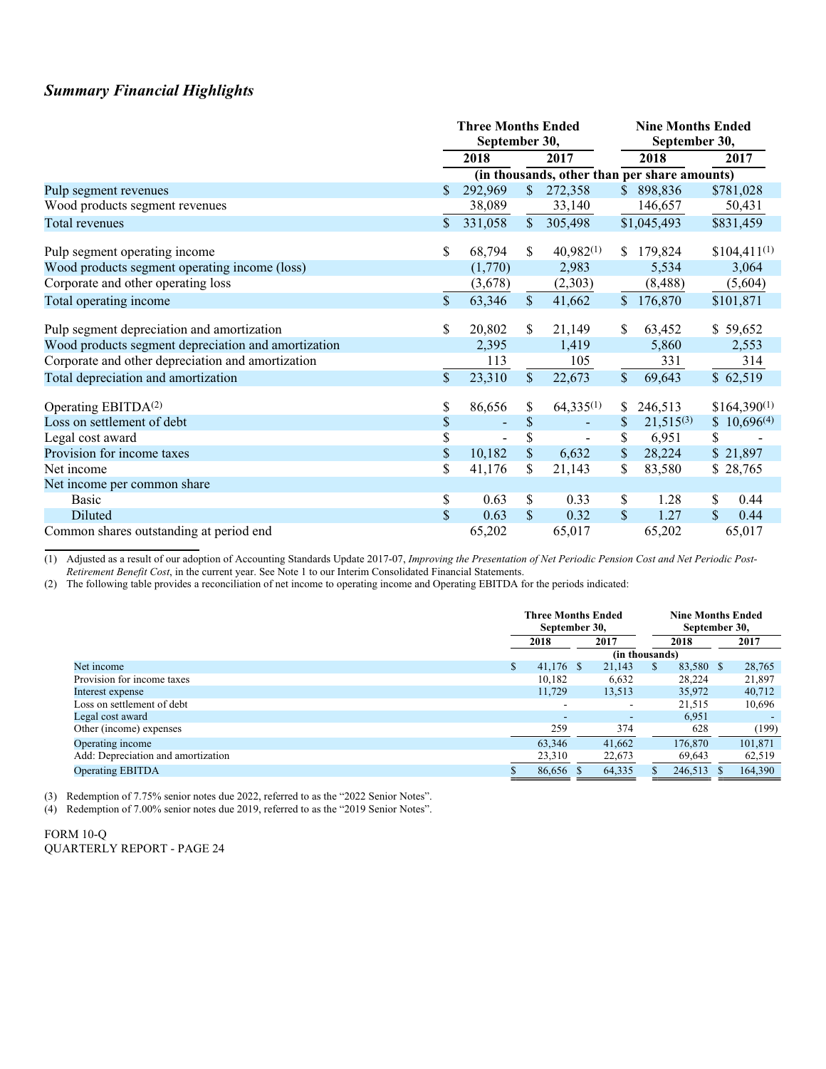## *Summary Financial Highlights*

| | Three Months Ended September 30, | | Nine Months Ended September 30, | |
|---|---|---|---|---|
| | 2018 | 2017 | 2018 | 2017 |
| | (in thousands, other than per share amounts) | | | |
| Pulp segment revenues | $ 292,969 | $ 272,358 | $ 898,836 | $781,028 |
| Wood products segment revenues | 38,089 | 33,140 | 146,657 | 50,431 |
| Total revenues | $ 331,058 | $ 305,498 | $1,045,493 | $831,459 |
| Pulp segment operating income | $ 68,794 | $ 40,982[(1)] | $ 179,824 | $104,411[(1)] |
| Wood products segment operating income (loss) | (1,770) | 2,983 | 5,534 | 3,064 |
| Corporate and other operating loss | (3,678) | (2,303) | (8,488) | (5,604) |
| Total operating income | $ 63,346 | $ 41,662 | $ 176,870 | $101,871 |
| Pulp segment depreciation and amortization | $ 20,802 | $ 21,149 | $ 63,452 | $ 59,652 |
| Wood products segment depreciation and amortization | 2,395 | 1,419 | 5,860 | 2,553 |
| Corporate and other depreciation and amortization | 113 | 105 | 331 | 314 |
| Total depreciation and amortization | $ 23,310 | $ 22,673 | $ 69,643 | $ 62,519 |
| Operating EBITDA[(2)] | $ 86,656 | $ 64,335[(1)] | $ 246,513 | $164,390[(1)] |
| Loss on settlement of debt | $ - | $ - | $ 21,515[(3)] | $ 10,696[(4)] |
| Legal cost award | $ - | $ - | $ 6,951 | $ - |
| Provision for income taxes | $ 10,182 | $ 6,632 | $ 28,224 | $ 21,897 |
| Net income | $ 41,176 | $ 21,143 | $ 83,580 | $ 28,765 |
| Net income per common share | | | | |
| Basic | $ 0.63 | $ 0.33 | $ 1.28 | $ 0.44 |
| Diluted | $ 0.63 | $ 0.32 | $ 1.27 | $ 0.44 |
| Common shares outstanding at period end | 65,202 | 65,017 | 65,202 | 65,017 |

(1) Adjusted as a result of our adoption of Accounting Standards Update 2017-07, *Improving the Presentation of Net Periodic Pension Cost and Net Periodic Post-Retirement Benefit Cost*, in the current year. See Note 1 to our Interim Consolidated Financial Statements.

(2) The following table provides a reconciliation of net income to operating income and Operating EBITDA for the periods indicated:

| | Three Months Ended September 30, | | Nine Months Ended September 30, | |
|---|---|---|---|---|
| | 2018 | 2017 | 2018 | 2017 |
| | (in thousands) | | | |
| Net income | $ 41,176 | $ 21,143 | $ 83,580 | $ 28,765 |
| Provision for income taxes | 10,182 | 6,632 | 28,224 | 21,897 |
| Interest expense | 11,729 | 13,513 | 35,972 | 40,712 |
| Loss on settlement of debt | - | - | 21,515 | 10,696 |
| Legal cost award | - | - | 6,951 | - |
| Other (income) expenses | 259 | 374 | 628 | (199) |
| Operating income | 63,346 | 41,662 | 176,870 | 101,871 |
| Add: Depreciation and amortization | 23,310 | 22,673 | 69,643 | 62,519 |
| Operating EBITDA | $ 86,656 | $ 64,335 | $ 246,513 | $ 164,390 |

(3) Redemption of 7.75% senior notes due 2022, referred to as the "2022 Senior Notes".

(4) Redemption of 7.00% senior notes due 2019, referred to as the "2019 Senior Notes".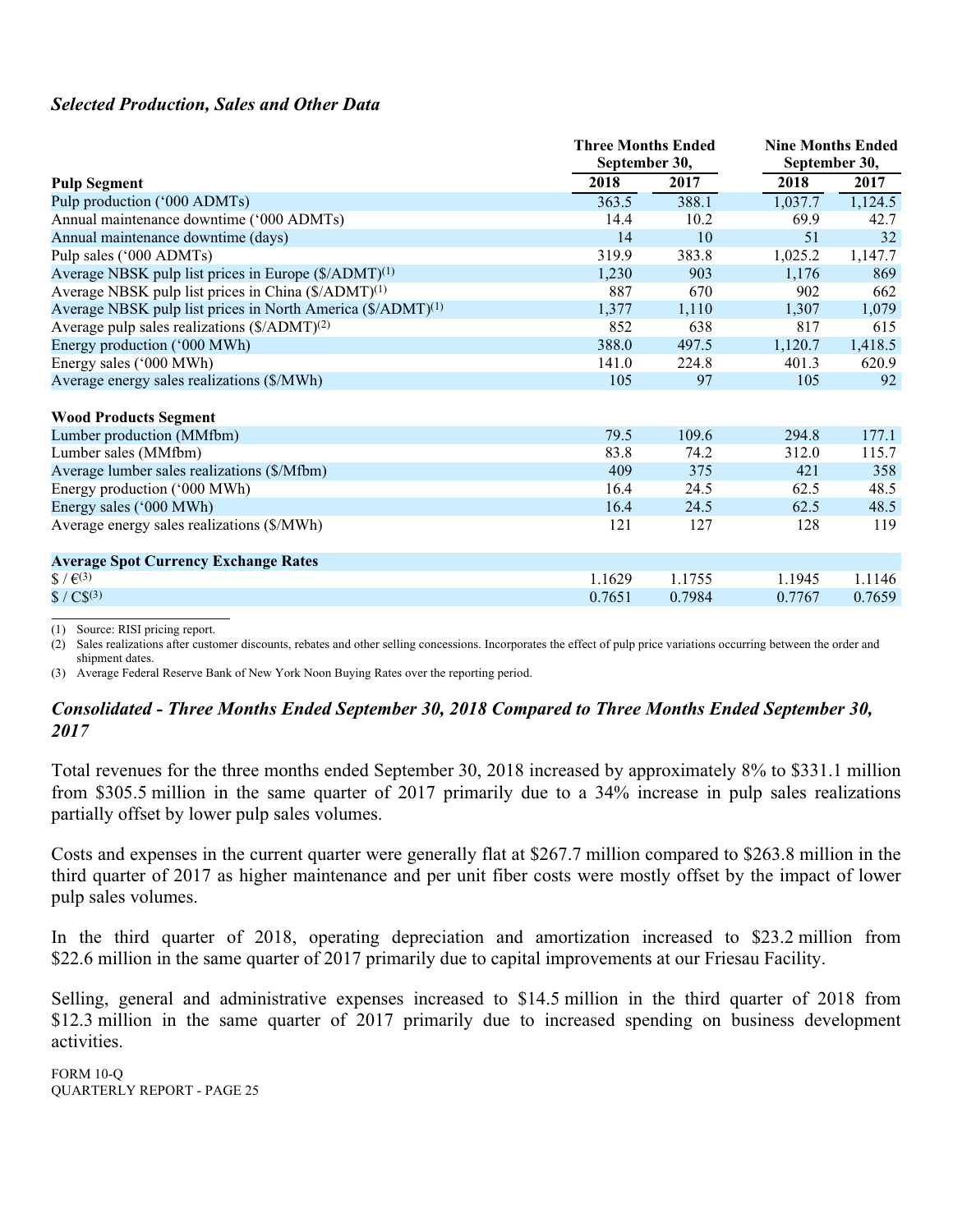### *Selected Production, Sales and Other Data*

| | Three Months Ended September 30, | | Nine Months Ended September 30, | |
|---|---|---|---|---|
| **Pulp Segment** | **2018** | **2017** | **2018** | **2017** |
| Pulp production ('000 ADMTs) | 363.5 | 388.1 | 1,037.7 | 1,124.5 |
| Annual maintenance downtime ('000 ADMTs) | 14.4 | 10.2 | 69.9 | 42.7 |
| Annual maintenance downtime (days) | 14 | 10 | 51 | 32 |
| Pulp sales ('000 ADMTs) | 319.9 | 383.8 | 1,025.2 | 1,147.7 |
| Average NBSK pulp list prices in Europe ($/ADMT)(1) | 1,230 | 903 | 1,176 | 869 |
| Average NBSK pulp list prices in China ($/ADMT)(1) | 887 | 670 | 902 | 662 |
| Average NBSK pulp list prices in North America ($/ADMT)(1) | 1,377 | 1,110 | 1,307 | 1,079 |
| Average pulp sales realizations ($/ADMT)(2) | 852 | 638 | 817 | 615 |
| Energy production ('000 MWh) | 388.0 | 497.5 | 1,120.7 | 1,418.5 |
| Energy sales ('000 MWh) | 141.0 | 224.8 | 401.3 | 620.9 |
| Average energy sales realizations ($/MWh) | 105 | 97 | 105 | 92 |
| | | | | |
| **Wood Products Segment** | | | | |
| Lumber production (MMfbm) | 79.5 | 109.6 | 294.8 | 177.1 |
| Lumber sales (MMfbm) | 83.8 | 74.2 | 312.0 | 115.7 |
| Average lumber sales realizations ($/Mfbm) | 409 | 375 | 421 | 358 |
| Energy production ('000 MWh) | 16.4 | 24.5 | 62.5 | 48.5 |
| Energy sales ('000 MWh) | 16.4 | 24.5 | 62.5 | 48.5 |
| Average energy sales realizations ($/MWh) | 121 | 127 | 128 | 119 |
| | | | | |
| **Average Spot Currency Exchange Rates** | | | | |
| $ / €(3) | 1.1629 | 1.1755 | 1.1945 | 1.1146 |
| $ / C$(3) | 0.7651 | 0.7984 | 0.7767 | 0.7659 |

(1) Source: RISI pricing report.
(2) Sales realizations after customer discounts, rebates and other selling concessions. Incorporates the effect of pulp price variations occurring between the order and shipment dates.
(3) Average Federal Reserve Bank of New York Noon Buying Rates over the reporting period.

### *Consolidated - Three Months Ended September 30, 2018 Compared to Three Months Ended September 30, 2017*

Total revenues for the three months ended September 30, 2018 increased by approximately 8% to $331.1 million from $305.5 million in the same quarter of 2017 primarily due to a 34% increase in pulp sales realizations partially offset by lower pulp sales volumes.

Costs and expenses in the current quarter were generally flat at $267.7 million compared to $263.8 million in the third quarter of 2017 as higher maintenance and per unit fiber costs were mostly offset by the impact of lower pulp sales volumes.

In the third quarter of 2018, operating depreciation and amortization increased to $23.2 million from $22.6 million in the same quarter of 2017 primarily due to capital improvements at our Friesau Facility.

Selling, general and administrative expenses increased to $14.5 million in the third quarter of 2018 from $12.3 million in the same quarter of 2017 primarily due to increased spending on business development activities.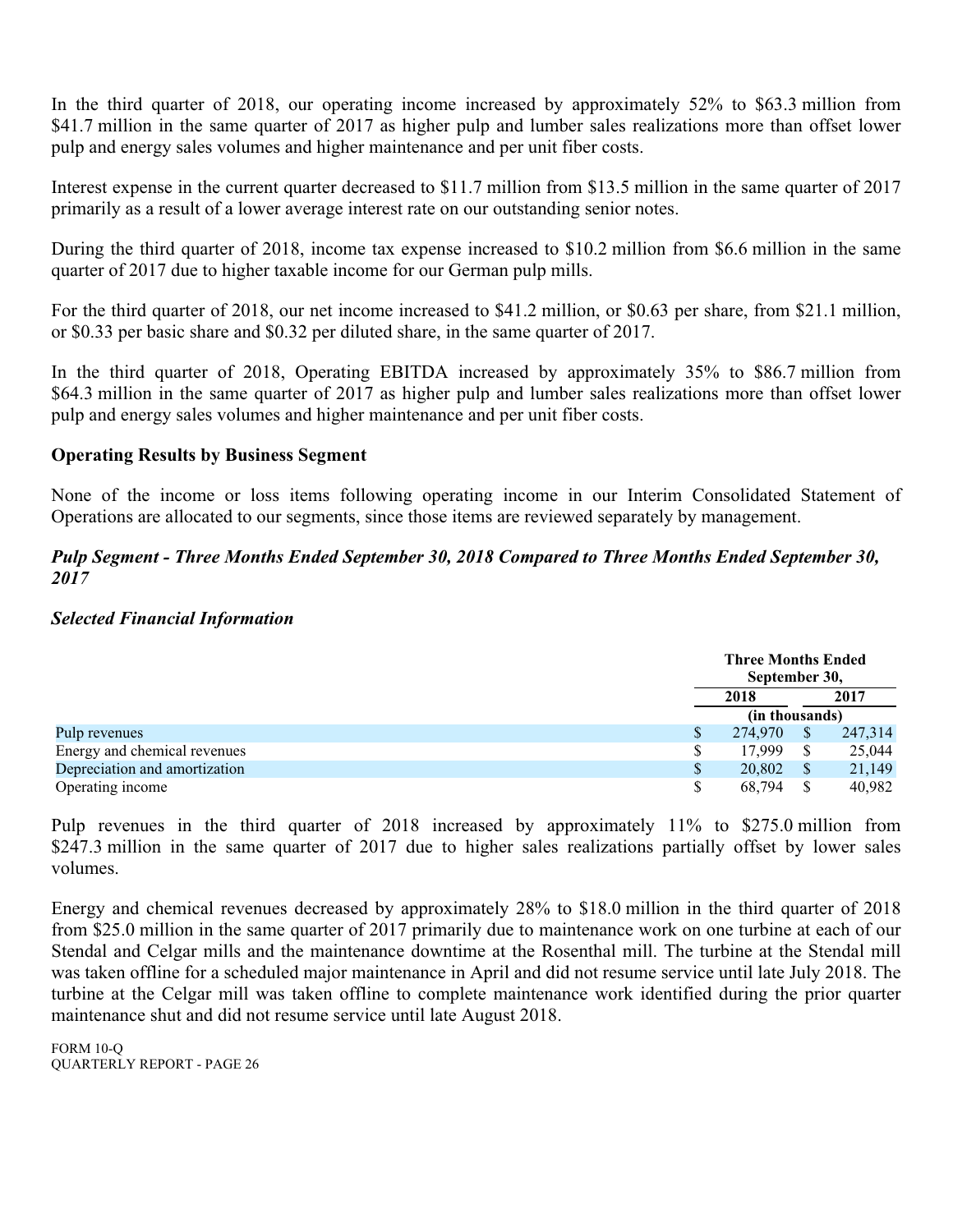In the third quarter of 2018, our operating income increased by approximately 52% to $63.3 million from $41.7 million in the same quarter of 2017 as higher pulp and lumber sales realizations more than offset lower pulp and energy sales volumes and higher maintenance and per unit fiber costs.

Interest expense in the current quarter decreased to $11.7 million from $13.5 million in the same quarter of 2017 primarily as a result of a lower average interest rate on our outstanding senior notes.

During the third quarter of 2018, income tax expense increased to $10.2 million from $6.6 million in the same quarter of 2017 due to higher taxable income for our German pulp mills.

For the third quarter of 2018, our net income increased to $41.2 million, or $0.63 per share, from $21.1 million, or $0.33 per basic share and $0.32 per diluted share, in the same quarter of 2017.

In the third quarter of 2018, Operating EBITDA increased by approximately 35% to $86.7 million from $64.3 million in the same quarter of 2017 as higher pulp and lumber sales realizations more than offset lower pulp and energy sales volumes and higher maintenance and per unit fiber costs.

## Operating Results by Business Segment

None of the income or loss items following operating income in our Interim Consolidated Statement of Operations are allocated to our segments, since those items are reviewed separately by management.

### *Pulp Segment - Three Months Ended September 30, 2018 Compared to Three Months Ended September 30, 2017*

### *Selected Financial Information*

| | Three Months Ended September 30, | |
|---|---|---|
| | 2018 | 2017 |
| | (in thousands) | |
| Pulp revenues | $ 274,970 | $ 247,314 |
| Energy and chemical revenues | $ 17,999 | $ 25,044 |
| Depreciation and amortization | $ 20,802 | $ 21,149 |
| Operating income | $ 68,794 | $ 40,982 |

Pulp revenues in the third quarter of 2018 increased by approximately 11% to $275.0 million from $247.3 million in the same quarter of 2017 due to higher sales realizations partially offset by lower sales volumes.

Energy and chemical revenues decreased by approximately 28% to $18.0 million in the third quarter of 2018 from $25.0 million in the same quarter of 2017 primarily due to maintenance work on one turbine at each of our Stendal and Celgar mills and the maintenance downtime at the Rosenthal mill. The turbine at the Stendal mill was taken offline for a scheduled major maintenance in April and did not resume service until late July 2018. The turbine at the Celgar mill was taken offline to complete maintenance work identified during the prior quarter maintenance shut and did not resume service until late August 2018.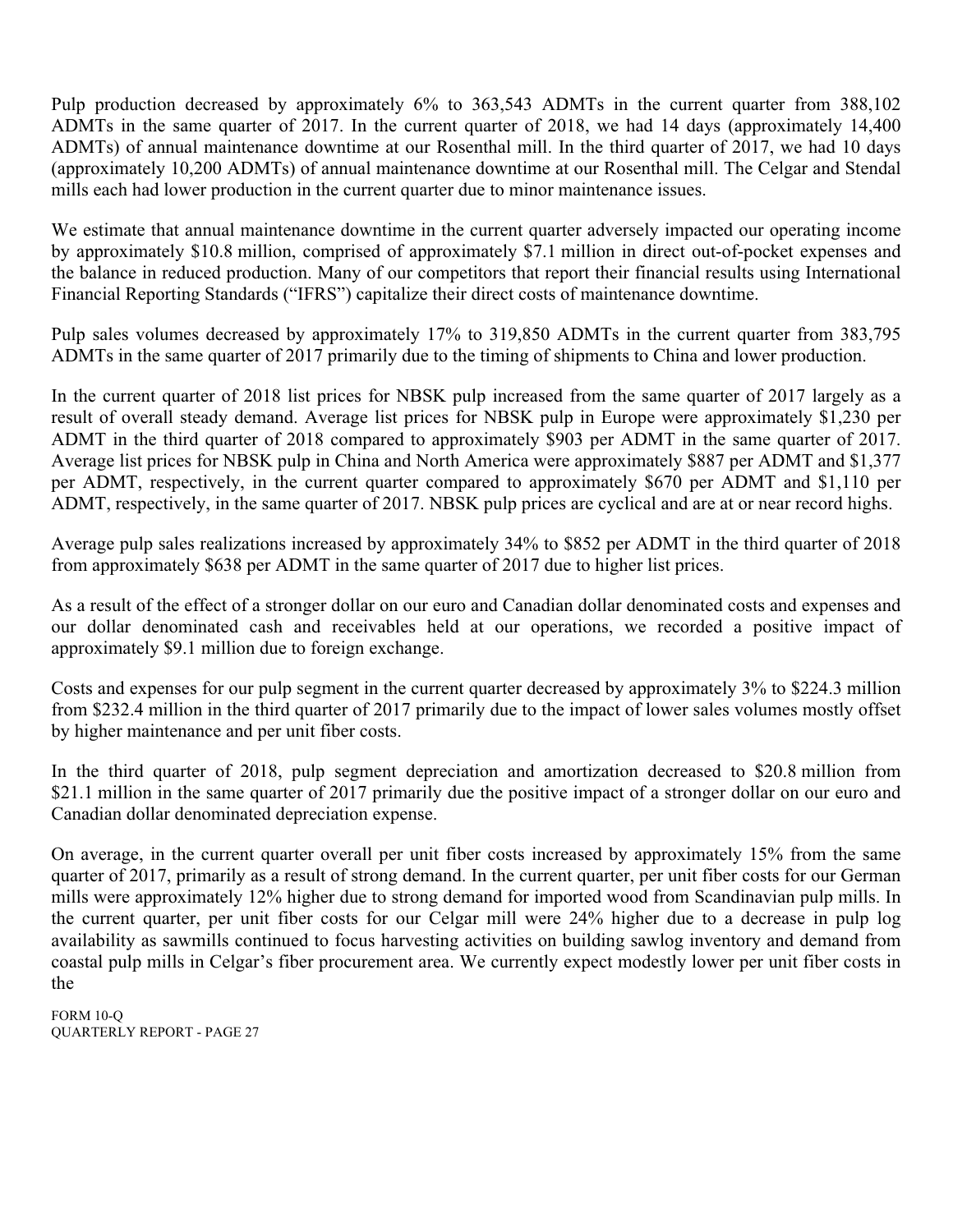Pulp production decreased by approximately 6% to 363,543 ADMTs in the current quarter from 388,102 ADMTs in the same quarter of 2017. In the current quarter of 2018, we had 14 days (approximately 14,400 ADMTs) of annual maintenance downtime at our Rosenthal mill. In the third quarter of 2017, we had 10 days (approximately 10,200 ADMTs) of annual maintenance downtime at our Rosenthal mill. The Celgar and Stendal mills each had lower production in the current quarter due to minor maintenance issues.

We estimate that annual maintenance downtime in the current quarter adversely impacted our operating income by approximately $10.8 million, comprised of approximately $7.1 million in direct out-of-pocket expenses and the balance in reduced production. Many of our competitors that report their financial results using International Financial Reporting Standards ("IFRS") capitalize their direct costs of maintenance downtime.

Pulp sales volumes decreased by approximately 17% to 319,850 ADMTs in the current quarter from 383,795 ADMTs in the same quarter of 2017 primarily due to the timing of shipments to China and lower production.

In the current quarter of 2018 list prices for NBSK pulp increased from the same quarter of 2017 largely as a result of overall steady demand. Average list prices for NBSK pulp in Europe were approximately $1,230 per ADMT in the third quarter of 2018 compared to approximately $903 per ADMT in the same quarter of 2017. Average list prices for NBSK pulp in China and North America were approximately $887 per ADMT and $1,377 per ADMT, respectively, in the current quarter compared to approximately $670 per ADMT and $1,110 per ADMT, respectively, in the same quarter of 2017. NBSK pulp prices are cyclical and are at or near record highs.

Average pulp sales realizations increased by approximately 34% to $852 per ADMT in the third quarter of 2018 from approximately $638 per ADMT in the same quarter of 2017 due to higher list prices.

As a result of the effect of a stronger dollar on our euro and Canadian dollar denominated costs and expenses and our dollar denominated cash and receivables held at our operations, we recorded a positive impact of approximately $9.1 million due to foreign exchange.

Costs and expenses for our pulp segment in the current quarter decreased by approximately 3% to $224.3 million from $232.4 million in the third quarter of 2017 primarily due to the impact of lower sales volumes mostly offset by higher maintenance and per unit fiber costs.

In the third quarter of 2018, pulp segment depreciation and amortization decreased to $20.8 million from $21.1 million in the same quarter of 2017 primarily due the positive impact of a stronger dollar on our euro and Canadian dollar denominated depreciation expense.

On average, in the current quarter overall per unit fiber costs increased by approximately 15% from the same quarter of 2017, primarily as a result of strong demand. In the current quarter, per unit fiber costs for our German mills were approximately 12% higher due to strong demand for imported wood from Scandinavian pulp mills. In the current quarter, per unit fiber costs for our Celgar mill were 24% higher due to a decrease in pulp log availability as sawmills continued to focus harvesting activities on building sawlog inventory and demand from coastal pulp mills in Celgar's fiber procurement area. We currently expect modestly lower per unit fiber costs in the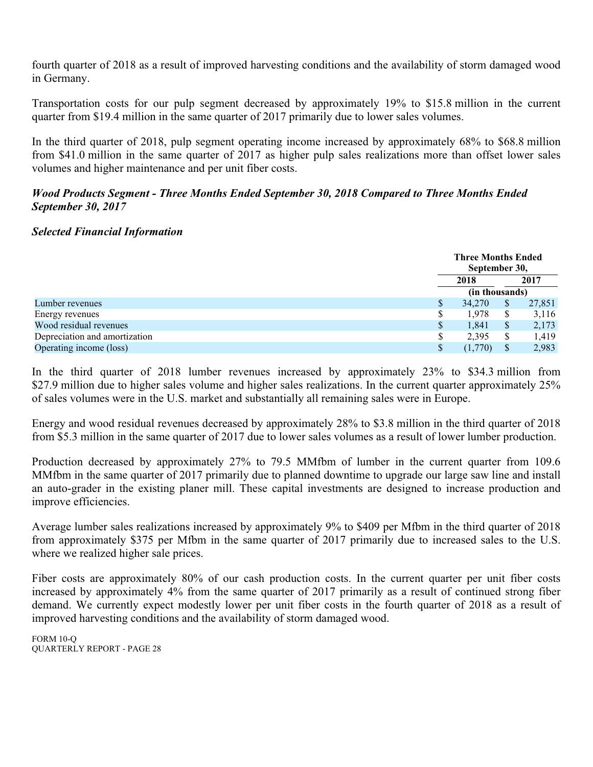fourth quarter of 2018 as a result of improved harvesting conditions and the availability of storm damaged wood in Germany.

Transportation costs for our pulp segment decreased by approximately 19% to $15.8 million in the current quarter from $19.4 million in the same quarter of 2017 primarily due to lower sales volumes.

In the third quarter of 2018, pulp segment operating income increased by approximately 68% to $68.8 million from $41.0 million in the same quarter of 2017 as higher pulp sales realizations more than offset lower sales volumes and higher maintenance and per unit fiber costs.

***Wood Products Segment - Three Months Ended September 30, 2018 Compared to Three Months Ended September 30, 2017***

***Selected Financial Information***

| | Three Months Ended September 30, | |
|---|---|---|
| | 2018 | 2017 |
| | (in thousands) | |
| Lumber revenues | $ 34,270 | $ 27,851 |
| Energy revenues | $ 1,978 | $ 3,116 |
| Wood residual revenues | $ 1,841 | $ 2,173 |
| Depreciation and amortization | $ 2,395 | $ 1,419 |
| Operating income (loss) | $ (1,770) | $ 2,983 |

In the third quarter of 2018 lumber revenues increased by approximately 23% to $34.3 million from $27.9 million due to higher sales volume and higher sales realizations. In the current quarter approximately 25% of sales volumes were in the U.S. market and substantially all remaining sales were in Europe.

Energy and wood residual revenues decreased by approximately 28% to $3.8 million in the third quarter of 2018 from $5.3 million in the same quarter of 2017 due to lower sales volumes as a result of lower lumber production.

Production decreased by approximately 27% to 79.5 MMfbm of lumber in the current quarter from 109.6 MMfbm in the same quarter of 2017 primarily due to planned downtime to upgrade our large saw line and install an auto-grader in the existing planer mill. These capital investments are designed to increase production and improve efficiencies.

Average lumber sales realizations increased by approximately 9% to $409 per Mfbm in the third quarter of 2018 from approximately $375 per Mfbm in the same quarter of 2017 primarily due to increased sales to the U.S. where we realized higher sale prices.

Fiber costs are approximately 80% of our cash production costs. In the current quarter per unit fiber costs increased by approximately 4% from the same quarter of 2017 primarily as a result of continued strong fiber demand. We currently expect modestly lower per unit fiber costs in the fourth quarter of 2018 as a result of improved harvesting conditions and the availability of storm damaged wood.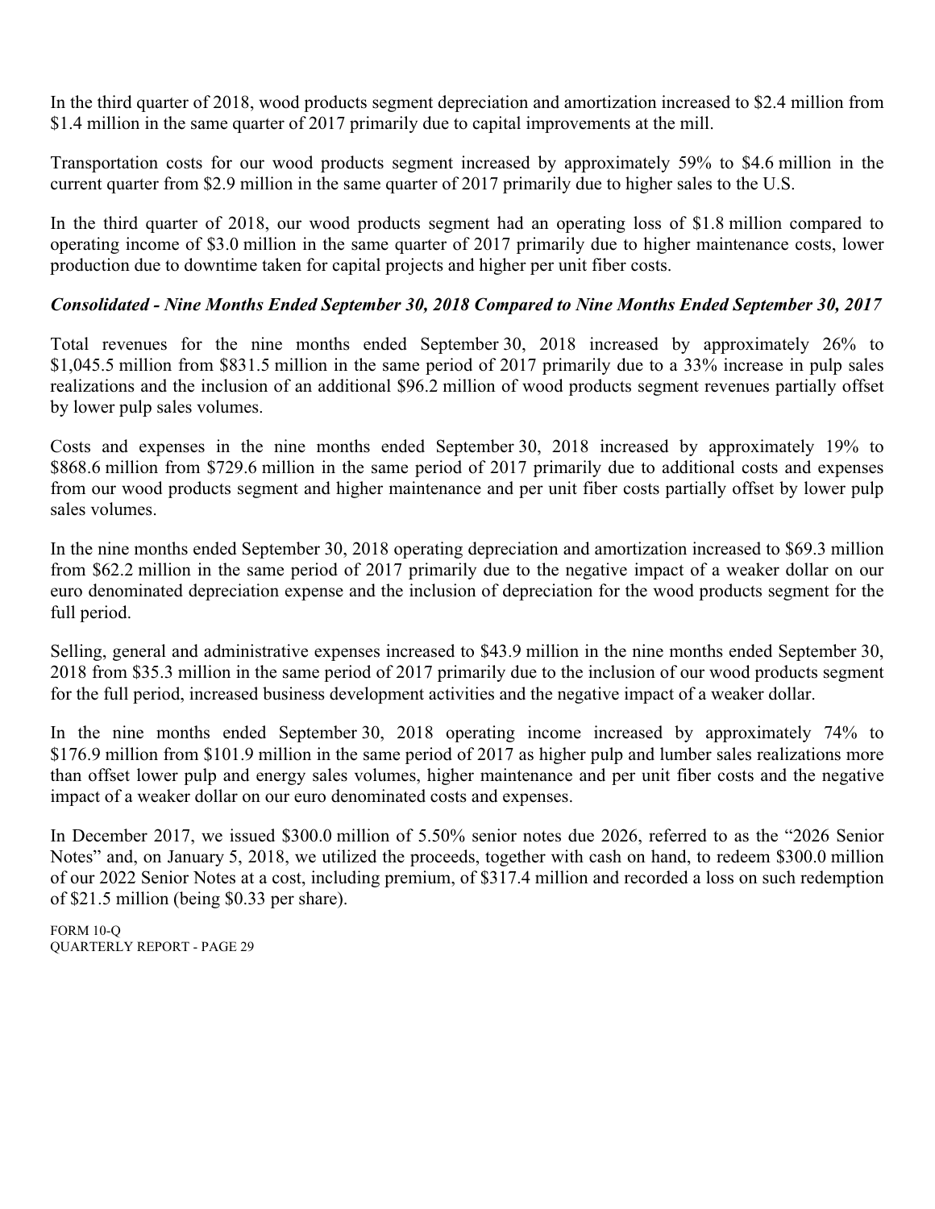In the third quarter of 2018, wood products segment depreciation and amortization increased to $2.4 million from $1.4 million in the same quarter of 2017 primarily due to capital improvements at the mill.

Transportation costs for our wood products segment increased by approximately 59% to $4.6 million in the current quarter from $2.9 million in the same quarter of 2017 primarily due to higher sales to the U.S.

In the third quarter of 2018, our wood products segment had an operating loss of $1.8 million compared to operating income of $3.0 million in the same quarter of 2017 primarily due to higher maintenance costs, lower production due to downtime taken for capital projects and higher per unit fiber costs.

***Consolidated - Nine Months Ended September 30, 2018 Compared to Nine Months Ended September 30, 2017***

Total revenues for the nine months ended September 30, 2018 increased by approximately 26% to $1,045.5 million from $831.5 million in the same period of 2017 primarily due to a 33% increase in pulp sales realizations and the inclusion of an additional $96.2 million of wood products segment revenues partially offset by lower pulp sales volumes.

Costs and expenses in the nine months ended September 30, 2018 increased by approximately 19% to $868.6 million from $729.6 million in the same period of 2017 primarily due to additional costs and expenses from our wood products segment and higher maintenance and per unit fiber costs partially offset by lower pulp sales volumes.

In the nine months ended September 30, 2018 operating depreciation and amortization increased to $69.3 million from $62.2 million in the same period of 2017 primarily due to the negative impact of a weaker dollar on our euro denominated depreciation expense and the inclusion of depreciation for the wood products segment for the full period.

Selling, general and administrative expenses increased to $43.9 million in the nine months ended September 30, 2018 from $35.3 million in the same period of 2017 primarily due to the inclusion of our wood products segment for the full period, increased business development activities and the negative impact of a weaker dollar.

In the nine months ended September 30, 2018 operating income increased by approximately 74% to $176.9 million from $101.9 million in the same period of 2017 as higher pulp and lumber sales realizations more than offset lower pulp and energy sales volumes, higher maintenance and per unit fiber costs and the negative impact of a weaker dollar on our euro denominated costs and expenses.

In December 2017, we issued $300.0 million of 5.50% senior notes due 2026, referred to as the "2026 Senior Notes" and, on January 5, 2018, we utilized the proceeds, together with cash on hand, to redeem $300.0 million of our 2022 Senior Notes at a cost, including premium, of $317.4 million and recorded a loss on such redemption of $21.5 million (being $0.33 per share).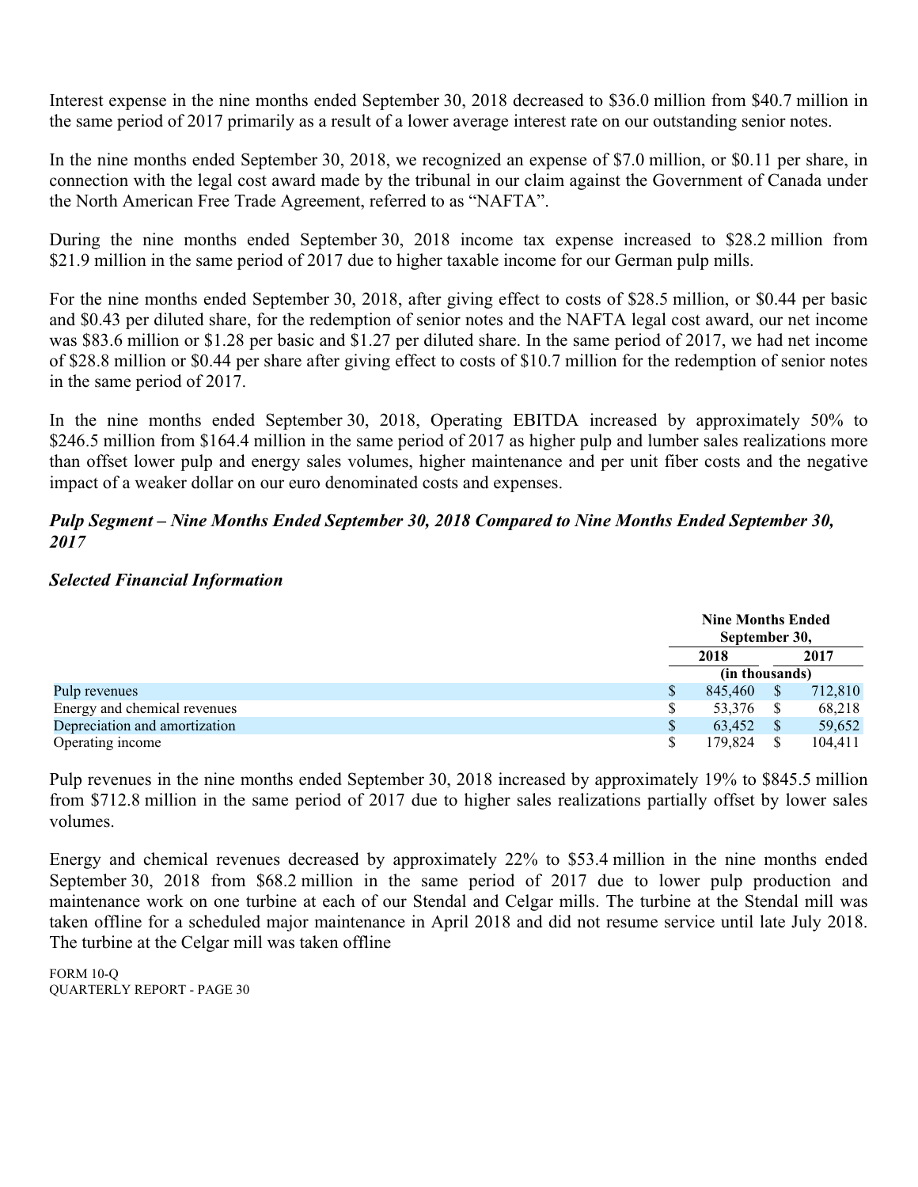Interest expense in the nine months ended September 30, 2018 decreased to $36.0 million from $40.7 million in the same period of 2017 primarily as a result of a lower average interest rate on our outstanding senior notes.

In the nine months ended September 30, 2018, we recognized an expense of $7.0 million, or $0.11 per share, in connection with the legal cost award made by the tribunal in our claim against the Government of Canada under the North American Free Trade Agreement, referred to as "NAFTA".

During the nine months ended September 30, 2018 income tax expense increased to $28.2 million from $21.9 million in the same period of 2017 due to higher taxable income for our German pulp mills.

For the nine months ended September 30, 2018, after giving effect to costs of $28.5 million, or $0.44 per basic and $0.43 per diluted share, for the redemption of senior notes and the NAFTA legal cost award, our net income was $83.6 million or $1.28 per basic and $1.27 per diluted share. In the same period of 2017, we had net income of $28.8 million or $0.44 per share after giving effect to costs of $10.7 million for the redemption of senior notes in the same period of 2017.

In the nine months ended September 30, 2018, Operating EBITDA increased by approximately 50% to $246.5 million from $164.4 million in the same period of 2017 as higher pulp and lumber sales realizations more than offset lower pulp and energy sales volumes, higher maintenance and per unit fiber costs and the negative impact of a weaker dollar on our euro denominated costs and expenses.

### *Pulp Segment – Nine Months Ended September 30, 2018 Compared to Nine Months Ended September 30, 2017*

### *Selected Financial Information*

| | Nine Months Ended September 30, | |
|---|---|---|
| | 2018 | 2017 |
| | (in thousands) | |
| Pulp revenues | $ 845,460 | $ 712,810 |
| Energy and chemical revenues | $ 53,376 | $ 68,218 |
| Depreciation and amortization | $ 63,452 | $ 59,652 |
| Operating income | $ 179,824 | $ 104,411 |

Pulp revenues in the nine months ended September 30, 2018 increased by approximately 19% to $845.5 million from $712.8 million in the same period of 2017 due to higher sales realizations partially offset by lower sales volumes.

Energy and chemical revenues decreased by approximately 22% to $53.4 million in the nine months ended September 30, 2018 from $68.2 million in the same period of 2017 due to lower pulp production and maintenance work on one turbine at each of our Stendal and Celgar mills. The turbine at the Stendal mill was taken offline for a scheduled major maintenance in April 2018 and did not resume service until late July 2018. The turbine at the Celgar mill was taken offline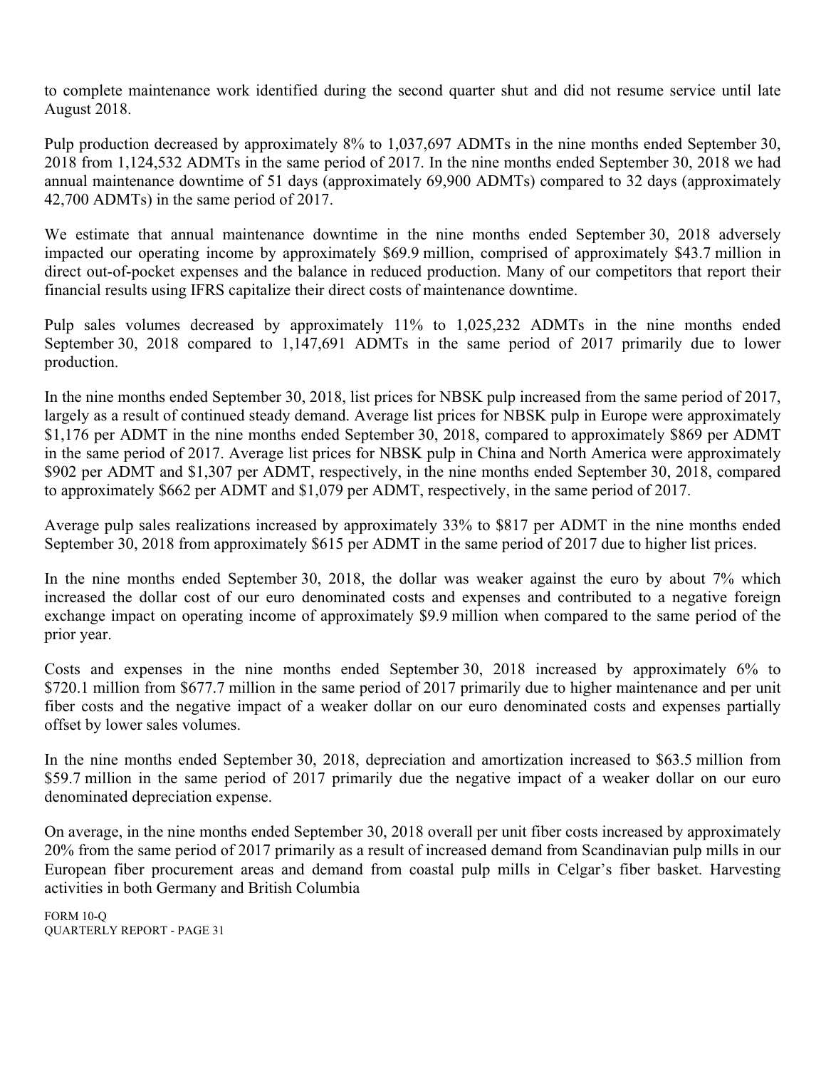to complete maintenance work identified during the second quarter shut and did not resume service until late August 2018.

Pulp production decreased by approximately 8% to 1,037,697 ADMTs in the nine months ended September 30, 2018 from 1,124,532 ADMTs in the same period of 2017. In the nine months ended September 30, 2018 we had annual maintenance downtime of 51 days (approximately 69,900 ADMTs) compared to 32 days (approximately 42,700 ADMTs) in the same period of 2017.

We estimate that annual maintenance downtime in the nine months ended September 30, 2018 adversely impacted our operating income by approximately $69.9 million, comprised of approximately $43.7 million in direct out-of-pocket expenses and the balance in reduced production. Many of our competitors that report their financial results using IFRS capitalize their direct costs of maintenance downtime.

Pulp sales volumes decreased by approximately 11% to 1,025,232 ADMTs in the nine months ended September 30, 2018 compared to 1,147,691 ADMTs in the same period of 2017 primarily due to lower production.

In the nine months ended September 30, 2018, list prices for NBSK pulp increased from the same period of 2017, largely as a result of continued steady demand. Average list prices for NBSK pulp in Europe were approximately $1,176 per ADMT in the nine months ended September 30, 2018, compared to approximately $869 per ADMT in the same period of 2017. Average list prices for NBSK pulp in China and North America were approximately $902 per ADMT and $1,307 per ADMT, respectively, in the nine months ended September 30, 2018, compared to approximately $662 per ADMT and $1,079 per ADMT, respectively, in the same period of 2017.

Average pulp sales realizations increased by approximately 33% to $817 per ADMT in the nine months ended September 30, 2018 from approximately $615 per ADMT in the same period of 2017 due to higher list prices.

In the nine months ended September 30, 2018, the dollar was weaker against the euro by about 7% which increased the dollar cost of our euro denominated costs and expenses and contributed to a negative foreign exchange impact on operating income of approximately $9.9 million when compared to the same period of the prior year.

Costs and expenses in the nine months ended September 30, 2018 increased by approximately 6% to $720.1 million from $677.7 million in the same period of 2017 primarily due to higher maintenance and per unit fiber costs and the negative impact of a weaker dollar on our euro denominated costs and expenses partially offset by lower sales volumes.

In the nine months ended September 30, 2018, depreciation and amortization increased to $63.5 million from $59.7 million in the same period of 2017 primarily due the negative impact of a weaker dollar on our euro denominated depreciation expense.

On average, in the nine months ended September 30, 2018 overall per unit fiber costs increased by approximately 20% from the same period of 2017 primarily as a result of increased demand from Scandinavian pulp mills in our European fiber procurement areas and demand from coastal pulp mills in Celgar's fiber basket. Harvesting activities in both Germany and British Columbia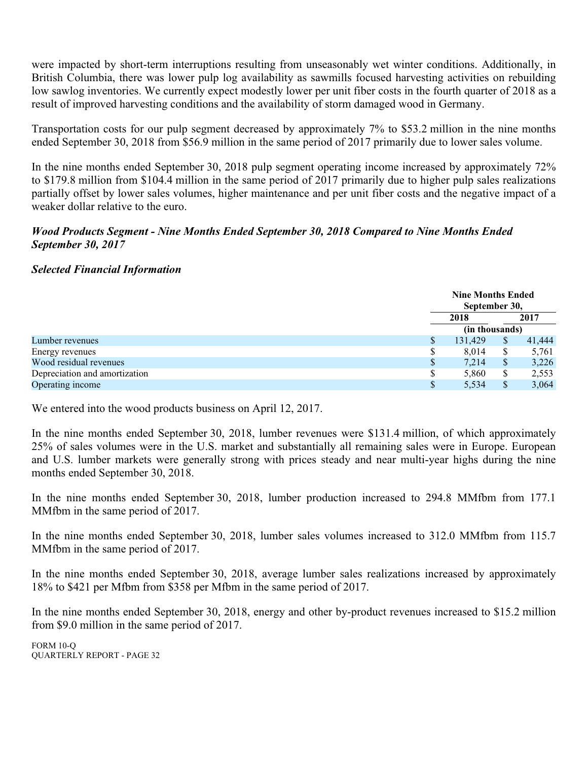were impacted by short-term interruptions resulting from unseasonably wet winter conditions. Additionally, in British Columbia, there was lower pulp log availability as sawmills focused harvesting activities on rebuilding low sawlog inventories. We currently expect modestly lower per unit fiber costs in the fourth quarter of 2018 as a result of improved harvesting conditions and the availability of storm damaged wood in Germany.

Transportation costs for our pulp segment decreased by approximately 7% to $53.2 million in the nine months ended September 30, 2018 from $56.9 million in the same period of 2017 primarily due to lower sales volume.

In the nine months ended September 30, 2018 pulp segment operating income increased by approximately 72% to $179.8 million from $104.4 million in the same period of 2017 primarily due to higher pulp sales realizations partially offset by lower sales volumes, higher maintenance and per unit fiber costs and the negative impact of a weaker dollar relative to the euro.

***Wood Products Segment - Nine Months Ended September 30, 2018 Compared to Nine Months Ended September 30, 2017***

***Selected Financial Information***

| | Nine Months Ended September 30, | |
|---|---|---|
| | 2018 | 2017 |
| | (in thousands) | |
| Lumber revenues | $ 131,429 | $ 41,444 |
| Energy revenues | $ 8,014 | $ 5,761 |
| Wood residual revenues | $ 7,214 | $ 3,226 |
| Depreciation and amortization | $ 5,860 | $ 2,553 |
| Operating income | $ 5,534 | $ 3,064 |

We entered into the wood products business on April 12, 2017.

In the nine months ended September 30, 2018, lumber revenues were $131.4 million, of which approximately 25% of sales volumes were in the U.S. market and substantially all remaining sales were in Europe. European and U.S. lumber markets were generally strong with prices steady and near multi-year highs during the nine months ended September 30, 2018.

In the nine months ended September 30, 2018, lumber production increased to 294.8 MMfbm from 177.1 MMfbm in the same period of 2017.

In the nine months ended September 30, 2018, lumber sales volumes increased to 312.0 MMfbm from 115.7 MMfbm in the same period of 2017.

In the nine months ended September 30, 2018, average lumber sales realizations increased by approximately 18% to $421 per Mfbm from $358 per Mfbm in the same period of 2017.

In the nine months ended September 30, 2018, energy and other by-product revenues increased to $15.2 million from $9.0 million in the same period of 2017.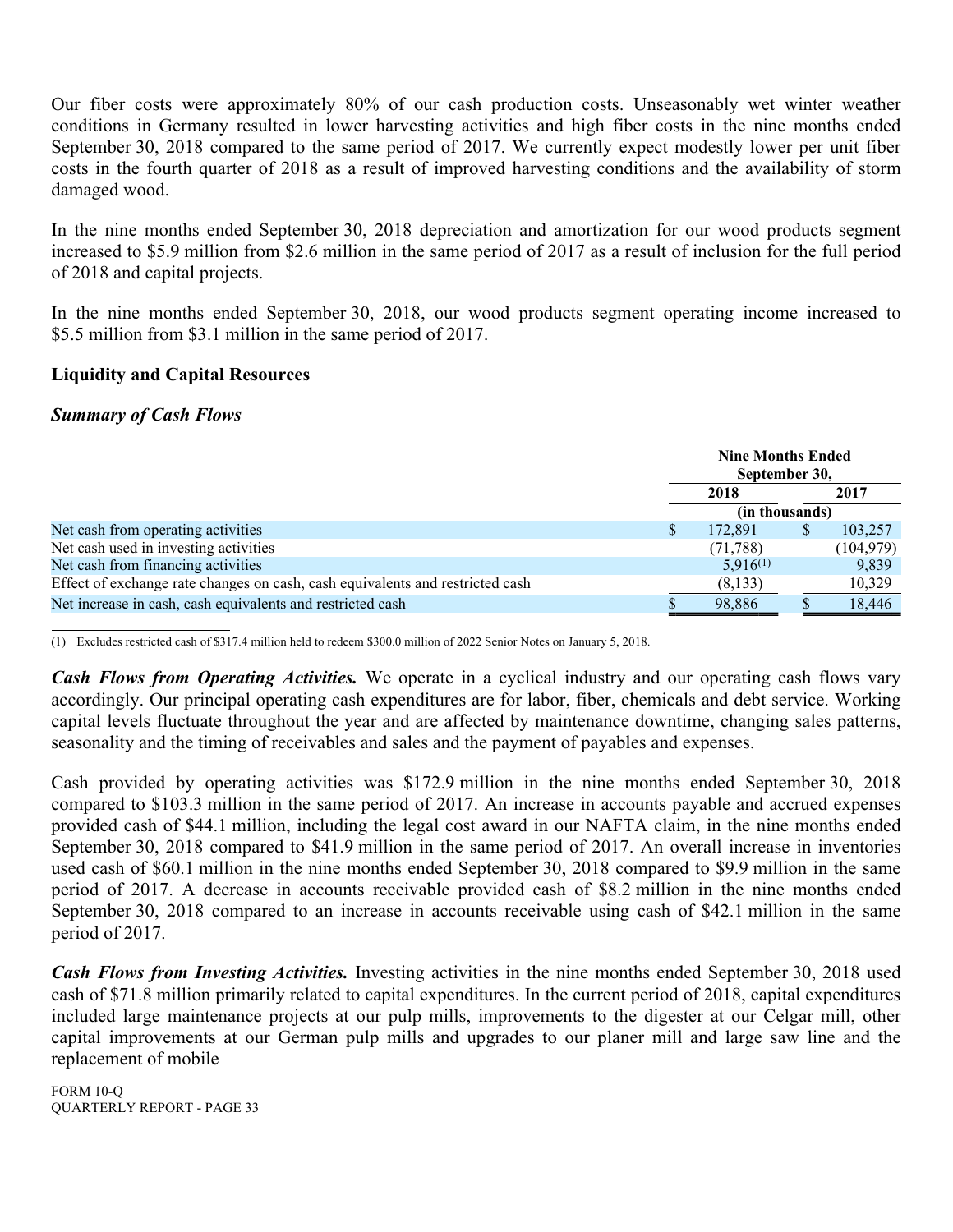Our fiber costs were approximately 80% of our cash production costs. Unseasonably wet winter weather conditions in Germany resulted in lower harvesting activities and high fiber costs in the nine months ended September 30, 2018 compared to the same period of 2017. We currently expect modestly lower per unit fiber costs in the fourth quarter of 2018 as a result of improved harvesting conditions and the availability of storm damaged wood.

In the nine months ended September 30, 2018 depreciation and amortization for our wood products segment increased to $5.9 million from $2.6 million in the same period of 2017 as a result of inclusion for the full period of 2018 and capital projects.

In the nine months ended September 30, 2018, our wood products segment operating income increased to $5.5 million from $3.1 million in the same period of 2017.

### Liquidity and Capital Resources

#### *Summary of Cash Flows*

| | Nine Months Ended September 30, | |
|---|---|---|
| | 2018 | 2017 |
| | (in thousands) | |
| Net cash from operating activities | $ 172,891 | $ 103,257 |
| Net cash used in investing activities | (71,788) | (104,979) |
| Net cash from financing activities | 5,916[(1)] | 9,839 |
| Effect of exchange rate changes on cash, cash equivalents and restricted cash | (8,133) | 10,329 |
| Net increase in cash, cash equivalents and restricted cash | $ 98,886 | $ 18,446 |

(1) Excludes restricted cash of $317.4 million held to redeem $300.0 million of 2022 Senior Notes on January 5, 2018.

***Cash Flows from Operating Activities.*** We operate in a cyclical industry and our operating cash flows vary accordingly. Our principal operating cash expenditures are for labor, fiber, chemicals and debt service. Working capital levels fluctuate throughout the year and are affected by maintenance downtime, changing sales patterns, seasonality and the timing of receivables and sales and the payment of payables and expenses.

Cash provided by operating activities was $172.9 million in the nine months ended September 30, 2018 compared to $103.3 million in the same period of 2017. An increase in accounts payable and accrued expenses provided cash of $44.1 million, including the legal cost award in our NAFTA claim, in the nine months ended September 30, 2018 compared to $41.9 million in the same period of 2017. An overall increase in inventories used cash of $60.1 million in the nine months ended September 30, 2018 compared to $9.9 million in the same period of 2017. A decrease in accounts receivable provided cash of $8.2 million in the nine months ended September 30, 2018 compared to an increase in accounts receivable using cash of $42.1 million in the same period of 2017.

***Cash Flows from Investing Activities.*** Investing activities in the nine months ended September 30, 2018 used cash of $71.8 million primarily related to capital expenditures. In the current period of 2018, capital expenditures included large maintenance projects at our pulp mills, improvements to the digester at our Celgar mill, other capital improvements at our German pulp mills and upgrades to our planer mill and large saw line and the replacement of mobile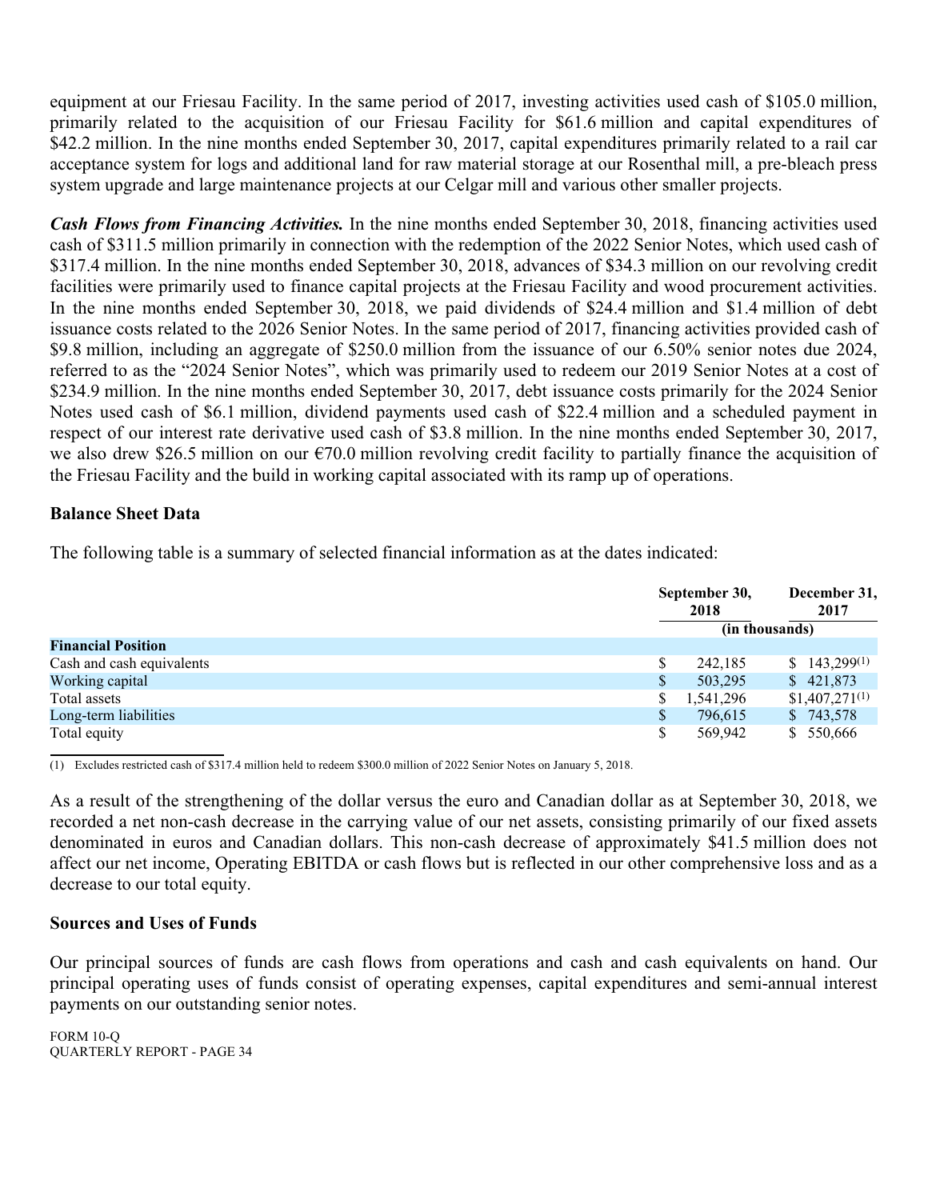equipment at our Friesau Facility. In the same period of 2017, investing activities used cash of $105.0 million, primarily related to the acquisition of our Friesau Facility for $61.6 million and capital expenditures of $42.2 million. In the nine months ended September 30, 2017, capital expenditures primarily related to a rail car acceptance system for logs and additional land for raw material storage at our Rosenthal mill, a pre-bleach press system upgrade and large maintenance projects at our Celgar mill and various other smaller projects.

***Cash Flows from Financing Activities.*** In the nine months ended September 30, 2018, financing activities used cash of $311.5 million primarily in connection with the redemption of the 2022 Senior Notes, which used cash of $317.4 million. In the nine months ended September 30, 2018, advances of $34.3 million on our revolving credit facilities were primarily used to finance capital projects at the Friesau Facility and wood procurement activities. In the nine months ended September 30, 2018, we paid dividends of $24.4 million and $1.4 million of debt issuance costs related to the 2026 Senior Notes. In the same period of 2017, financing activities provided cash of $9.8 million, including an aggregate of $250.0 million from the issuance of our 6.50% senior notes due 2024, referred to as the "2024 Senior Notes", which was primarily used to redeem our 2019 Senior Notes at a cost of $234.9 million. In the nine months ended September 30, 2017, debt issuance costs primarily for the 2024 Senior Notes used cash of $6.1 million, dividend payments used cash of $22.4 million and a scheduled payment in respect of our interest rate derivative used cash of $3.8 million. In the nine months ended September 30, 2017, we also drew $26.5 million on our €70.0 million revolving credit facility to partially finance the acquisition of the Friesau Facility and the build in working capital associated with its ramp up of operations.

**Balance Sheet Data**

The following table is a summary of selected financial information as at the dates indicated:

| | September 30, 2018 | December 31, 2017 |
|---|---|---|
| | (in thousands) | |
| **Financial Position** | | |
| Cash and cash equivalents | $ 242,185 | $ 143,299[(1)] |
| Working capital | $ 503,295 | $ 421,873 |
| Total assets | $ 1,541,296 | $1,407,271[(1)] |
| Long-term liabilities | $ 796,615 | $ 743,578 |
| Total equity | $ 569,942 | $ 550,666 |

(1) Excludes restricted cash of $317.4 million held to redeem $300.0 million of 2022 Senior Notes on January 5, 2018.

As a result of the strengthening of the dollar versus the euro and Canadian dollar as at September 30, 2018, we recorded a net non-cash decrease in the carrying value of our net assets, consisting primarily of our fixed assets denominated in euros and Canadian dollars. This non-cash decrease of approximately $41.5 million does not affect our net income, Operating EBITDA or cash flows but is reflected in our other comprehensive loss and as a decrease to our total equity.

**Sources and Uses of Funds**

Our principal sources of funds are cash flows from operations and cash and cash equivalents on hand. Our principal operating uses of funds consist of operating expenses, capital expenditures and semi-annual interest payments on our outstanding senior notes.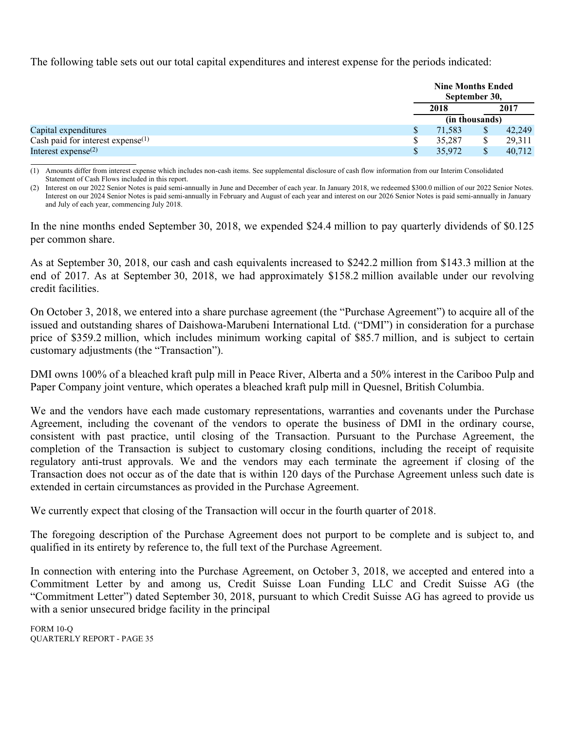The following table sets out our total capital expenditures and interest expense for the periods indicated:

| | Nine Months Ended September 30, | |
|---|---|---|
| | 2018 | 2017 |
| | (in thousands) | |
| Capital expenditures | $ 71,583 | $ 42,249 |
| Cash paid for interest expense[(1)] | $ 35,287 | $ 29,311 |
| Interest expense[(2)] | $ 35,972 | $ 40,712 |

(1) Amounts differ from interest expense which includes non-cash items. See supplemental disclosure of cash flow information from our Interim Consolidated Statement of Cash Flows included in this report.

(2) Interest on our 2022 Senior Notes is paid semi-annually in June and December of each year. In January 2018, we redeemed $300.0 million of our 2022 Senior Notes. Interest on our 2024 Senior Notes is paid semi-annually in February and August of each year and interest on our 2026 Senior Notes is paid semi-annually in January and July of each year, commencing July 2018.

In the nine months ended September 30, 2018, we expended $24.4 million to pay quarterly dividends of $0.125 per common share.

As at September 30, 2018, our cash and cash equivalents increased to $242.2 million from $143.3 million at the end of 2017. As at September 30, 2018, we had approximately $158.2 million available under our revolving credit facilities.

On October 3, 2018, we entered into a share purchase agreement (the "Purchase Agreement") to acquire all of the issued and outstanding shares of Daishowa-Marubeni International Ltd. ("DMI") in consideration for a purchase price of $359.2 million, which includes minimum working capital of $85.7 million, and is subject to certain customary adjustments (the "Transaction").

DMI owns 100% of a bleached kraft pulp mill in Peace River, Alberta and a 50% interest in the Cariboo Pulp and Paper Company joint venture, which operates a bleached kraft pulp mill in Quesnel, British Columbia.

We and the vendors have each made customary representations, warranties and covenants under the Purchase Agreement, including the covenant of the vendors to operate the business of DMI in the ordinary course, consistent with past practice, until closing of the Transaction. Pursuant to the Purchase Agreement, the completion of the Transaction is subject to customary closing conditions, including the receipt of requisite regulatory anti-trust approvals. We and the vendors may each terminate the agreement if closing of the Transaction does not occur as of the date that is within 120 days of the Purchase Agreement unless such date is extended in certain circumstances as provided in the Purchase Agreement.

We currently expect that closing of the Transaction will occur in the fourth quarter of 2018.

The foregoing description of the Purchase Agreement does not purport to be complete and is subject to, and qualified in its entirety by reference to, the full text of the Purchase Agreement.

In connection with entering into the Purchase Agreement, on October 3, 2018, we accepted and entered into a Commitment Letter by and among us, Credit Suisse Loan Funding LLC and Credit Suisse AG (the "Commitment Letter") dated September 30, 2018, pursuant to which Credit Suisse AG has agreed to provide us with a senior unsecured bridge facility in the principal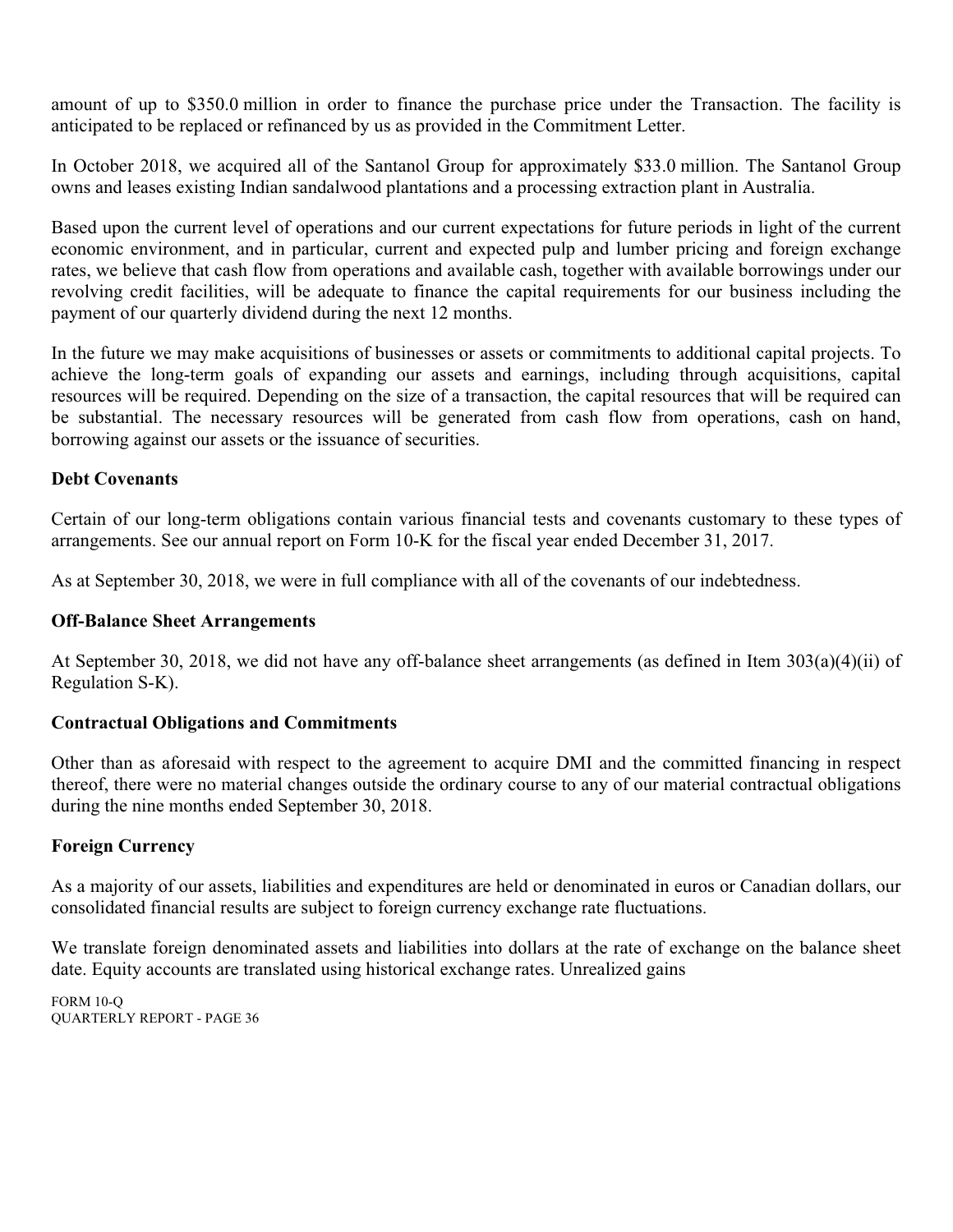amount of up to $350.0 million in order to finance the purchase price under the Transaction. The facility is anticipated to be replaced or refinanced by us as provided in the Commitment Letter.

In October 2018, we acquired all of the Santanol Group for approximately $33.0 million. The Santanol Group owns and leases existing Indian sandalwood plantations and a processing extraction plant in Australia.

Based upon the current level of operations and our current expectations for future periods in light of the current economic environment, and in particular, current and expected pulp and lumber pricing and foreign exchange rates, we believe that cash flow from operations and available cash, together with available borrowings under our revolving credit facilities, will be adequate to finance the capital requirements for our business including the payment of our quarterly dividend during the next 12 months.

In the future we may make acquisitions of businesses or assets or commitments to additional capital projects. To achieve the long-term goals of expanding our assets and earnings, including through acquisitions, capital resources will be required. Depending on the size of a transaction, the capital resources that will be required can be substantial. The necessary resources will be generated from cash flow from operations, cash on hand, borrowing against our assets or the issuance of securities.

### Debt Covenants

Certain of our long-term obligations contain various financial tests and covenants customary to these types of arrangements. See our annual report on Form 10-K for the fiscal year ended December 31, 2017.

As at September 30, 2018, we were in full compliance with all of the covenants of our indebtedness.

### Off-Balance Sheet Arrangements

At September 30, 2018, we did not have any off-balance sheet arrangements (as defined in Item 303(a)(4)(ii) of Regulation S-K).

### Contractual Obligations and Commitments

Other than as aforesaid with respect to the agreement to acquire DMI and the committed financing in respect thereof, there were no material changes outside the ordinary course to any of our material contractual obligations during the nine months ended September 30, 2018.

### Foreign Currency

As a majority of our assets, liabilities and expenditures are held or denominated in euros or Canadian dollars, our consolidated financial results are subject to foreign currency exchange rate fluctuations.

We translate foreign denominated assets and liabilities into dollars at the rate of exchange on the balance sheet date. Equity accounts are translated using historical exchange rates. Unrealized gains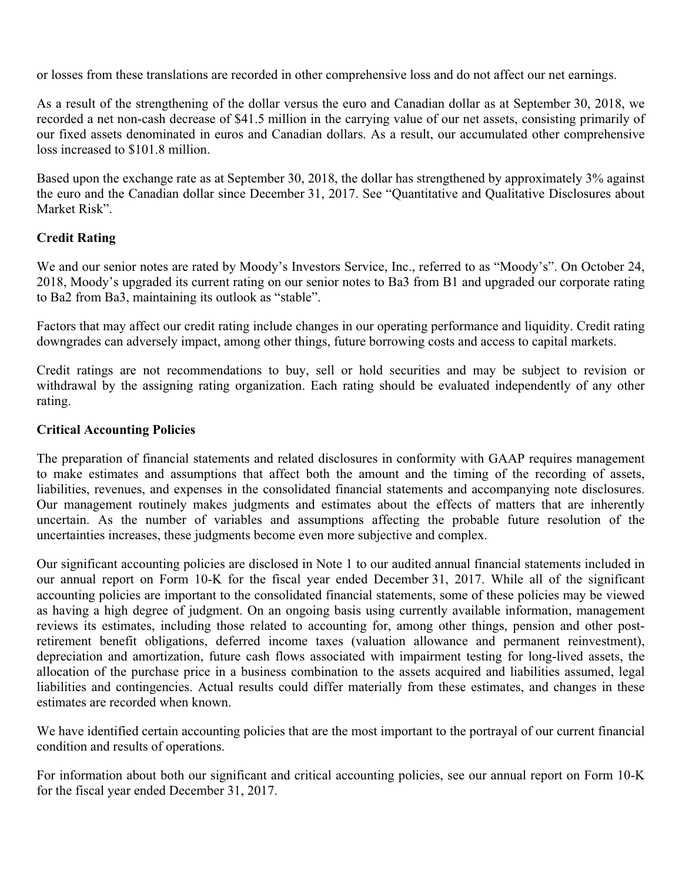or losses from these translations are recorded in other comprehensive loss and do not affect our net earnings.

As a result of the strengthening of the dollar versus the euro and Canadian dollar as at September 30, 2018, we recorded a net non-cash decrease of $41.5 million in the carrying value of our net assets, consisting primarily of our fixed assets denominated in euros and Canadian dollars. As a result, our accumulated other comprehensive loss increased to $101.8 million.

Based upon the exchange rate as at September 30, 2018, the dollar has strengthened by approximately 3% against the euro and the Canadian dollar since December 31, 2017. See "Quantitative and Qualitative Disclosures about Market Risk".

### Credit Rating

We and our senior notes are rated by Moody's Investors Service, Inc., referred to as "Moody's". On October 24, 2018, Moody's upgraded its current rating on our senior notes to Ba3 from B1 and upgraded our corporate rating to Ba2 from Ba3, maintaining its outlook as "stable".

Factors that may affect our credit rating include changes in our operating performance and liquidity. Credit rating downgrades can adversely impact, among other things, future borrowing costs and access to capital markets.

Credit ratings are not recommendations to buy, sell or hold securities and may be subject to revision or withdrawal by the assigning rating organization. Each rating should be evaluated independently of any other rating.

### Critical Accounting Policies

The preparation of financial statements and related disclosures in conformity with GAAP requires management to make estimates and assumptions that affect both the amount and the timing of the recording of assets, liabilities, revenues, and expenses in the consolidated financial statements and accompanying note disclosures. Our management routinely makes judgments and estimates about the effects of matters that are inherently uncertain. As the number of variables and assumptions affecting the probable future resolution of the uncertainties increases, these judgments become even more subjective and complex.

Our significant accounting policies are disclosed in Note 1 to our audited annual financial statements included in our annual report on Form 10-K for the fiscal year ended December 31, 2017. While all of the significant accounting policies are important to the consolidated financial statements, some of these policies may be viewed as having a high degree of judgment. On an ongoing basis using currently available information, management reviews its estimates, including those related to accounting for, among other things, pension and other post-retirement benefit obligations, deferred income taxes (valuation allowance and permanent reinvestment), depreciation and amortization, future cash flows associated with impairment testing for long-lived assets, the allocation of the purchase price in a business combination to the assets acquired and liabilities assumed, legal liabilities and contingencies. Actual results could differ materially from these estimates, and changes in these estimates are recorded when known.

We have identified certain accounting policies that are the most important to the portrayal of our current financial condition and results of operations.

For information about both our significant and critical accounting policies, see our annual report on Form 10-K for the fiscal year ended December 31, 2017.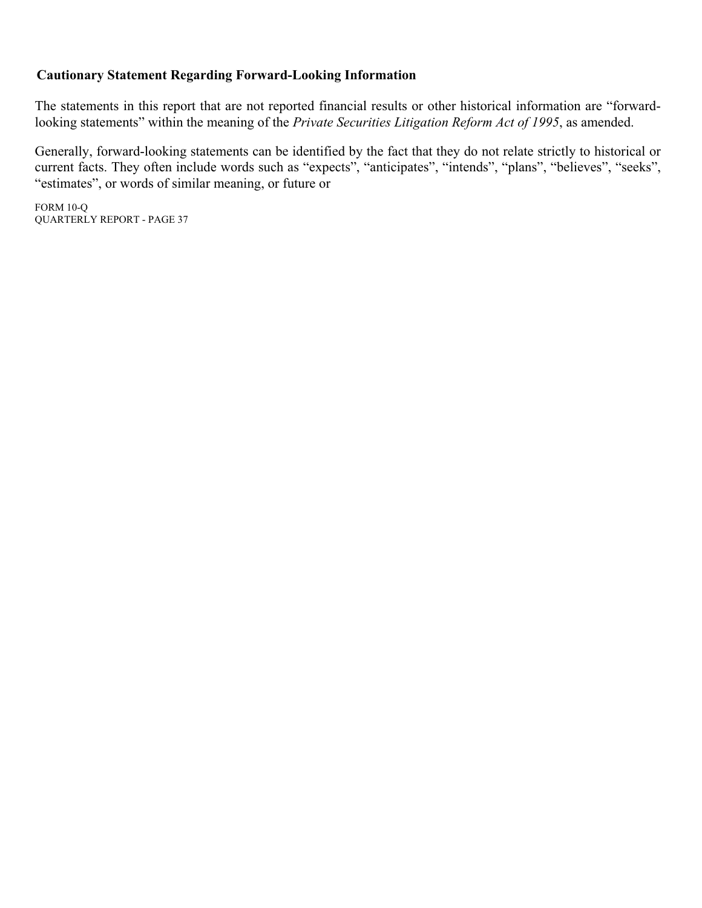## Cautionary Statement Regarding Forward-Looking Information

The statements in this report that are not reported financial results or other historical information are "forward-looking statements" within the meaning of the *Private Securities Litigation Reform Act of 1995*, as amended.

Generally, forward-looking statements can be identified by the fact that they do not relate strictly to historical or current facts. They often include words such as "expects", "anticipates", "intends", "plans", "believes", "seeks", "estimates", or words of similar meaning, or future or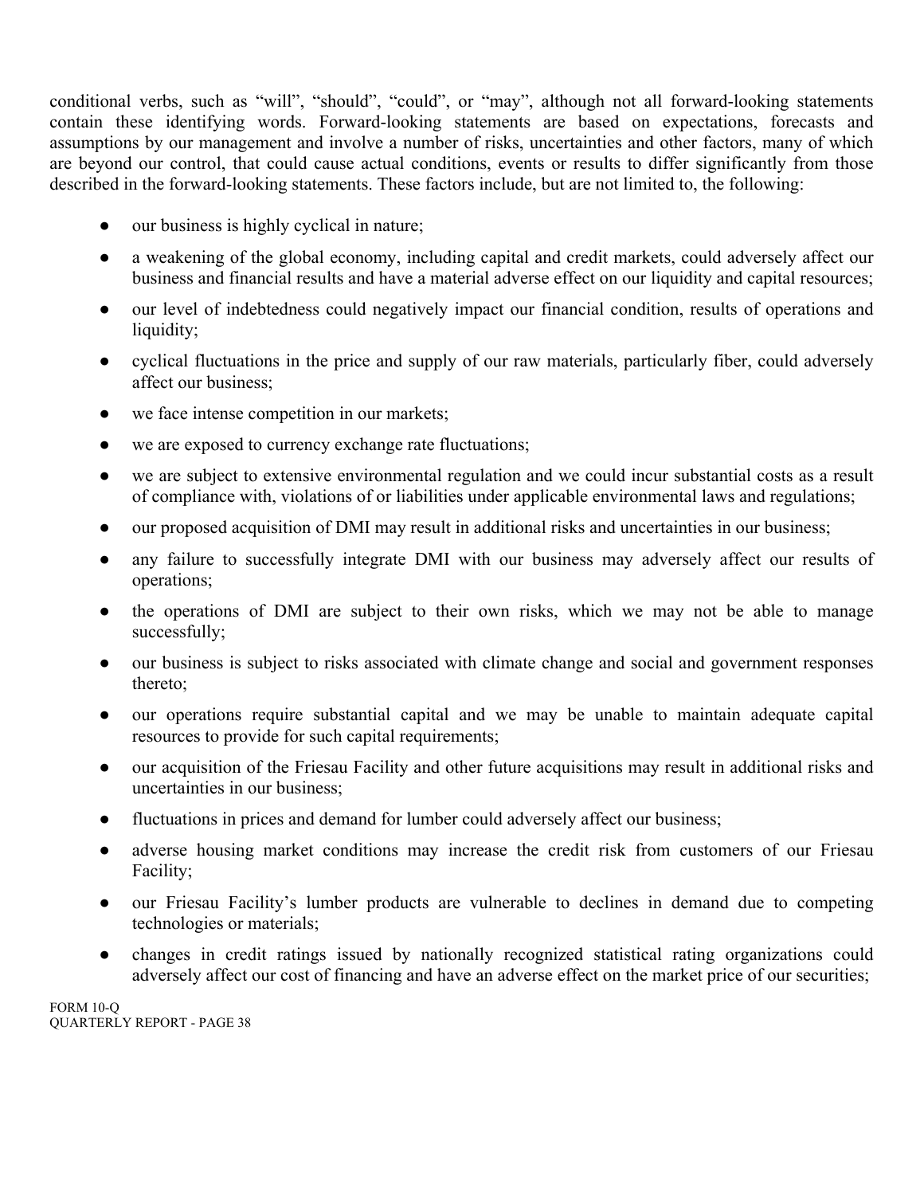conditional verbs, such as “will”, “should”, “could”, or “may”, although not all forward-looking statements contain these identifying words. Forward-looking statements are based on expectations, forecasts and assumptions by our management and involve a number of risks, uncertainties and other factors, many of which are beyond our control, that could cause actual conditions, events or results to differ significantly from those described in the forward-looking statements. These factors include, but are not limited to, the following:

- our business is highly cyclical in nature;
- a weakening of the global economy, including capital and credit markets, could adversely affect our business and financial results and have a material adverse effect on our liquidity and capital resources;
- our level of indebtedness could negatively impact our financial condition, results of operations and liquidity;
- cyclical fluctuations in the price and supply of our raw materials, particularly fiber, could adversely affect our business;
- we face intense competition in our markets;
- we are exposed to currency exchange rate fluctuations;
- we are subject to extensive environmental regulation and we could incur substantial costs as a result of compliance with, violations of or liabilities under applicable environmental laws and regulations;
- our proposed acquisition of DMI may result in additional risks and uncertainties in our business;
- any failure to successfully integrate DMI with our business may adversely affect our results of operations;
- the operations of DMI are subject to their own risks, which we may not be able to manage successfully;
- our business is subject to risks associated with climate change and social and government responses thereto;
- our operations require substantial capital and we may be unable to maintain adequate capital resources to provide for such capital requirements;
- our acquisition of the Friesau Facility and other future acquisitions may result in additional risks and uncertainties in our business;
- fluctuations in prices and demand for lumber could adversely affect our business;
- adverse housing market conditions may increase the credit risk from customers of our Friesau Facility;
- our Friesau Facility’s lumber products are vulnerable to declines in demand due to competing technologies or materials;
- changes in credit ratings issued by nationally recognized statistical rating organizations could adversely affect our cost of financing and have an adverse effect on the market price of our securities;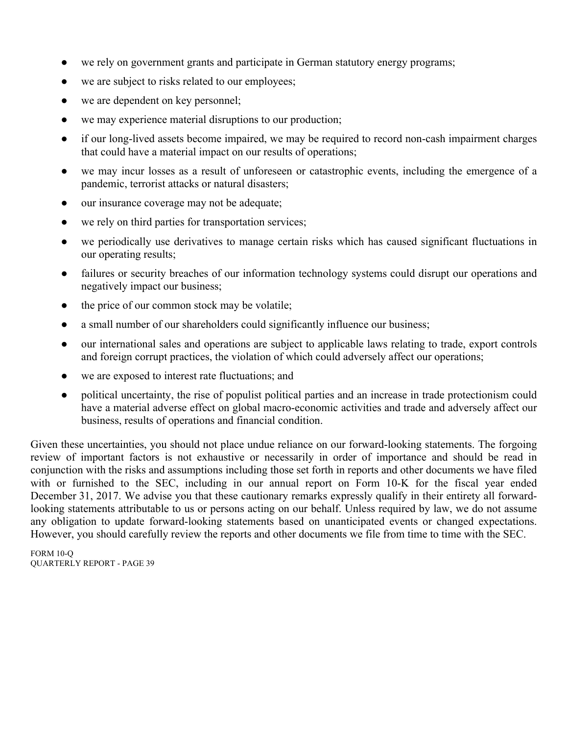- we rely on government grants and participate in German statutory energy programs;
- we are subject to risks related to our employees;
- we are dependent on key personnel;
- we may experience material disruptions to our production;
- if our long-lived assets become impaired, we may be required to record non-cash impairment charges that could have a material impact on our results of operations;
- we may incur losses as a result of unforeseen or catastrophic events, including the emergence of a pandemic, terrorist attacks or natural disasters;
- our insurance coverage may not be adequate;
- we rely on third parties for transportation services;
- we periodically use derivatives to manage certain risks which has caused significant fluctuations in our operating results;
- failures or security breaches of our information technology systems could disrupt our operations and negatively impact our business;
- the price of our common stock may be volatile;
- a small number of our shareholders could significantly influence our business;
- our international sales and operations are subject to applicable laws relating to trade, export controls and foreign corrupt practices, the violation of which could adversely affect our operations;
- we are exposed to interest rate fluctuations; and
- political uncertainty, the rise of populist political parties and an increase in trade protectionism could have a material adverse effect on global macro-economic activities and trade and adversely affect our business, results of operations and financial condition.

Given these uncertainties, you should not place undue reliance on our forward-looking statements. The forgoing review of important factors is not exhaustive or necessarily in order of importance and should be read in conjunction with the risks and assumptions including those set forth in reports and other documents we have filed with or furnished to the SEC, including in our annual report on Form 10-K for the fiscal year ended December 31, 2017. We advise you that these cautionary remarks expressly qualify in their entirety all forward-looking statements attributable to us or persons acting on our behalf. Unless required by law, we do not assume any obligation to update forward-looking statements based on unanticipated events or changed expectations. However, you should carefully review the reports and other documents we file from time to time with the SEC.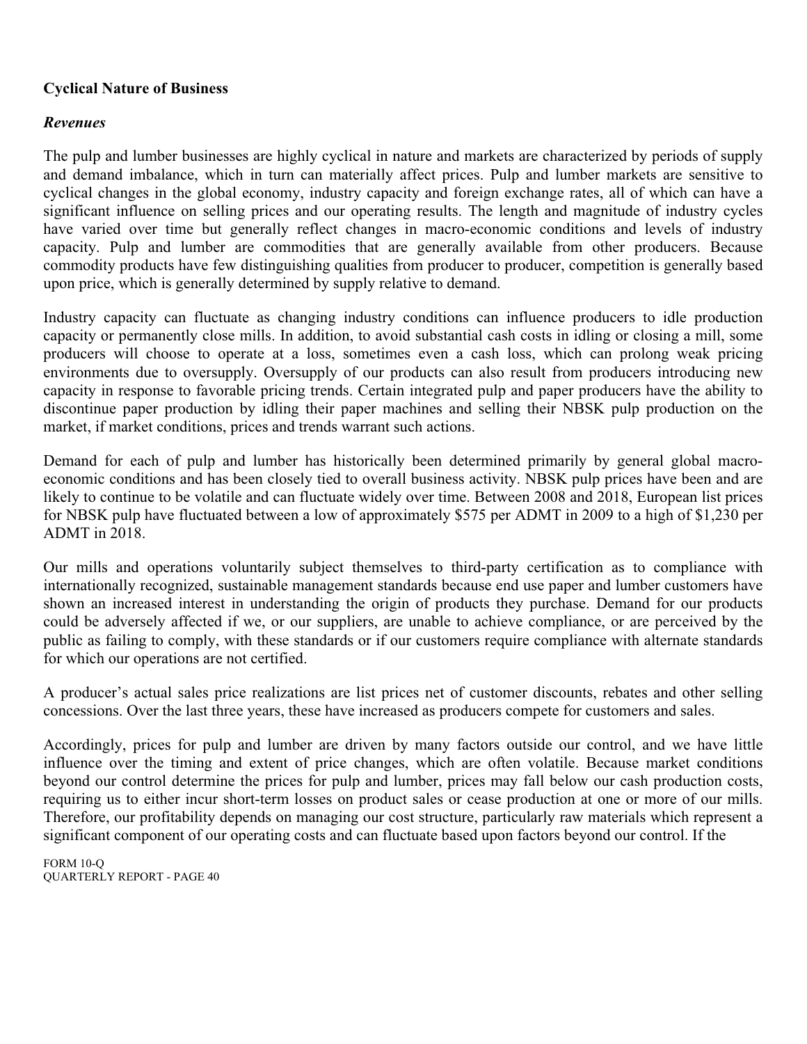### Cyclical Nature of Business

#### *Revenues*

The pulp and lumber businesses are highly cyclical in nature and markets are characterized by periods of supply and demand imbalance, which in turn can materially affect prices. Pulp and lumber markets are sensitive to cyclical changes in the global economy, industry capacity and foreign exchange rates, all of which can have a significant influence on selling prices and our operating results. The length and magnitude of industry cycles have varied over time but generally reflect changes in macro-economic conditions and levels of industry capacity. Pulp and lumber are commodities that are generally available from other producers. Because commodity products have few distinguishing qualities from producer to producer, competition is generally based upon price, which is generally determined by supply relative to demand.

Industry capacity can fluctuate as changing industry conditions can influence producers to idle production capacity or permanently close mills. In addition, to avoid substantial cash costs in idling or closing a mill, some producers will choose to operate at a loss, sometimes even a cash loss, which can prolong weak pricing environments due to oversupply. Oversupply of our products can also result from producers introducing new capacity in response to favorable pricing trends. Certain integrated pulp and paper producers have the ability to discontinue paper production by idling their paper machines and selling their NBSK pulp production on the market, if market conditions, prices and trends warrant such actions.

Demand for each of pulp and lumber has historically been determined primarily by general global macro-economic conditions and has been closely tied to overall business activity. NBSK pulp prices have been and are likely to continue to be volatile and can fluctuate widely over time. Between 2008 and 2018, European list prices for NBSK pulp have fluctuated between a low of approximately $575 per ADMT in 2009 to a high of $1,230 per ADMT in 2018.

Our mills and operations voluntarily subject themselves to third-party certification as to compliance with internationally recognized, sustainable management standards because end use paper and lumber customers have shown an increased interest in understanding the origin of products they purchase. Demand for our products could be adversely affected if we, or our suppliers, are unable to achieve compliance, or are perceived by the public as failing to comply, with these standards or if our customers require compliance with alternate standards for which our operations are not certified.

A producer's actual sales price realizations are list prices net of customer discounts, rebates and other selling concessions. Over the last three years, these have increased as producers compete for customers and sales.

Accordingly, prices for pulp and lumber are driven by many factors outside our control, and we have little influence over the timing and extent of price changes, which are often volatile. Because market conditions beyond our control determine the prices for pulp and lumber, prices may fall below our cash production costs, requiring us to either incur short-term losses on product sales or cease production at one or more of our mills. Therefore, our profitability depends on managing our cost structure, particularly raw materials which represent a significant component of our operating costs and can fluctuate based upon factors beyond our control. If the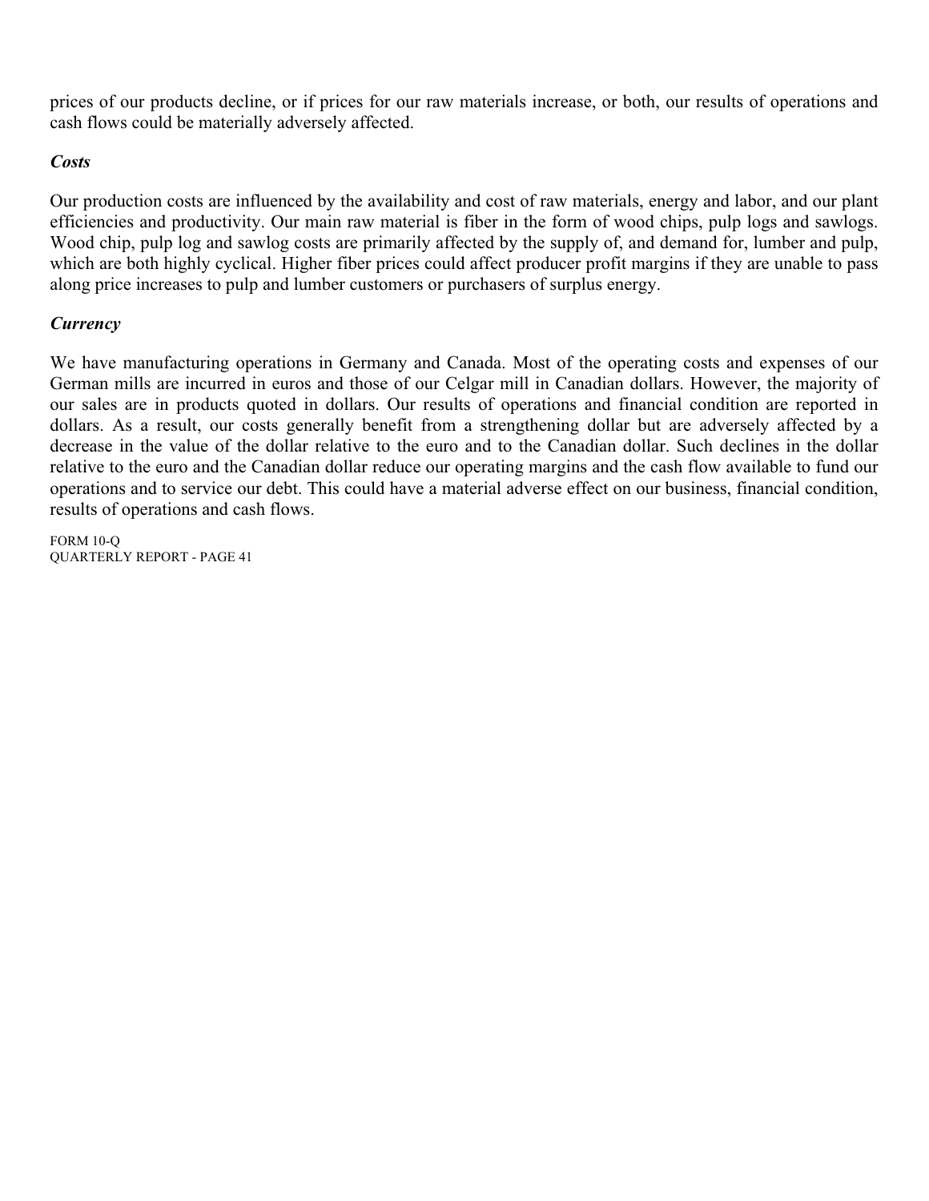prices of our products decline, or if prices for our raw materials increase, or both, our results of operations and cash flows could be materially adversely affected.

***Costs***

Our production costs are influenced by the availability and cost of raw materials, energy and labor, and our plant efficiencies and productivity. Our main raw material is fiber in the form of wood chips, pulp logs and sawlogs. Wood chip, pulp log and sawlog costs are primarily affected by the supply of, and demand for, lumber and pulp, which are both highly cyclical. Higher fiber prices could affect producer profit margins if they are unable to pass along price increases to pulp and lumber customers or purchasers of surplus energy.

***Currency***

We have manufacturing operations in Germany and Canada. Most of the operating costs and expenses of our German mills are incurred in euros and those of our Celgar mill in Canadian dollars. However, the majority of our sales are in products quoted in dollars. Our results of operations and financial condition are reported in dollars. As a result, our costs generally benefit from a strengthening dollar but are adversely affected by a decrease in the value of the dollar relative to the euro and to the Canadian dollar. Such declines in the dollar relative to the euro and the Canadian dollar reduce our operating margins and the cash flow available to fund our operations and to service our debt. This could have a material adverse effect on our business, financial condition, results of operations and cash flows.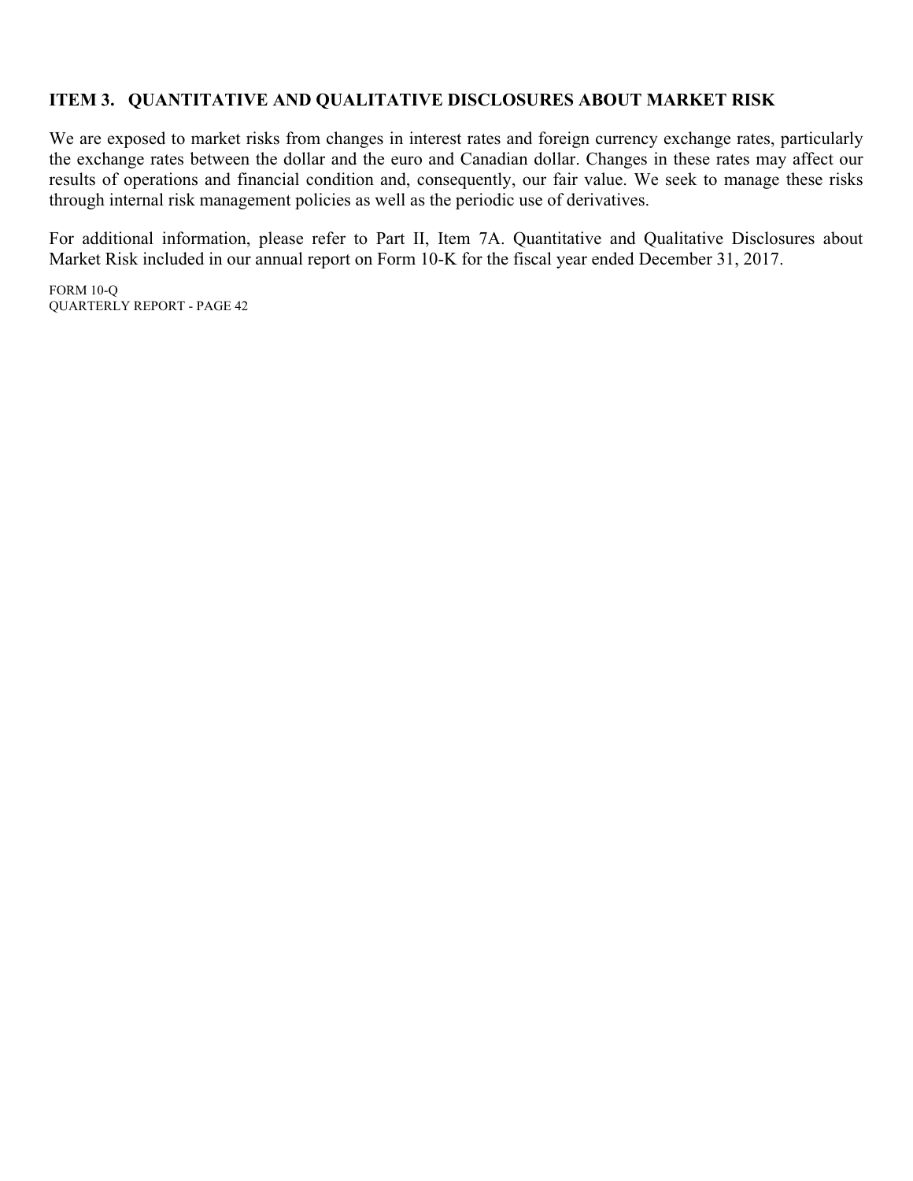## ITEM 3. QUANTITATIVE AND QUALITATIVE DISCLOSURES ABOUT MARKET RISK

We are exposed to market risks from changes in interest rates and foreign currency exchange rates, particularly the exchange rates between the dollar and the euro and Canadian dollar. Changes in these rates may affect our results of operations and financial condition and, consequently, our fair value. We seek to manage these risks through internal risk management policies as well as the periodic use of derivatives.

For additional information, please refer to Part II, Item 7A. Quantitative and Qualitative Disclosures about Market Risk included in our annual report on Form 10-K for the fiscal year ended December 31, 2017.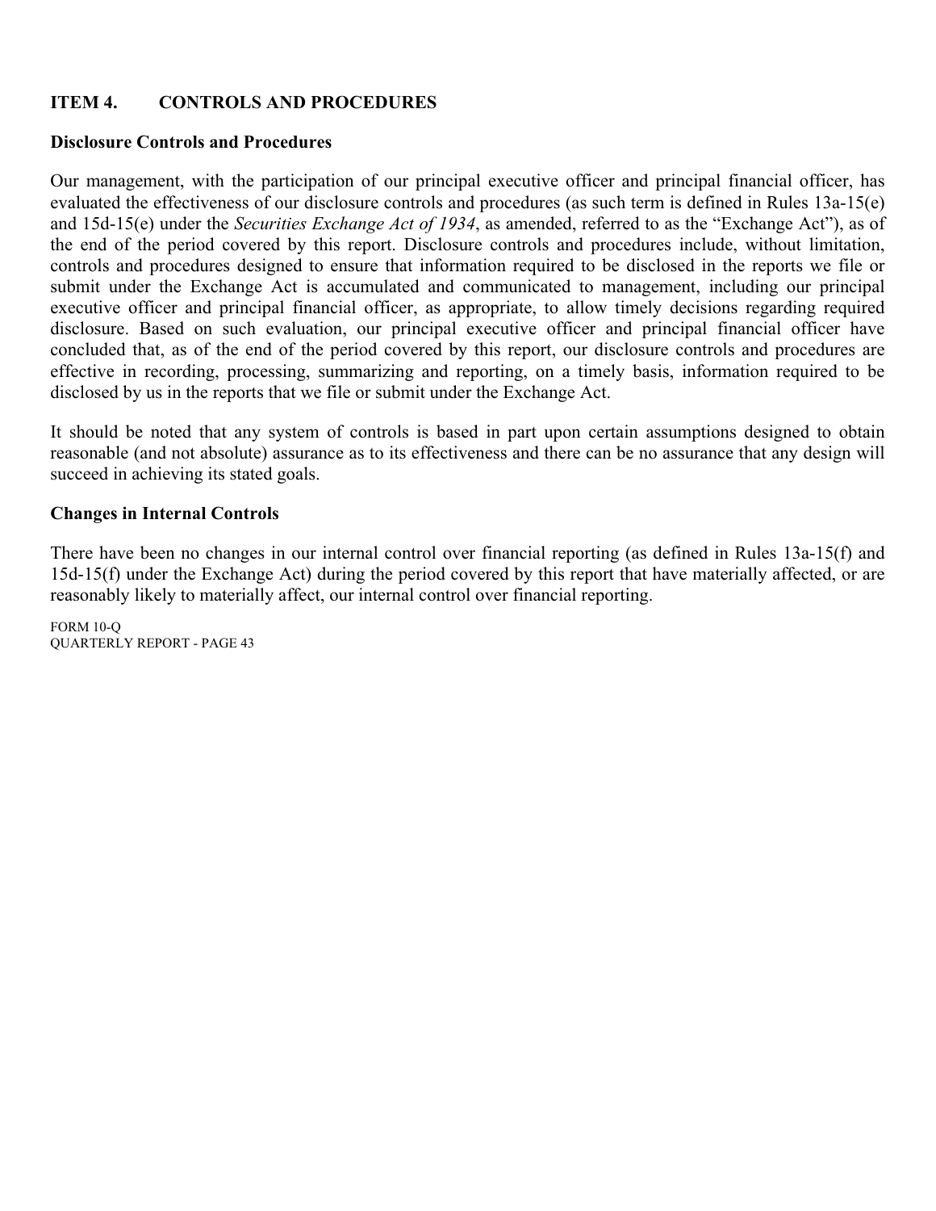## ITEM 4. CONTROLS AND PROCEDURES

### Disclosure Controls and Procedures

Our management, with the participation of our principal executive officer and principal financial officer, has evaluated the effectiveness of our disclosure controls and procedures (as such term is defined in Rules 13a-15(e) and 15d-15(e) under the *Securities Exchange Act of 1934*, as amended, referred to as the "Exchange Act"), as of the end of the period covered by this report. Disclosure controls and procedures include, without limitation, controls and procedures designed to ensure that information required to be disclosed in the reports we file or submit under the Exchange Act is accumulated and communicated to management, including our principal executive officer and principal financial officer, as appropriate, to allow timely decisions regarding required disclosure. Based on such evaluation, our principal executive officer and principal financial officer have concluded that, as of the end of the period covered by this report, our disclosure controls and procedures are effective in recording, processing, summarizing and reporting, on a timely basis, information required to be disclosed by us in the reports that we file or submit under the Exchange Act.

It should be noted that any system of controls is based in part upon certain assumptions designed to obtain reasonable (and not absolute) assurance as to its effectiveness and there can be no assurance that any design will succeed in achieving its stated goals.

### Changes in Internal Controls

There have been no changes in our internal control over financial reporting (as defined in Rules 13a-15(f) and 15d-15(f) under the Exchange Act) during the period covered by this report that have materially affected, or are reasonably likely to materially affect, our internal control over financial reporting.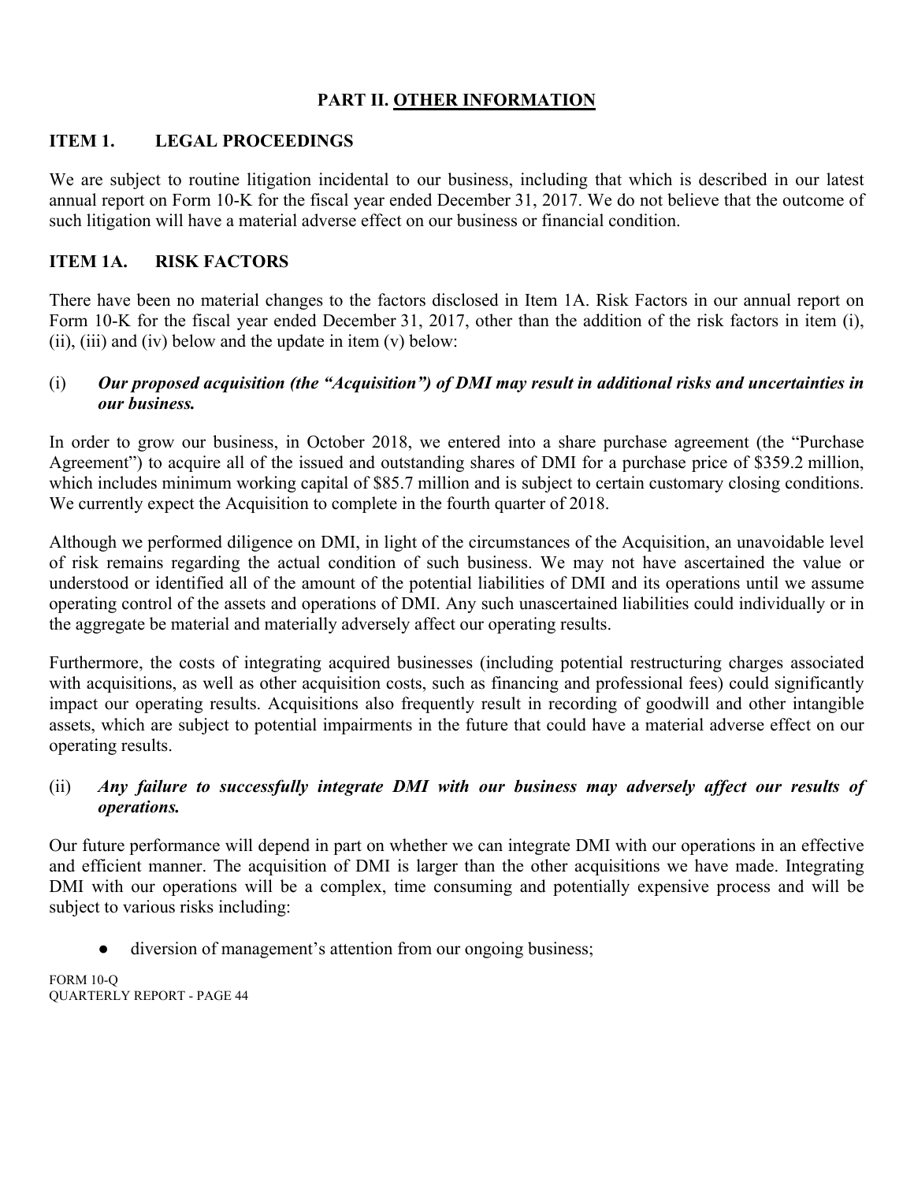# PART II. OTHER INFORMATION

## ITEM 1. LEGAL PROCEEDINGS

We are subject to routine litigation incidental to our business, including that which is described in our latest annual report on Form 10-K for the fiscal year ended December 31, 2017. We do not believe that the outcome of such litigation will have a material adverse effect on our business or financial condition.

## ITEM 1A. RISK FACTORS

There have been no material changes to the factors disclosed in Item 1A. Risk Factors in our annual report on Form 10-K for the fiscal year ended December 31, 2017, other than the addition of the risk factors in item (i), (ii), (iii) and (iv) below and the update in item (v) below:

(i) ***Our proposed acquisition (the "Acquisition") of DMI may result in additional risks and uncertainties in our business.***

In order to grow our business, in October 2018, we entered into a share purchase agreement (the "Purchase Agreement") to acquire all of the issued and outstanding shares of DMI for a purchase price of $359.2 million, which includes minimum working capital of $85.7 million and is subject to certain customary closing conditions. We currently expect the Acquisition to complete in the fourth quarter of 2018.

Although we performed diligence on DMI, in light of the circumstances of the Acquisition, an unavoidable level of risk remains regarding the actual condition of such business. We may not have ascertained the value or understood or identified all of the amount of the potential liabilities of DMI and its operations until we assume operating control of the assets and operations of DMI. Any such unascertained liabilities could individually or in the aggregate be material and materially adversely affect our operating results.

Furthermore, the costs of integrating acquired businesses (including potential restructuring charges associated with acquisitions, as well as other acquisition costs, such as financing and professional fees) could significantly impact our operating results. Acquisitions also frequently result in recording of goodwill and other intangible assets, which are subject to potential impairments in the future that could have a material adverse effect on our operating results.

(ii) ***Any failure to successfully integrate DMI with our business may adversely affect our results of operations.***

Our future performance will depend in part on whether we can integrate DMI with our operations in an effective and efficient manner. The acquisition of DMI is larger than the other acquisitions we have made. Integrating DMI with our operations will be a complex, time consuming and potentially expensive process and will be subject to various risks including:

- diversion of management's attention from our ongoing business;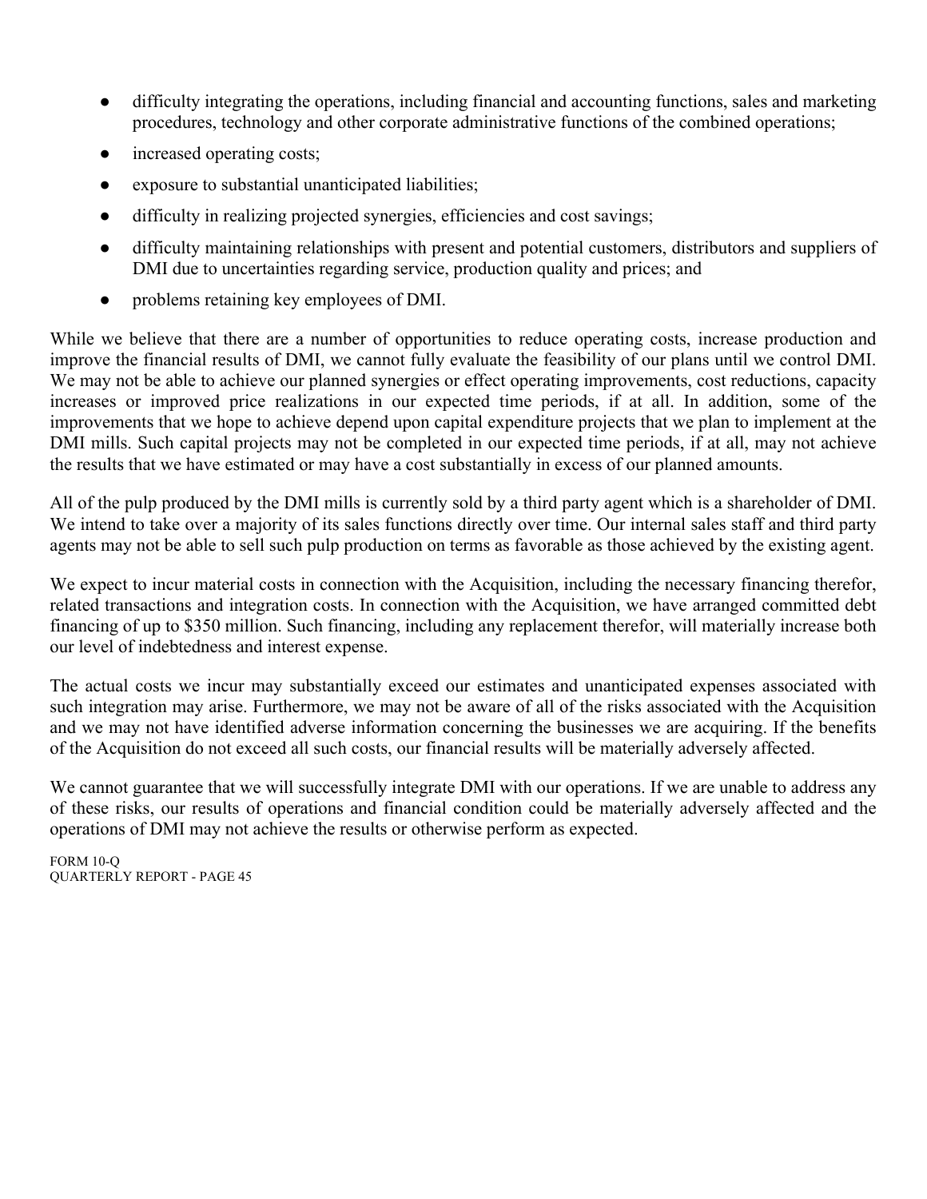- difficulty integrating the operations, including financial and accounting functions, sales and marketing procedures, technology and other corporate administrative functions of the combined operations;
- increased operating costs;
- exposure to substantial unanticipated liabilities;
- difficulty in realizing projected synergies, efficiencies and cost savings;
- difficulty maintaining relationships with present and potential customers, distributors and suppliers of DMI due to uncertainties regarding service, production quality and prices; and
- problems retaining key employees of DMI.

While we believe that there are a number of opportunities to reduce operating costs, increase production and improve the financial results of DMI, we cannot fully evaluate the feasibility of our plans until we control DMI. We may not be able to achieve our planned synergies or effect operating improvements, cost reductions, capacity increases or improved price realizations in our expected time periods, if at all. In addition, some of the improvements that we hope to achieve depend upon capital expenditure projects that we plan to implement at the DMI mills. Such capital projects may not be completed in our expected time periods, if at all, may not achieve the results that we have estimated or may have a cost substantially in excess of our planned amounts.

All of the pulp produced by the DMI mills is currently sold by a third party agent which is a shareholder of DMI. We intend to take over a majority of its sales functions directly over time. Our internal sales staff and third party agents may not be able to sell such pulp production on terms as favorable as those achieved by the existing agent.

We expect to incur material costs in connection with the Acquisition, including the necessary financing therefor, related transactions and integration costs. In connection with the Acquisition, we have arranged committed debt financing of up to $350 million. Such financing, including any replacement therefor, will materially increase both our level of indebtedness and interest expense.

The actual costs we incur may substantially exceed our estimates and unanticipated expenses associated with such integration may arise. Furthermore, we may not be aware of all of the risks associated with the Acquisition and we may not have identified adverse information concerning the businesses we are acquiring. If the benefits of the Acquisition do not exceed all such costs, our financial results will be materially adversely affected.

We cannot guarantee that we will successfully integrate DMI with our operations. If we are unable to address any of these risks, our results of operations and financial condition could be materially adversely affected and the operations of DMI may not achieve the results or otherwise perform as expected.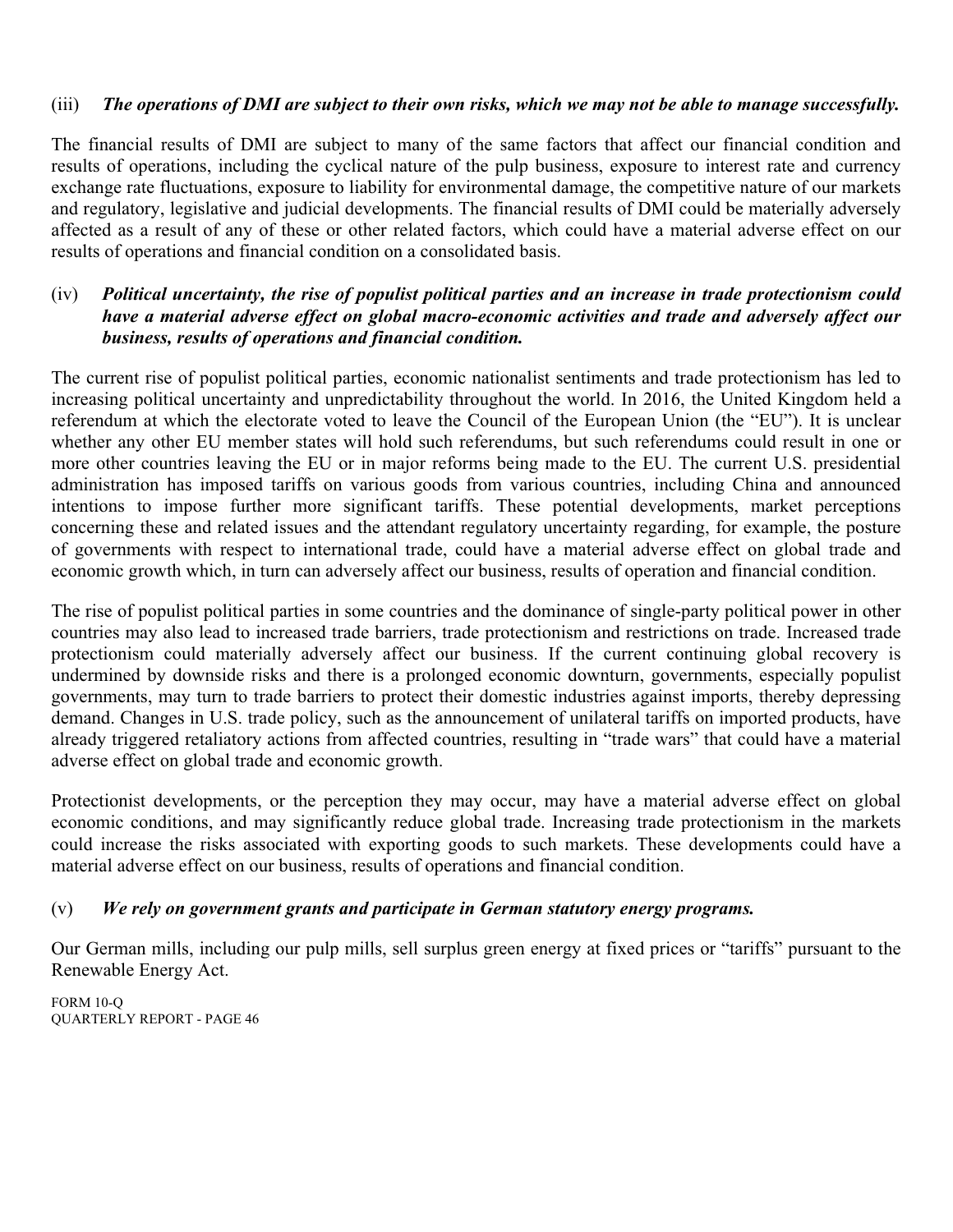(iii) ***The operations of DMI are subject to their own risks, which we may not be able to manage successfully.***

The financial results of DMI are subject to many of the same factors that affect our financial condition and results of operations, including the cyclical nature of the pulp business, exposure to interest rate and currency exchange rate fluctuations, exposure to liability for environmental damage, the competitive nature of our markets and regulatory, legislative and judicial developments. The financial results of DMI could be materially adversely affected as a result of any of these or other related factors, which could have a material adverse effect on our results of operations and financial condition on a consolidated basis.

(iv) ***Political uncertainty, the rise of populist political parties and an increase in trade protectionism could have a material adverse effect on global macro-economic activities and trade and adversely affect our business, results of operations and financial condition.***

The current rise of populist political parties, economic nationalist sentiments and trade protectionism has led to increasing political uncertainty and unpredictability throughout the world. In 2016, the United Kingdom held a referendum at which the electorate voted to leave the Council of the European Union (the "EU"). It is unclear whether any other EU member states will hold such referendums, but such referendums could result in one or more other countries leaving the EU or in major reforms being made to the EU. The current U.S. presidential administration has imposed tariffs on various goods from various countries, including China and announced intentions to impose further more significant tariffs. These potential developments, market perceptions concerning these and related issues and the attendant regulatory uncertainty regarding, for example, the posture of governments with respect to international trade, could have a material adverse effect on global trade and economic growth which, in turn can adversely affect our business, results of operation and financial condition.

The rise of populist political parties in some countries and the dominance of single-party political power in other countries may also lead to increased trade barriers, trade protectionism and restrictions on trade. Increased trade protectionism could materially adversely affect our business. If the current continuing global recovery is undermined by downside risks and there is a prolonged economic downturn, governments, especially populist governments, may turn to trade barriers to protect their domestic industries against imports, thereby depressing demand. Changes in U.S. trade policy, such as the announcement of unilateral tariffs on imported products, have already triggered retaliatory actions from affected countries, resulting in "trade wars" that could have a material adverse effect on global trade and economic growth.

Protectionist developments, or the perception they may occur, may have a material adverse effect on global economic conditions, and may significantly reduce global trade. Increasing trade protectionism in the markets could increase the risks associated with exporting goods to such markets. These developments could have a material adverse effect on our business, results of operations and financial condition.

(v) ***We rely on government grants and participate in German statutory energy programs.***

Our German mills, including our pulp mills, sell surplus green energy at fixed prices or "tariffs" pursuant to the Renewable Energy Act.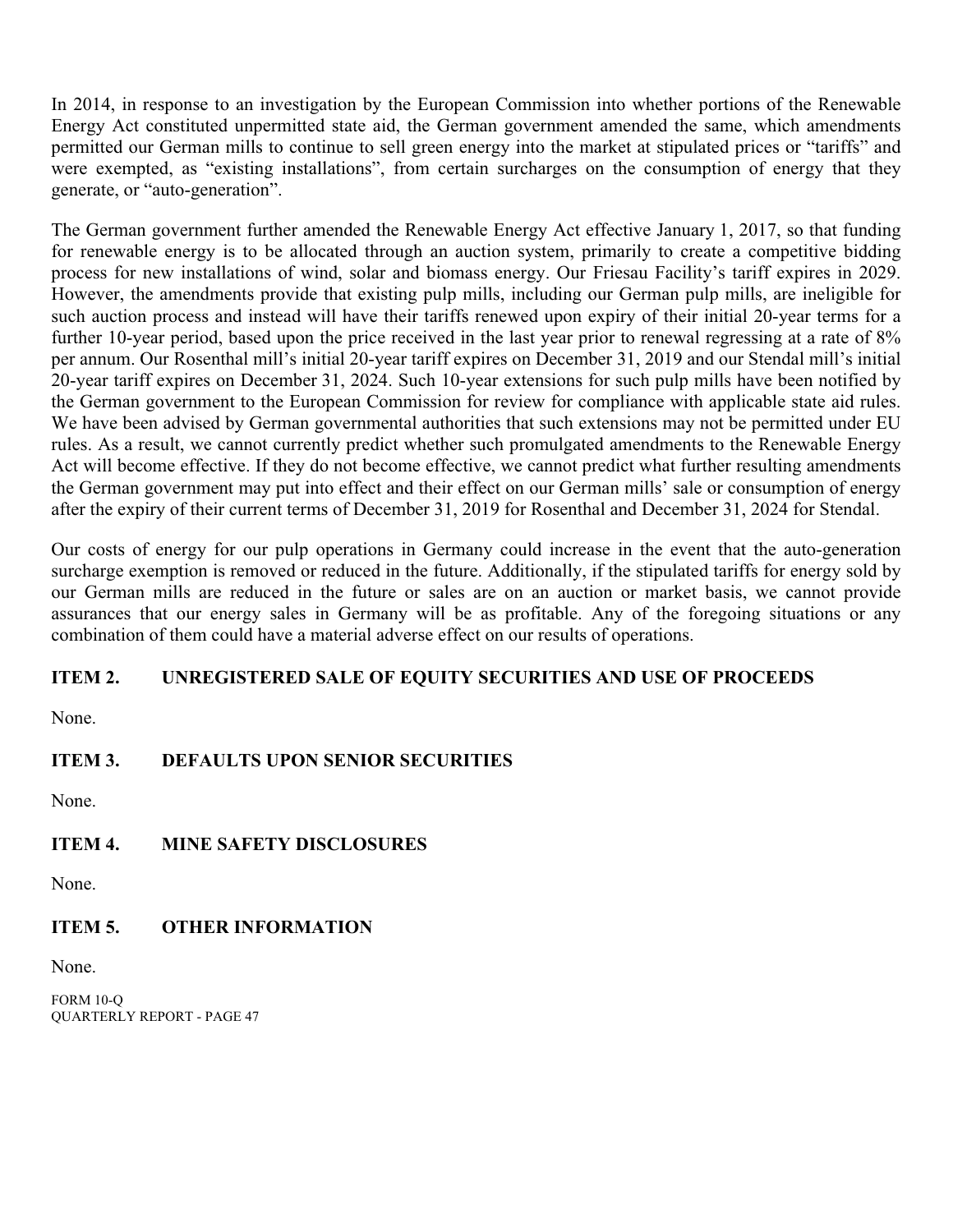In 2014, in response to an investigation by the European Commission into whether portions of the Renewable Energy Act constituted unpermitted state aid, the German government amended the same, which amendments permitted our German mills to continue to sell green energy into the market at stipulated prices or "tariffs" and were exempted, as "existing installations", from certain surcharges on the consumption of energy that they generate, or "auto-generation".

The German government further amended the Renewable Energy Act effective January 1, 2017, so that funding for renewable energy is to be allocated through an auction system, primarily to create a competitive bidding process for new installations of wind, solar and biomass energy. Our Friesau Facility's tariff expires in 2029. However, the amendments provide that existing pulp mills, including our German pulp mills, are ineligible for such auction process and instead will have their tariffs renewed upon expiry of their initial 20-year terms for a further 10-year period, based upon the price received in the last year prior to renewal regressing at a rate of 8% per annum. Our Rosenthal mill's initial 20-year tariff expires on December 31, 2019 and our Stendal mill's initial 20-year tariff expires on December 31, 2024. Such 10-year extensions for such pulp mills have been notified by the German government to the European Commission for review for compliance with applicable state aid rules. We have been advised by German governmental authorities that such extensions may not be permitted under EU rules. As a result, we cannot currently predict whether such promulgated amendments to the Renewable Energy Act will become effective. If they do not become effective, we cannot predict what further resulting amendments the German government may put into effect and their effect on our German mills' sale or consumption of energy after the expiry of their current terms of December 31, 2019 for Rosenthal and December 31, 2024 for Stendal.

Our costs of energy for our pulp operations in Germany could increase in the event that the auto-generation surcharge exemption is removed or reduced in the future. Additionally, if the stipulated tariffs for energy sold by our German mills are reduced in the future or sales are on an auction or market basis, we cannot provide assurances that our energy sales in Germany will be as profitable. Any of the foregoing situations or any combination of them could have a material adverse effect on our results of operations.

## ITEM 2. UNREGISTERED SALE OF EQUITY SECURITIES AND USE OF PROCEEDS

None.

## ITEM 3. DEFAULTS UPON SENIOR SECURITIES

None.

## ITEM 4. MINE SAFETY DISCLOSURES

None.

## ITEM 5. OTHER INFORMATION

None.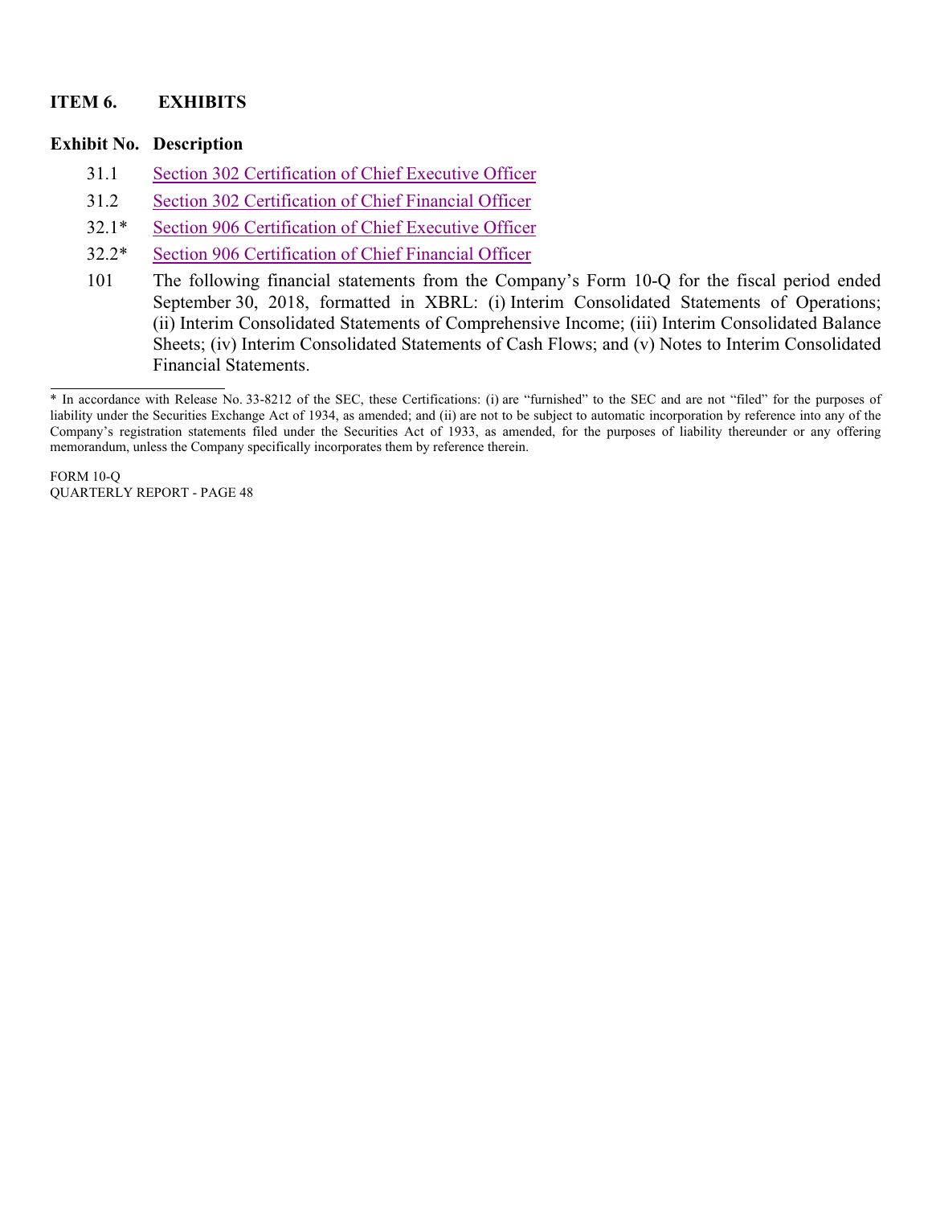## ITEM 6. EXHIBITS

| Exhibit No. | Description |
| --- | --- |
| 31.1 | Section 302 Certification of Chief Executive Officer |
| 31.2 | Section 302 Certification of Chief Financial Officer |
| 32.1* | Section 906 Certification of Chief Executive Officer |
| 32.2* | Section 906 Certification of Chief Financial Officer |
| 101 | The following financial statements from the Company's Form 10-Q for the fiscal period ended September 30, 2018, formatted in XBRL: (i) Interim Consolidated Statements of Operations; (ii) Interim Consolidated Statements of Comprehensive Income; (iii) Interim Consolidated Balance Sheets; (iv) Interim Consolidated Statements of Cash Flows; and (v) Notes to Interim Consolidated Financial Statements. |

---

* In accordance with Release No. 33-8212 of the SEC, these Certifications: (i) are "furnished" to the SEC and are not "filed" for the purposes of liability under the Securities Exchange Act of 1934, as amended; and (ii) are not to be subject to automatic incorporation by reference into any of the Company's registration statements filed under the Securities Act of 1933, as amended, for the purposes of liability thereunder or any offering memorandum, unless the Company specifically incorporates them by reference therein.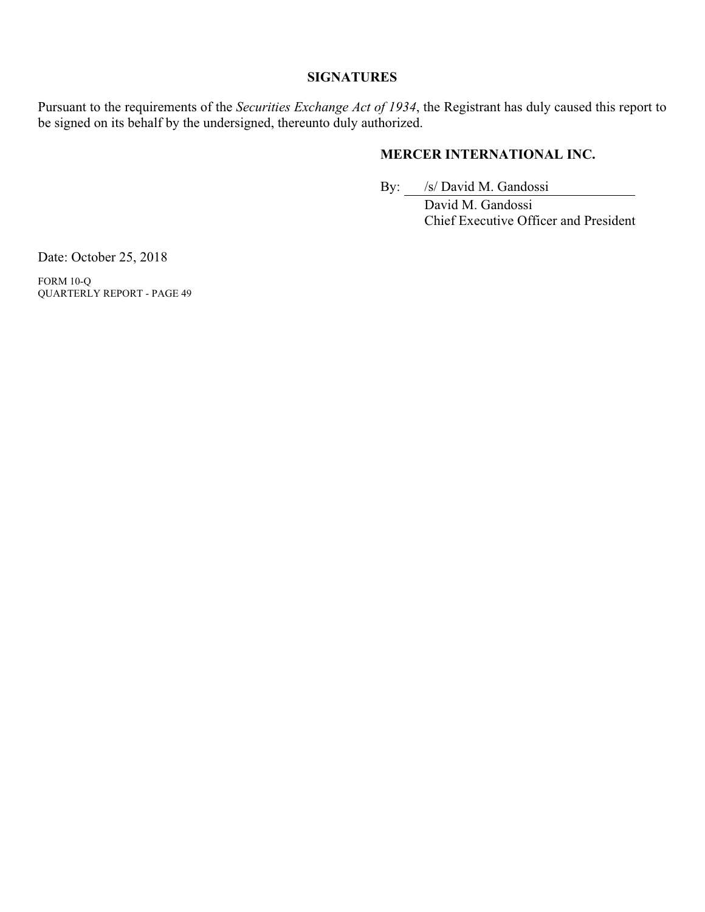## SIGNATURES

Pursuant to the requirements of the *Securities Exchange Act of 1934*, the Registrant has duly caused this report to be signed on its behalf by the undersigned, thereunto duly authorized.

**MERCER INTERNATIONAL INC.**

By: /s/ David M. Gandossi
David M. Gandossi
Chief Executive Officer and President

Date: October 25, 2018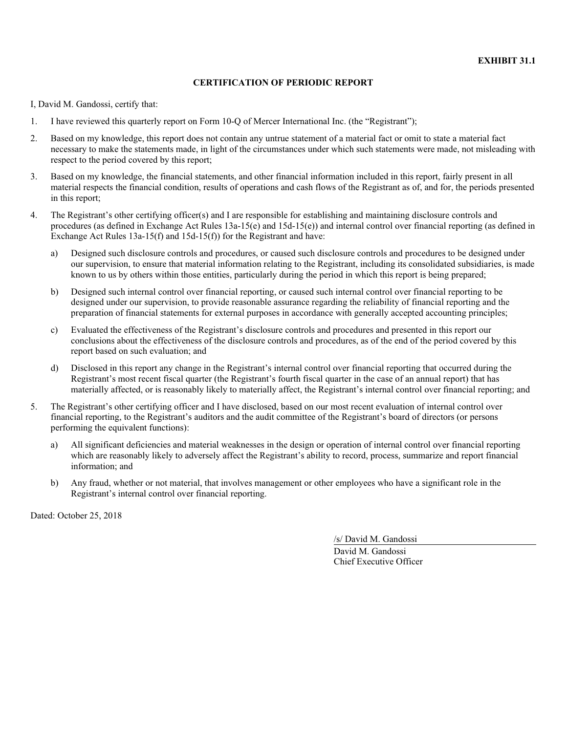**EXHIBIT 31.1**

## CERTIFICATION OF PERIODIC REPORT

I, David M. Gandossi, certify that:

1. I have reviewed this quarterly report on Form 10-Q of Mercer International Inc. (the "Registrant");
2. Based on my knowledge, this report does not contain any untrue statement of a material fact or omit to state a material fact necessary to make the statements made, in light of the circumstances under which such statements were made, not misleading with respect to the period covered by this report;
3. Based on my knowledge, the financial statements, and other financial information included in this report, fairly present in all material respects the financial condition, results of operations and cash flows of the Registrant as of, and for, the periods presented in this report;
4. The Registrant's other certifying officer(s) and I are responsible for establishing and maintaining disclosure controls and procedures (as defined in Exchange Act Rules 13a-15(e) and 15d-15(e)) and internal control over financial reporting (as defined in Exchange Act Rules 13a-15(f) and 15d-15(f)) for the Registrant and have:
   a) Designed such disclosure controls and procedures, or caused such disclosure controls and procedures to be designed under our supervision, to ensure that material information relating to the Registrant, including its consolidated subsidiaries, is made known to us by others within those entities, particularly during the period in which this report is being prepared;
   b) Designed such internal control over financial reporting, or caused such internal control over financial reporting to be designed under our supervision, to provide reasonable assurance regarding the reliability of financial reporting and the preparation of financial statements for external purposes in accordance with generally accepted accounting principles;
   c) Evaluated the effectiveness of the Registrant's disclosure controls and procedures and presented in this report our conclusions about the effectiveness of the disclosure controls and procedures, as of the end of the period covered by this report based on such evaluation; and
   d) Disclosed in this report any change in the Registrant's internal control over financial reporting that occurred during the Registrant's most recent fiscal quarter (the Registrant's fourth fiscal quarter in the case of an annual report) that has materially affected, or is reasonably likely to materially affect, the Registrant's internal control over financial reporting; and
5. The Registrant's other certifying officer and I have disclosed, based on our most recent evaluation of internal control over financial reporting, to the Registrant's auditors and the audit committee of the Registrant's board of directors (or persons performing the equivalent functions):
   a) All significant deficiencies and material weaknesses in the design or operation of internal control over financial reporting which are reasonably likely to adversely affect the Registrant's ability to record, process, summarize and report financial information; and
   b) Any fraud, whether or not material, that involves management or other employees who have a significant role in the Registrant's internal control over financial reporting.

Dated: October 25, 2018

/s/ David M. Gandossi
David M. Gandossi
Chief Executive Officer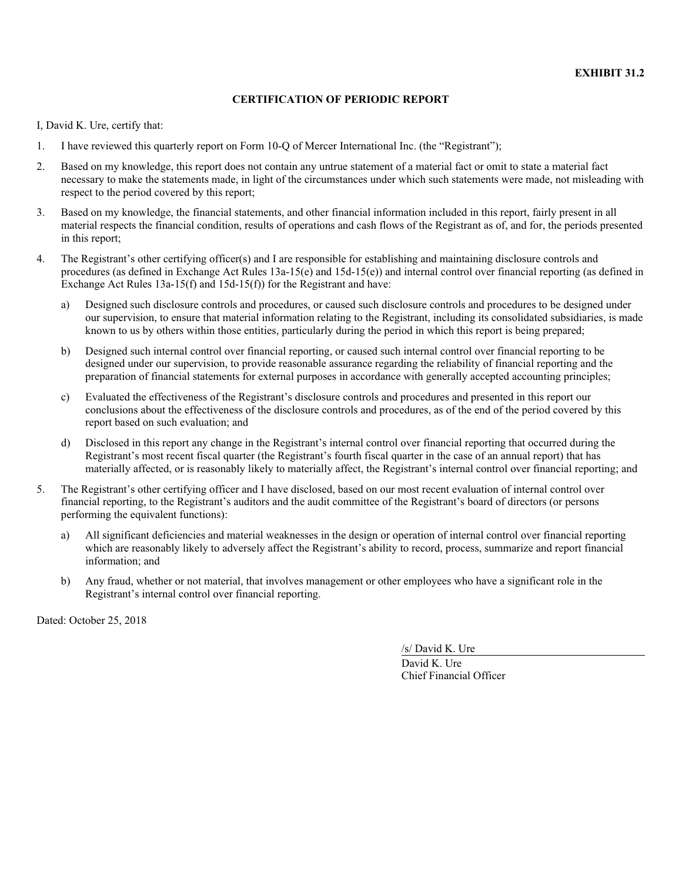**EXHIBIT 31.2**

**CERTIFICATION OF PERIODIC REPORT**

I, David K. Ure, certify that:

1. I have reviewed this quarterly report on Form 10-Q of Mercer International Inc. (the "Registrant");

2. Based on my knowledge, this report does not contain any untrue statement of a material fact or omit to state a material fact necessary to make the statements made, in light of the circumstances under which such statements were made, not misleading with respect to the period covered by this report;

3. Based on my knowledge, the financial statements, and other financial information included in this report, fairly present in all material respects the financial condition, results of operations and cash flows of the Registrant as of, and for, the periods presented in this report;

4. The Registrant's other certifying officer(s) and I are responsible for establishing and maintaining disclosure controls and procedures (as defined in Exchange Act Rules 13a-15(e) and 15d-15(e)) and internal control over financial reporting (as defined in Exchange Act Rules 13a-15(f) and 15d-15(f)) for the Registrant and have:

   a) Designed such disclosure controls and procedures, or caused such disclosure controls and procedures to be designed under our supervision, to ensure that material information relating to the Registrant, including its consolidated subsidiaries, is made known to us by others within those entities, particularly during the period in which this report is being prepared;

   b) Designed such internal control over financial reporting, or caused such internal control over financial reporting to be designed under our supervision, to provide reasonable assurance regarding the reliability of financial reporting and the preparation of financial statements for external purposes in accordance with generally accepted accounting principles;

   c) Evaluated the effectiveness of the Registrant's disclosure controls and procedures and presented in this report our conclusions about the effectiveness of the disclosure controls and procedures, as of the end of the period covered by this report based on such evaluation; and

   d) Disclosed in this report any change in the Registrant's internal control over financial reporting that occurred during the Registrant's most recent fiscal quarter (the Registrant's fourth fiscal quarter in the case of an annual report) that has materially affected, or is reasonably likely to materially affect, the Registrant's internal control over financial reporting; and

5. The Registrant's other certifying officer and I have disclosed, based on our most recent evaluation of internal control over financial reporting, to the Registrant's auditors and the audit committee of the Registrant's board of directors (or persons performing the equivalent functions):

   a) All significant deficiencies and material weaknesses in the design or operation of internal control over financial reporting which are reasonably likely to adversely affect the Registrant's ability to record, process, summarize and report financial information; and

   b) Any fraud, whether or not material, that involves management or other employees who have a significant role in the Registrant's internal control over financial reporting.

Dated: October 25, 2018

/s/ David K. Ure

David K. Ure
Chief Financial Officer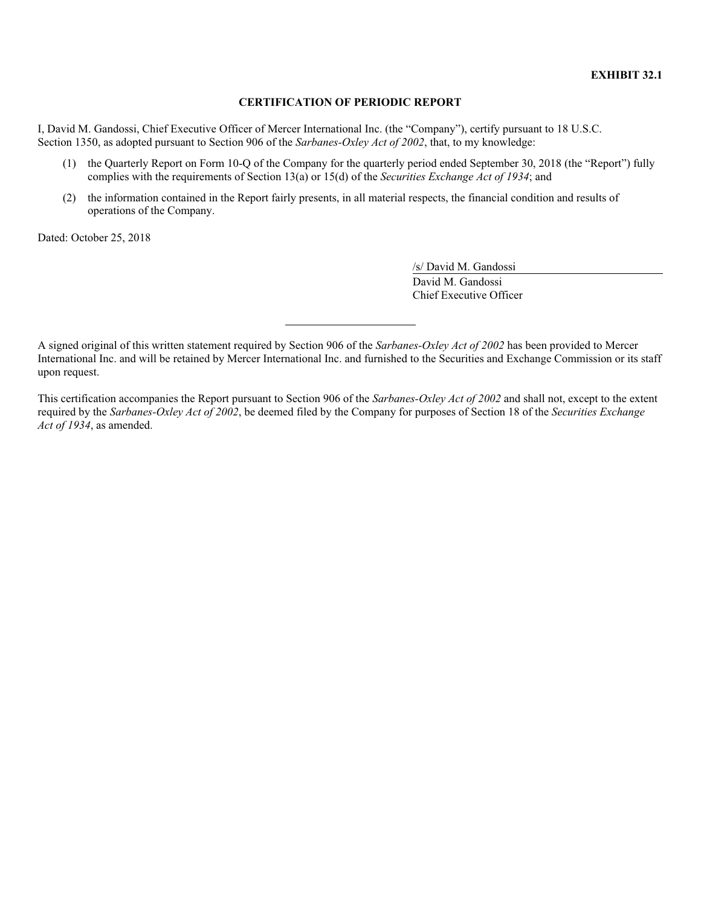**EXHIBIT 32.1**

**CERTIFICATION OF PERIODIC REPORT**

I, David M. Gandossi, Chief Executive Officer of Mercer International Inc. (the "Company"), certify pursuant to 18 U.S.C. Section 1350, as adopted pursuant to Section 906 of the *Sarbanes-Oxley Act of 2002*, that, to my knowledge:

(1) the Quarterly Report on Form 10-Q of the Company for the quarterly period ended September 30, 2018 (the "Report") fully complies with the requirements of Section 13(a) or 15(d) of the *Securities Exchange Act of 1934*; and

(2) the information contained in the Report fairly presents, in all material respects, the financial condition and results of operations of the Company.

Dated: October 25, 2018

/s/ David M. Gandossi
David M. Gandossi
Chief Executive Officer

---

A signed original of this written statement required by Section 906 of the *Sarbanes-Oxley Act of 2002* has been provided to Mercer International Inc. and will be retained by Mercer International Inc. and furnished to the Securities and Exchange Commission or its staff upon request.

This certification accompanies the Report pursuant to Section 906 of the *Sarbanes-Oxley Act of 2002* and shall not, except to the extent required by the *Sarbanes-Oxley Act of 2002*, be deemed filed by the Company for purposes of Section 18 of the *Securities Exchange Act of 1934*, as amended.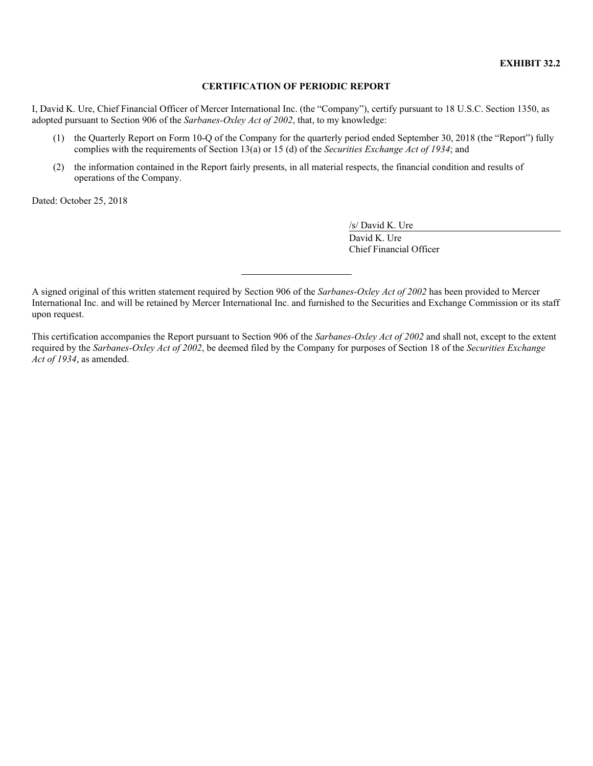**EXHIBIT 32.2**

**CERTIFICATION OF PERIODIC REPORT**

I, David K. Ure, Chief Financial Officer of Mercer International Inc. (the "Company"), certify pursuant to 18 U.S.C. Section 1350, as adopted pursuant to Section 906 of the *Sarbanes-Oxley Act of 2002*, that, to my knowledge:

(1) the Quarterly Report on Form 10-Q of the Company for the quarterly period ended September 30, 2018 (the "Report") fully complies with the requirements of Section 13(a) or 15 (d) of the *Securities Exchange Act of 1934*; and

(2) the information contained in the Report fairly presents, in all material respects, the financial condition and results of operations of the Company.

Dated: October 25, 2018

/s/ David K. Ure
David K. Ure
Chief Financial Officer

---

A signed original of this written statement required by Section 906 of the *Sarbanes-Oxley Act of 2002* has been provided to Mercer International Inc. and will be retained by Mercer International Inc. and furnished to the Securities and Exchange Commission or its staff upon request.

This certification accompanies the Report pursuant to Section 906 of the *Sarbanes-Oxley Act of 2002* and shall not, except to the extent required by the *Sarbanes-Oxley Act of 2002*, be deemed filed by the Company for purposes of Section 18 of the *Securities Exchange Act of 1934*, as amended.